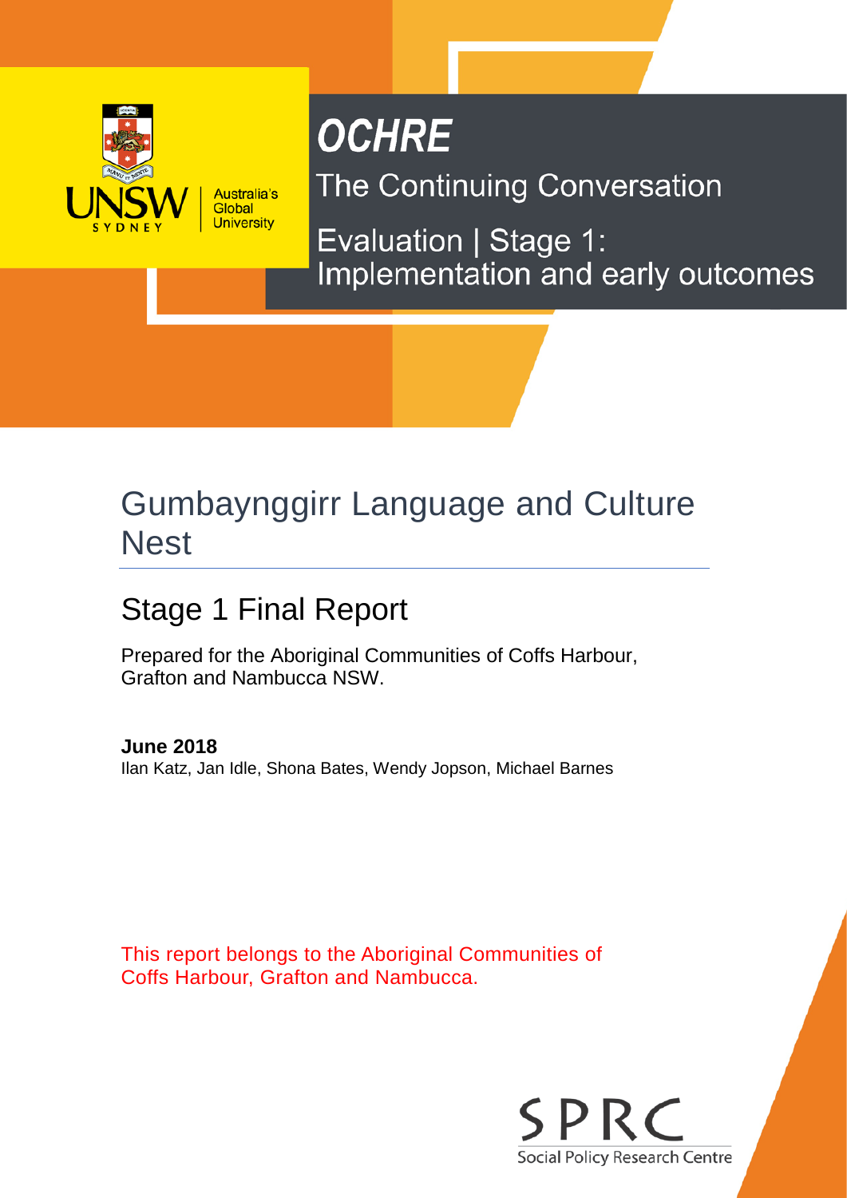UNSW SYDNEY | Australia's Global University

# OCHRE

The Continuing Conversation

Evaluation | Stage 1: Implementation and early outcomes

# Gumbaynggirr Language and Culture Nest

## Stage 1 Final Report

Prepared for the Aboriginal Communities of Coffs Harbour, Grafton and Nambucca NSW.

**June 2018**
Ilan Katz, Jan Idle, Shona Bates, Wendy Jopson, Michael Barnes

This report belongs to the Aboriginal Communities of Coffs Harbour, Grafton and Nambucca.

SPRC
Social Policy Research Centre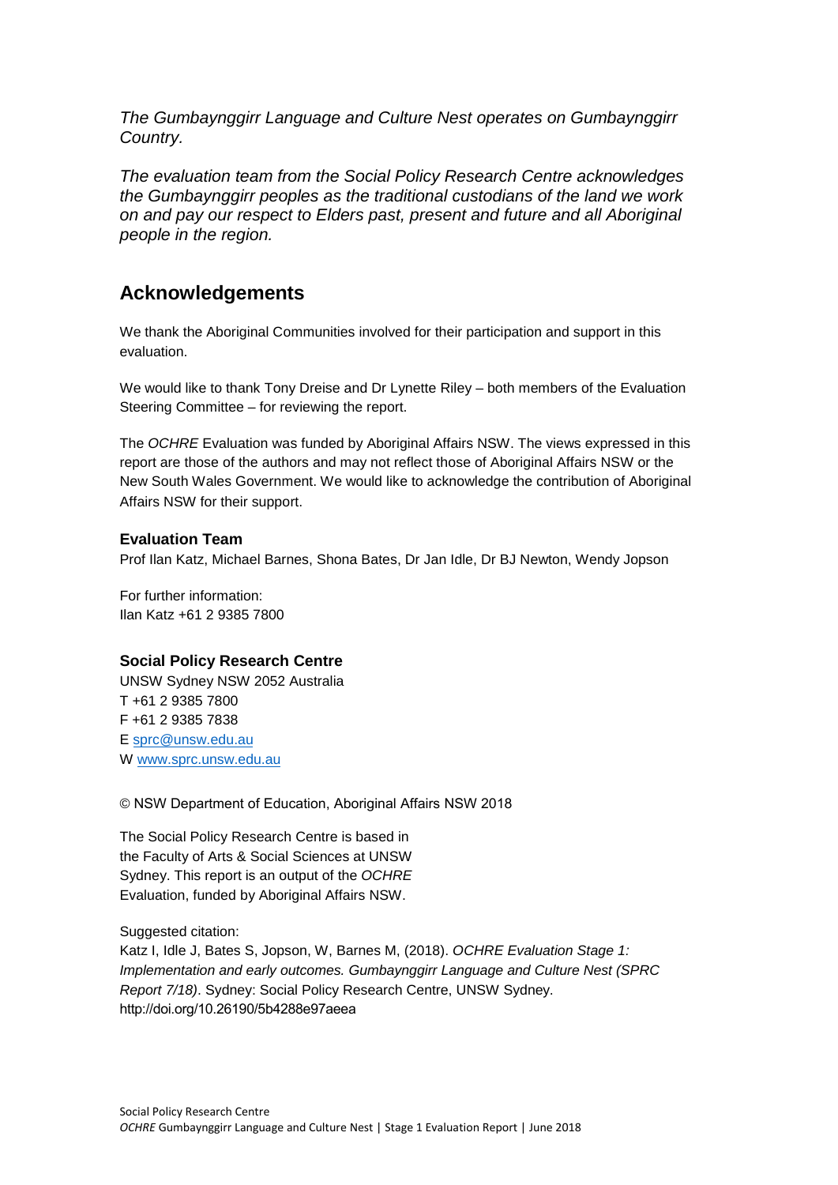*The Gumbaynggirr Language and Culture Nest operates on Gumbaynggirr Country.*

*The evaluation team from the Social Policy Research Centre acknowledges the Gumbaynggirr peoples as the traditional custodians of the land we work on and pay our respect to Elders past, present and future and all Aboriginal people in the region.*

## Acknowledgements

We thank the Aboriginal Communities involved for their participation and support in this evaluation.

We would like to thank Tony Dreise and Dr Lynette Riley – both members of the Evaluation Steering Committee – for reviewing the report.

The *OCHRE* Evaluation was funded by Aboriginal Affairs NSW. The views expressed in this report are those of the authors and may not reflect those of Aboriginal Affairs NSW or the New South Wales Government. We would like to acknowledge the contribution of Aboriginal Affairs NSW for their support.

### Evaluation Team

Prof Ilan Katz, Michael Barnes, Shona Bates, Dr Jan Idle, Dr BJ Newton, Wendy Jopson

For further information:
Ilan Katz +61 2 9385 7800

### Social Policy Research Centre

UNSW Sydney NSW 2052 Australia
T +61 2 9385 7800
F +61 2 9385 7838
E sprc@unsw.edu.au
W www.sprc.unsw.edu.au

© NSW Department of Education, Aboriginal Affairs NSW 2018

The Social Policy Research Centre is based in the Faculty of Arts & Social Sciences at UNSW Sydney. This report is an output of the *OCHRE* Evaluation, funded by Aboriginal Affairs NSW.

Suggested citation:
Katz I, Idle J, Bates S, Jopson, W, Barnes M, (2018). *OCHRE Evaluation Stage 1: Implementation and early outcomes. Gumbaynggirr Language and Culture Nest (SPRC Report 7/18)*. Sydney: Social Policy Research Centre, UNSW Sydney. http://doi.org/10.26190/5b4288e97aeea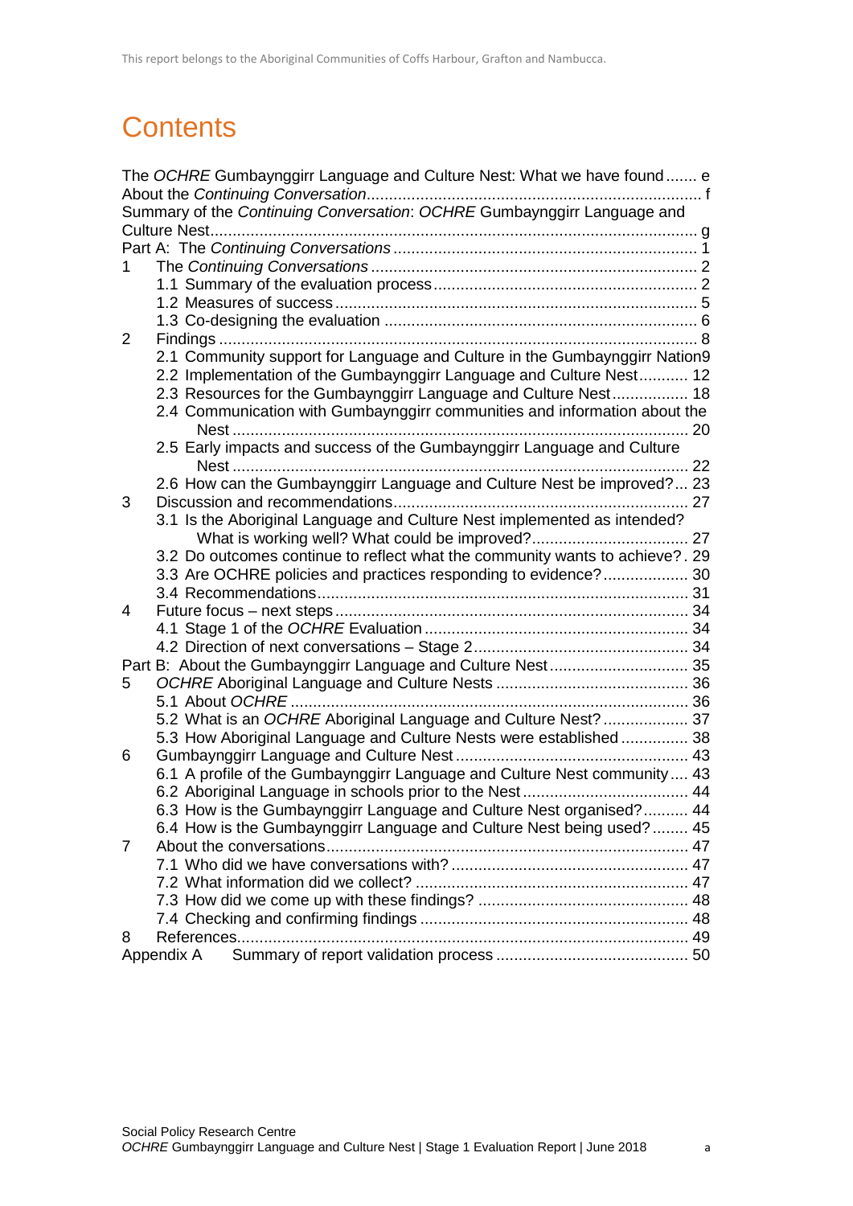# Contents

The *OCHRE* Gumbaynggirr Language and Culture Nest: What we have found ....... e
About the *Continuing Conversation* ....... f
Summary of the *Continuing Conversation*: *OCHRE* Gumbaynggirr Language and Culture Nest ....... g
Part A: The *Continuing Conversations* ....... 1
1 The *Continuing Conversations* ....... 2
  1.1 Summary of the evaluation process ....... 2
  1.2 Measures of success ....... 5
  1.3 Co-designing the evaluation ....... 6
2 Findings ....... 8
  2.1 Community support for Language and Culture in the Gumbaynggirr Nation ....... 9
  2.2 Implementation of the Gumbaynggirr Language and Culture Nest ....... 12
  2.3 Resources for the Gumbaynggirr Language and Culture Nest ....... 18
  2.4 Communication with Gumbaynggirr communities and information about the Nest ....... 20
  2.5 Early impacts and success of the Gumbaynggirr Language and Culture Nest ....... 22
  2.6 How can the Gumbaynggirr Language and Culture Nest be improved? ....... 23
3 Discussion and recommendations ....... 27
  3.1 Is the Aboriginal Language and Culture Nest implemented as intended? What is working well? What could be improved? ....... 27
  3.2 Do outcomes continue to reflect what the community wants to achieve? ....... 29
  3.3 Are OCHRE policies and practices responding to evidence? ....... 30
  3.4 Recommendations ....... 31
4 Future focus – next steps ....... 34
  4.1 Stage 1 of the *OCHRE* Evaluation ....... 34
  4.2 Direction of next conversations – Stage 2 ....... 34
Part B: About the Gumbaynggirr Language and Culture Nest ....... 35
5 *OCHRE* Aboriginal Language and Culture Nests ....... 36
  5.1 About *OCHRE* ....... 36
  5.2 What is an *OCHRE* Aboriginal Language and Culture Nest? ....... 37
  5.3 How Aboriginal Language and Culture Nests were established ....... 38
6 Gumbaynggirr Language and Culture Nest ....... 43
  6.1 A profile of the Gumbaynggirr Language and Culture Nest community ....... 43
  6.2 Aboriginal Language in schools prior to the Nest ....... 44
  6.3 How is the Gumbaynggirr Language and Culture Nest organised? ....... 44
  6.4 How is the Gumbaynggirr Language and Culture Nest being used? ....... 45
7 About the conversations ....... 47
  7.1 Who did we have conversations with? ....... 47
  7.2 What information did we collect? ....... 47
  7.3 How did we come up with these findings? ....... 48
  7.4 Checking and confirming findings ....... 48
8 References ....... 49
Appendix A Summary of report validation process ....... 50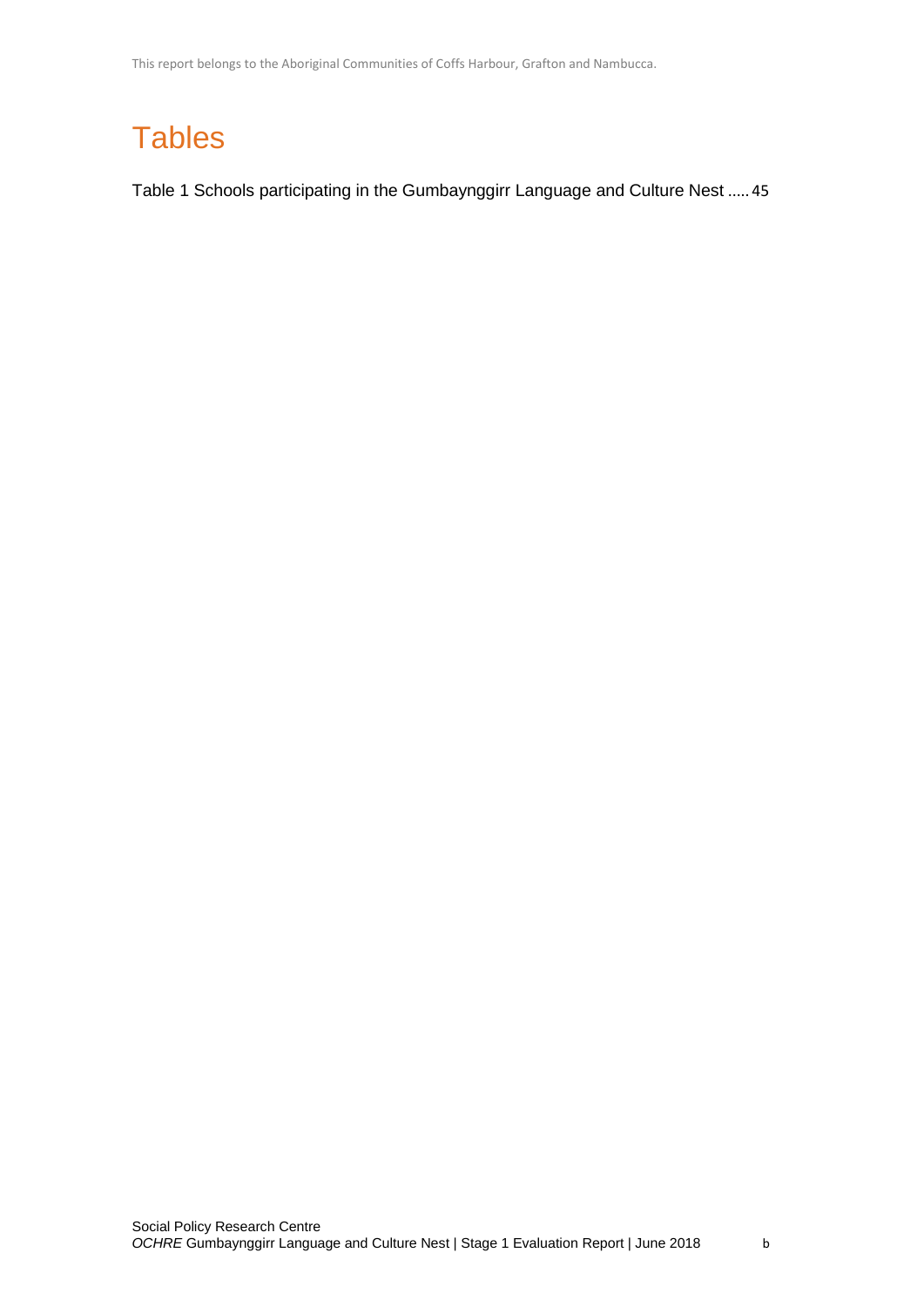# Tables

Table 1 Schools participating in the Gumbaynggirr Language and Culture Nest ..... 45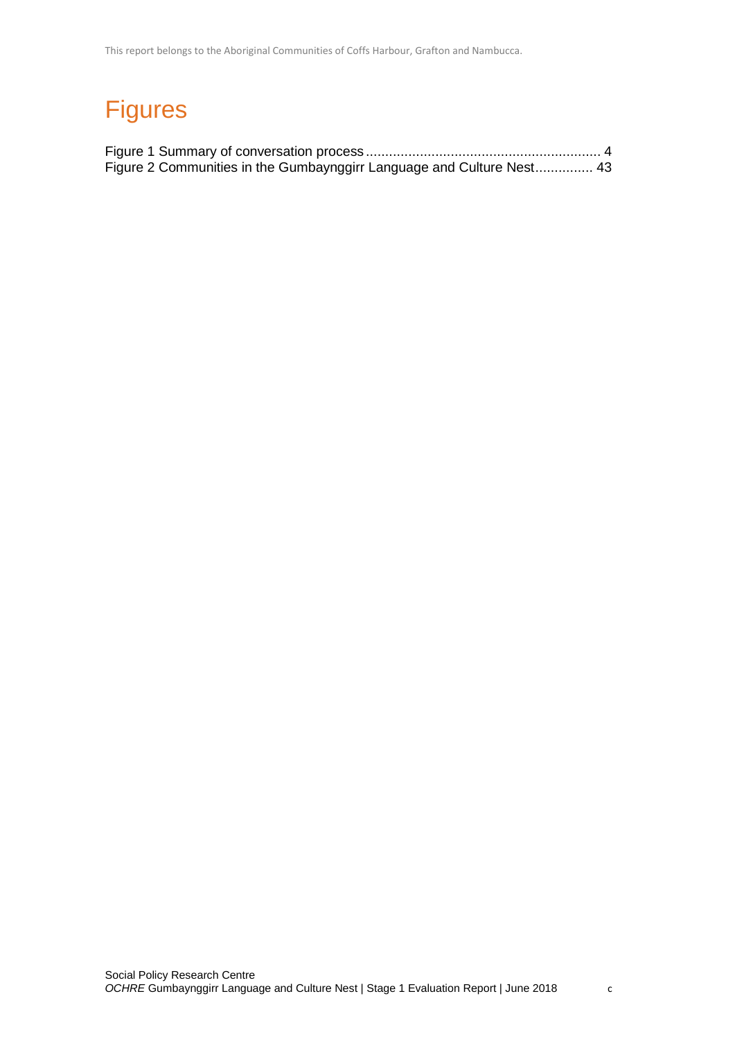# Figures

Figure 1 Summary of conversation process ............................................................. 4
Figure 2 Communities in the Gumbaynggirr Language and Culture Nest............... 43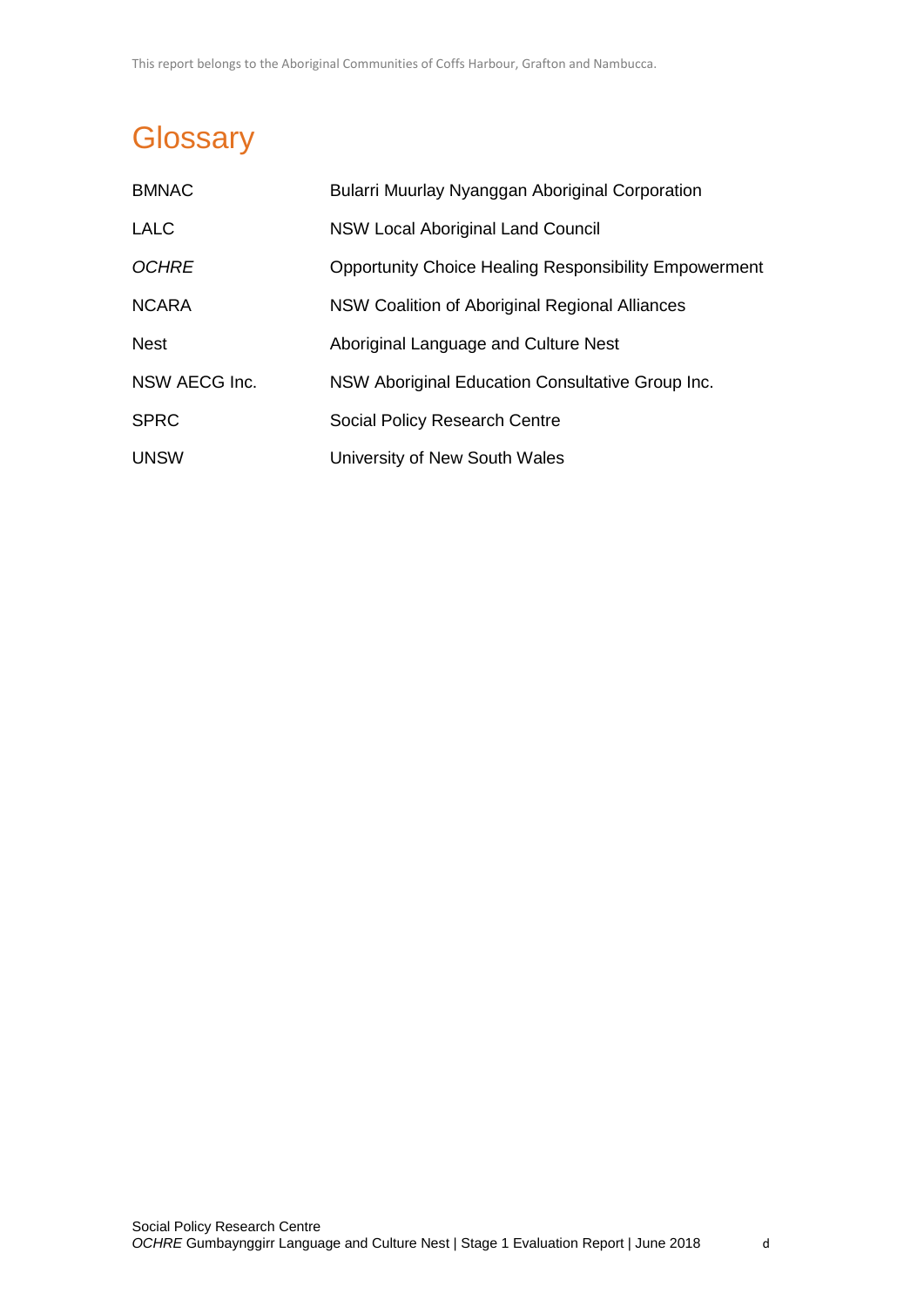# Glossary

| | |
|---|---|
| BMNAC | Bularri Muurlay Nyanggan Aboriginal Corporation |
| LALC | NSW Local Aboriginal Land Council |
| *OCHRE* | Opportunity Choice Healing Responsibility Empowerment |
| NCARA | NSW Coalition of Aboriginal Regional Alliances |
| Nest | Aboriginal Language and Culture Nest |
| NSW AECG Inc. | NSW Aboriginal Education Consultative Group Inc. |
| SPRC | Social Policy Research Centre |
| UNSW | University of New South Wales |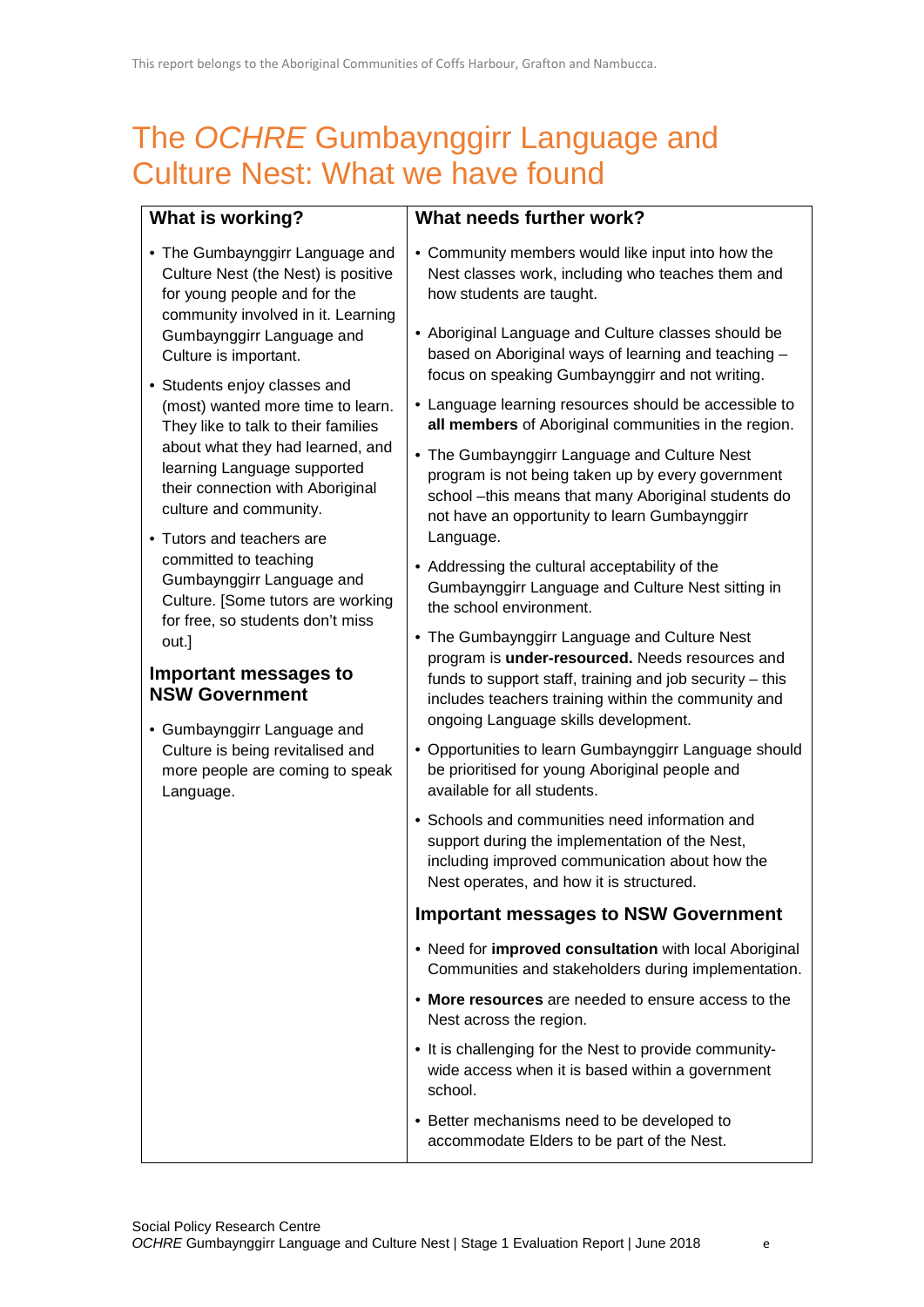# The *OCHRE* Gumbaynggirr Language and Culture Nest: What we have found

## What is working?

- The Gumbaynggirr Language and Culture Nest (the Nest) is positive for young people and for the community involved in it. Learning Gumbaynggirr Language and Culture is important.
- Students enjoy classes and (most) wanted more time to learn. They like to talk to their families about what they had learned, and learning Language supported their connection with Aboriginal culture and community.
- Tutors and teachers are committed to teaching Gumbaynggirr Language and Culture. [Some tutors are working for free, so students don't miss out.]

### Important messages to NSW Government

- Gumbaynggirr Language and Culture is being revitalised and more people are coming to speak Language.

## What needs further work?

- Community members would like input into how the Nest classes work, including who teaches them and how students are taught.
- Aboriginal Language and Culture classes should be based on Aboriginal ways of learning and teaching – focus on speaking Gumbaynggirr and not writing.
- Language learning resources should be accessible to **all members** of Aboriginal communities in the region.
- The Gumbaynggirr Language and Culture Nest program is not being taken up by every government school –this means that many Aboriginal students do not have an opportunity to learn Gumbaynggirr Language.
- Addressing the cultural acceptability of the Gumbaynggirr Language and Culture Nest sitting in the school environment.
- The Gumbaynggirr Language and Culture Nest program is **under-resourced.** Needs resources and funds to support staff, training and job security – this includes teachers training within the community and ongoing Language skills development.
- Opportunities to learn Gumbaynggirr Language should be prioritised for young Aboriginal people and available for all students.
- Schools and communities need information and support during the implementation of the Nest, including improved communication about how the Nest operates, and how it is structured.

### Important messages to NSW Government

- Need for **improved consultation** with local Aboriginal Communities and stakeholders during implementation.
- **More resources** are needed to ensure access to the Nest across the region.
- It is challenging for the Nest to provide community-wide access when it is based within a government school.
- Better mechanisms need to be developed to accommodate Elders to be part of the Nest.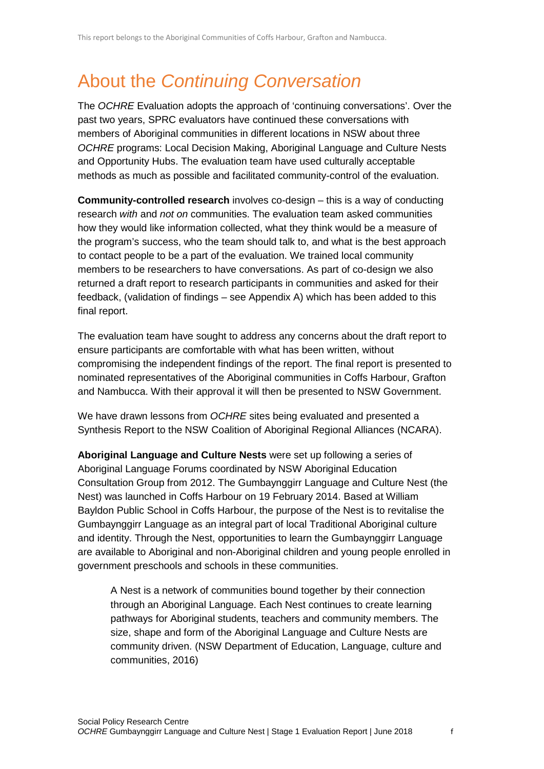# About the *Continuing Conversation*

The *OCHRE* Evaluation adopts the approach of 'continuing conversations'. Over the past two years, SPRC evaluators have continued these conversations with members of Aboriginal communities in different locations in NSW about three *OCHRE* programs: Local Decision Making, Aboriginal Language and Culture Nests and Opportunity Hubs. The evaluation team have used culturally acceptable methods as much as possible and facilitated community-control of the evaluation.

**Community-controlled research** involves co-design – this is a way of conducting research *with* and *not on* communities. The evaluation team asked communities how they would like information collected, what they think would be a measure of the program's success, who the team should talk to, and what is the best approach to contact people to be a part of the evaluation. We trained local community members to be researchers to have conversations. As part of co-design we also returned a draft report to research participants in communities and asked for their feedback, (validation of findings – see Appendix A) which has been added to this final report.

The evaluation team have sought to address any concerns about the draft report to ensure participants are comfortable with what has been written, without compromising the independent findings of the report. The final report is presented to nominated representatives of the Aboriginal communities in Coffs Harbour, Grafton and Nambucca. With their approval it will then be presented to NSW Government.

We have drawn lessons from *OCHRE* sites being evaluated and presented a Synthesis Report to the NSW Coalition of Aboriginal Regional Alliances (NCARA).

**Aboriginal Language and Culture Nests** were set up following a series of Aboriginal Language Forums coordinated by NSW Aboriginal Education Consultation Group from 2012. The Gumbaynggirr Language and Culture Nest (the Nest) was launched in Coffs Harbour on 19 February 2014. Based at William Bayldon Public School in Coffs Harbour, the purpose of the Nest is to revitalise the Gumbaynggirr Language as an integral part of local Traditional Aboriginal culture and identity. Through the Nest, opportunities to learn the Gumbaynggirr Language are available to Aboriginal and non-Aboriginal children and young people enrolled in government preschools and schools in these communities.

> A Nest is a network of communities bound together by their connection through an Aboriginal Language. Each Nest continues to create learning pathways for Aboriginal students, teachers and community members. The size, shape and form of the Aboriginal Language and Culture Nests are community driven. (NSW Department of Education, Language, culture and communities, 2016)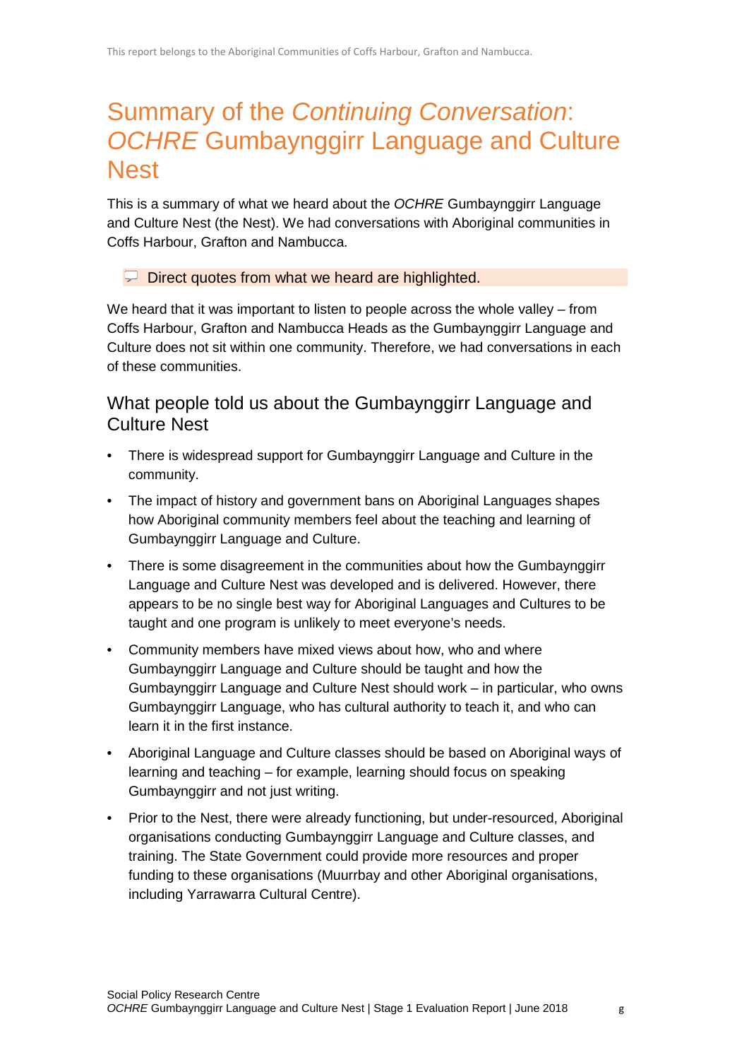# Summary of the *Continuing Conversation*: *OCHRE* Gumbaynggirr Language and Culture Nest

This is a summary of what we heard about the *OCHRE* Gumbaynggirr Language and Culture Nest (the Nest). We had conversations with Aboriginal communities in Coffs Harbour, Grafton and Nambucca.

> Direct quotes from what we heard are highlighted.

We heard that it was important to listen to people across the whole valley – from Coffs Harbour, Grafton and Nambucca Heads as the Gumbaynggirr Language and Culture does not sit within one community. Therefore, we had conversations in each of these communities.

## What people told us about the Gumbaynggirr Language and Culture Nest

- There is widespread support for Gumbaynggirr Language and Culture in the community.
- The impact of history and government bans on Aboriginal Languages shapes how Aboriginal community members feel about the teaching and learning of Gumbaynggirr Language and Culture.
- There is some disagreement in the communities about how the Gumbaynggirr Language and Culture Nest was developed and is delivered. However, there appears to be no single best way for Aboriginal Languages and Cultures to be taught and one program is unlikely to meet everyone's needs.
- Community members have mixed views about how, who and where Gumbaynggirr Language and Culture should be taught and how the Gumbaynggirr Language and Culture Nest should work – in particular, who owns Gumbaynggirr Language, who has cultural authority to teach it, and who can learn it in the first instance.
- Aboriginal Language and Culture classes should be based on Aboriginal ways of learning and teaching – for example, learning should focus on speaking Gumbaynggirr and not just writing.
- Prior to the Nest, there were already functioning, but under-resourced, Aboriginal organisations conducting Gumbaynggirr Language and Culture classes, and training. The State Government could provide more resources and proper funding to these organisations (Muurrbay and other Aboriginal organisations, including Yarrawarra Cultural Centre).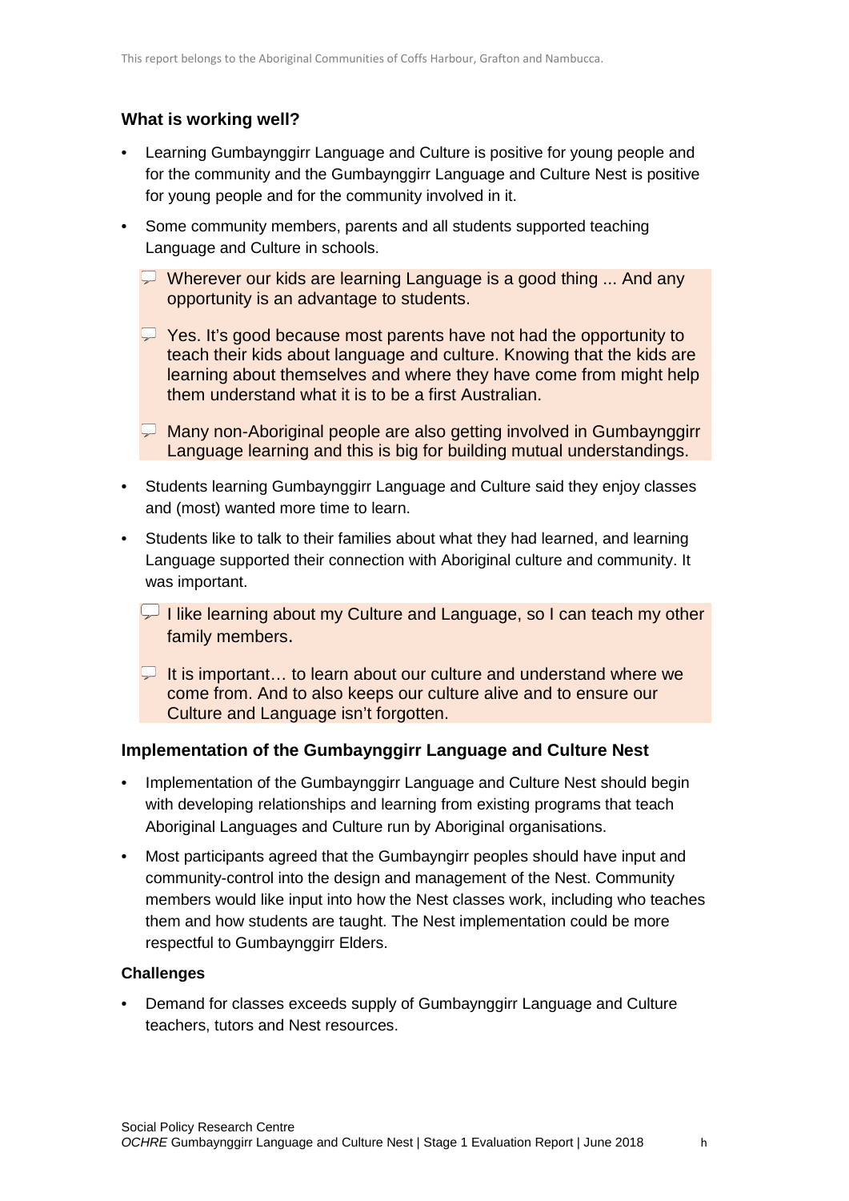### What is working well?

- Learning Gumbaynggirr Language and Culture is positive for young people and for the community and the Gumbaynggirr Language and Culture Nest is positive for young people and for the community involved in it.
- Some community members, parents and all students supported teaching Language and Culture in schools.

> Wherever our kids are learning Language is a good thing ... And any opportunity is an advantage to students.
>
> Yes. It's good because most parents have not had the opportunity to teach their kids about language and culture. Knowing that the kids are learning about themselves and where they have come from might help them understand what it is to be a first Australian.
>
> Many non-Aboriginal people are also getting involved in Gumbaynggirr Language learning and this is big for building mutual understandings.

- Students learning Gumbaynggirr Language and Culture said they enjoy classes and (most) wanted more time to learn.
- Students like to talk to their families about what they had learned, and learning Language supported their connection with Aboriginal culture and community. It was important.

> I like learning about my Culture and Language, so I can teach my other family members.
>
> It is important… to learn about our culture and understand where we come from. And to also keeps our culture alive and to ensure our Culture and Language isn't forgotten.

### Implementation of the Gumbaynggirr Language and Culture Nest

- Implementation of the Gumbaynggirr Language and Culture Nest should begin with developing relationships and learning from existing programs that teach Aboriginal Languages and Culture run by Aboriginal organisations.
- Most participants agreed that the Gumbayngirr peoples should have input and community-control into the design and management of the Nest. Community members would like input into how the Nest classes work, including who teaches them and how students are taught. The Nest implementation could be more respectful to Gumbaynggirr Elders.

#### Challenges

- Demand for classes exceeds supply of Gumbaynggirr Language and Culture teachers, tutors and Nest resources.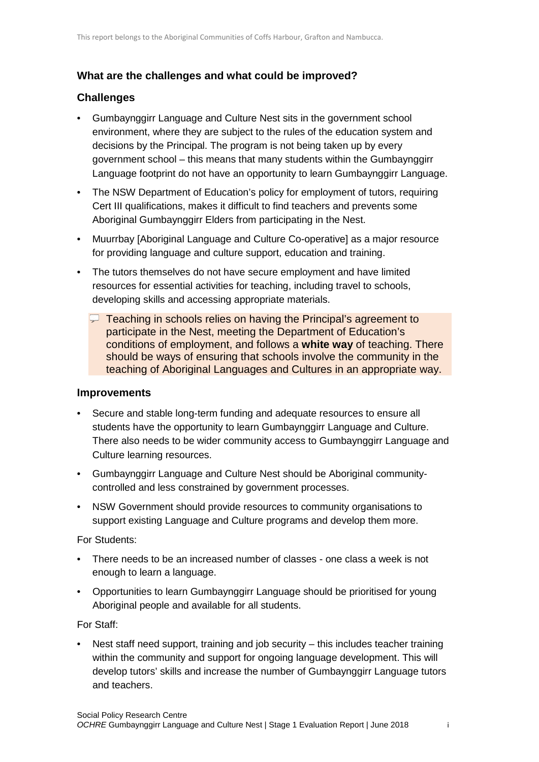## What are the challenges and what could be improved?

### Challenges

- Gumbaynggirr Language and Culture Nest sits in the government school environment, where they are subject to the rules of the education system and decisions by the Principal. The program is not being taken up by every government school – this means that many students within the Gumbaynggirr Language footprint do not have an opportunity to learn Gumbaynggirr Language.
- The NSW Department of Education's policy for employment of tutors, requiring Cert III qualifications, makes it difficult to find teachers and prevents some Aboriginal Gumbaynggirr Elders from participating in the Nest.
- Muurrbay [Aboriginal Language and Culture Co-operative] as a major resource for providing language and culture support, education and training.
- The tutors themselves do not have secure employment and have limited resources for essential activities for teaching, including travel to schools, developing skills and accessing appropriate materials.
  - Teaching in schools relies on having the Principal's agreement to participate in the Nest, meeting the Department of Education's conditions of employment, and follows a **white way** of teaching. There should be ways of ensuring that schools involve the community in the teaching of Aboriginal Languages and Cultures in an appropriate way.

### Improvements

- Secure and stable long-term funding and adequate resources to ensure all students have the opportunity to learn Gumbaynggirr Language and Culture. There also needs to be wider community access to Gumbaynggirr Language and Culture learning resources.
- Gumbaynggirr Language and Culture Nest should be Aboriginal community-controlled and less constrained by government processes.
- NSW Government should provide resources to community organisations to support existing Language and Culture programs and develop them more.

For Students:

- There needs to be an increased number of classes - one class a week is not enough to learn a language.
- Opportunities to learn Gumbaynggirr Language should be prioritised for young Aboriginal people and available for all students.

For Staff:

- Nest staff need support, training and job security – this includes teacher training within the community and support for ongoing language development. This will develop tutors' skills and increase the number of Gumbaynggirr Language tutors and teachers.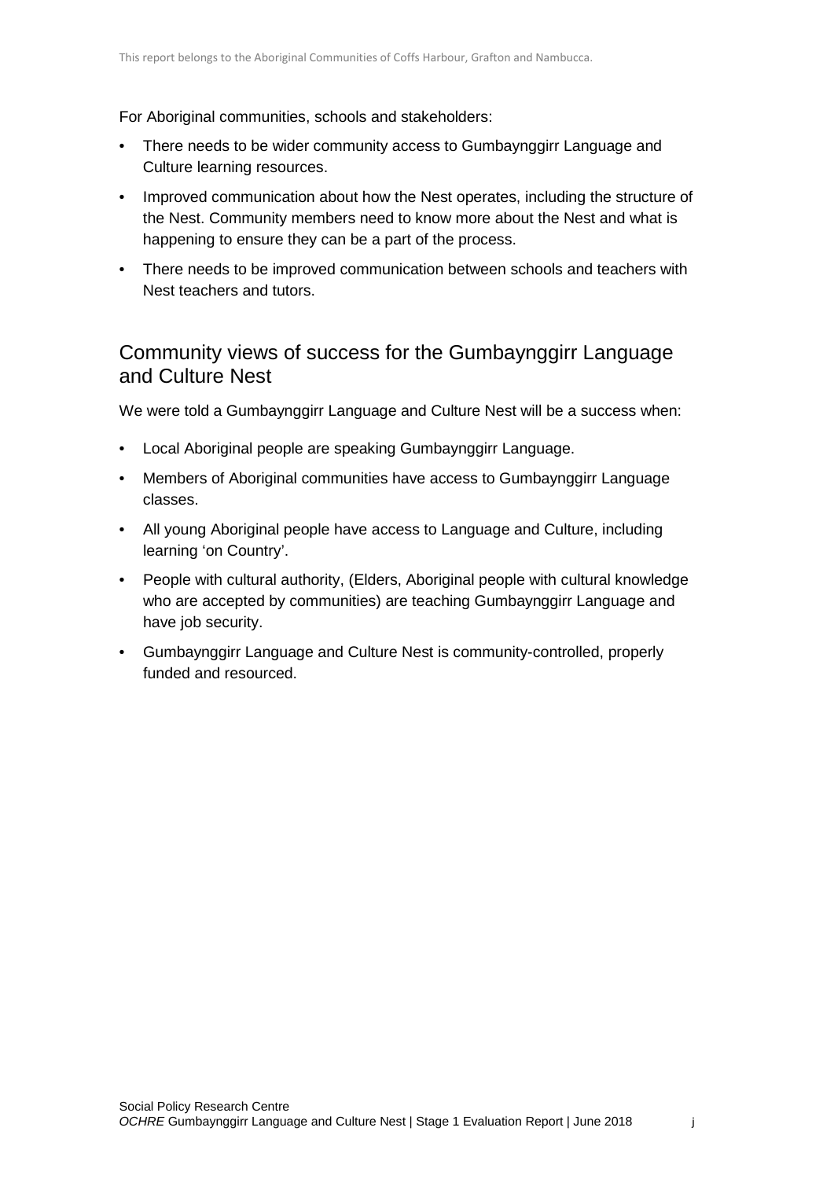For Aboriginal communities, schools and stakeholders:

- There needs to be wider community access to Gumbaynggirr Language and Culture learning resources.
- Improved communication about how the Nest operates, including the structure of the Nest. Community members need to know more about the Nest and what is happening to ensure they can be a part of the process.
- There needs to be improved communication between schools and teachers with Nest teachers and tutors.

## Community views of success for the Gumbaynggirr Language and Culture Nest

We were told a Gumbaynggirr Language and Culture Nest will be a success when:

- Local Aboriginal people are speaking Gumbaynggirr Language.
- Members of Aboriginal communities have access to Gumbaynggirr Language classes.
- All young Aboriginal people have access to Language and Culture, including learning 'on Country'.
- People with cultural authority, (Elders, Aboriginal people with cultural knowledge who are accepted by communities) are teaching Gumbaynggirr Language and have job security.
- Gumbaynggirr Language and Culture Nest is community-controlled, properly funded and resourced.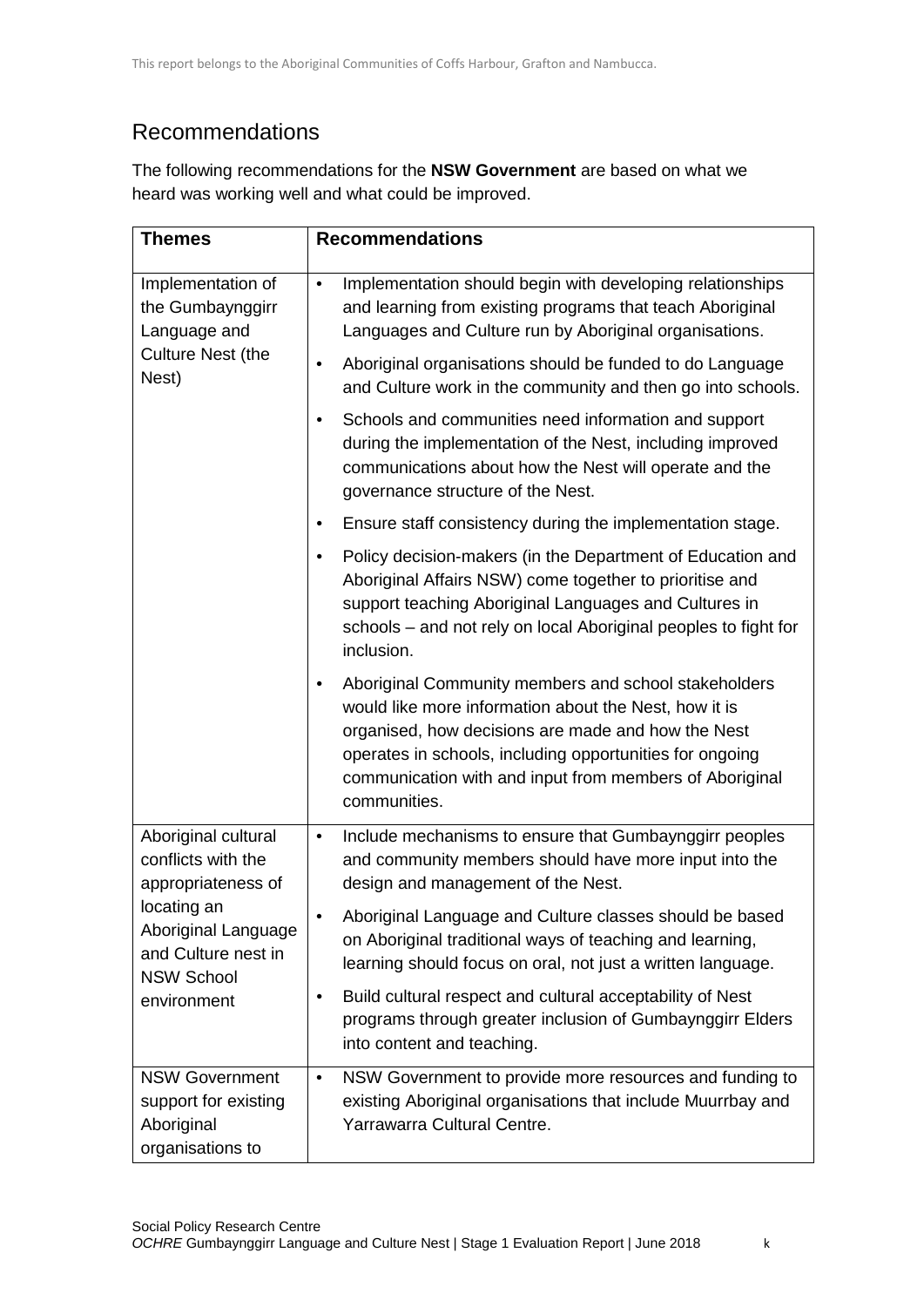## Recommendations

The following recommendations for the **NSW Government** are based on what we heard was working well and what could be improved.

| Themes | Recommendations |
|---|---|
| Implementation of the Gumbaynggirr Language and Culture Nest (the Nest) | • Implementation should begin with developing relationships and learning from existing programs that teach Aboriginal Languages and Culture run by Aboriginal organisations.<br>• Aboriginal organisations should be funded to do Language and Culture work in the community and then go into schools.<br>• Schools and communities need information and support during the implementation of the Nest, including improved communications about how the Nest will operate and the governance structure of the Nest.<br>• Ensure staff consistency during the implementation stage.<br>• Policy decision-makers (in the Department of Education and Aboriginal Affairs NSW) come together to prioritise and support teaching Aboriginal Languages and Cultures in schools – and not rely on local Aboriginal peoples to fight for inclusion.<br>• Aboriginal Community members and school stakeholders would like more information about the Nest, how it is organised, how decisions are made and how the Nest operates in schools, including opportunities for ongoing communication with and input from members of Aboriginal communities. |
| Aboriginal cultural conflicts with the appropriateness of locating an Aboriginal Language and Culture nest in NSW School environment | • Include mechanisms to ensure that Gumbaynggirr peoples and community members should have more input into the design and management of the Nest.<br>• Aboriginal Language and Culture classes should be based on Aboriginal traditional ways of teaching and learning, learning should focus on oral, not just a written language.<br>• Build cultural respect and cultural acceptability of Nest programs through greater inclusion of Gumbaynggirr Elders into content and teaching. |
| NSW Government support for existing Aboriginal organisations to | • NSW Government to provide more resources and funding to existing Aboriginal organisations that include Muurrbay and Yarrawarra Cultural Centre. |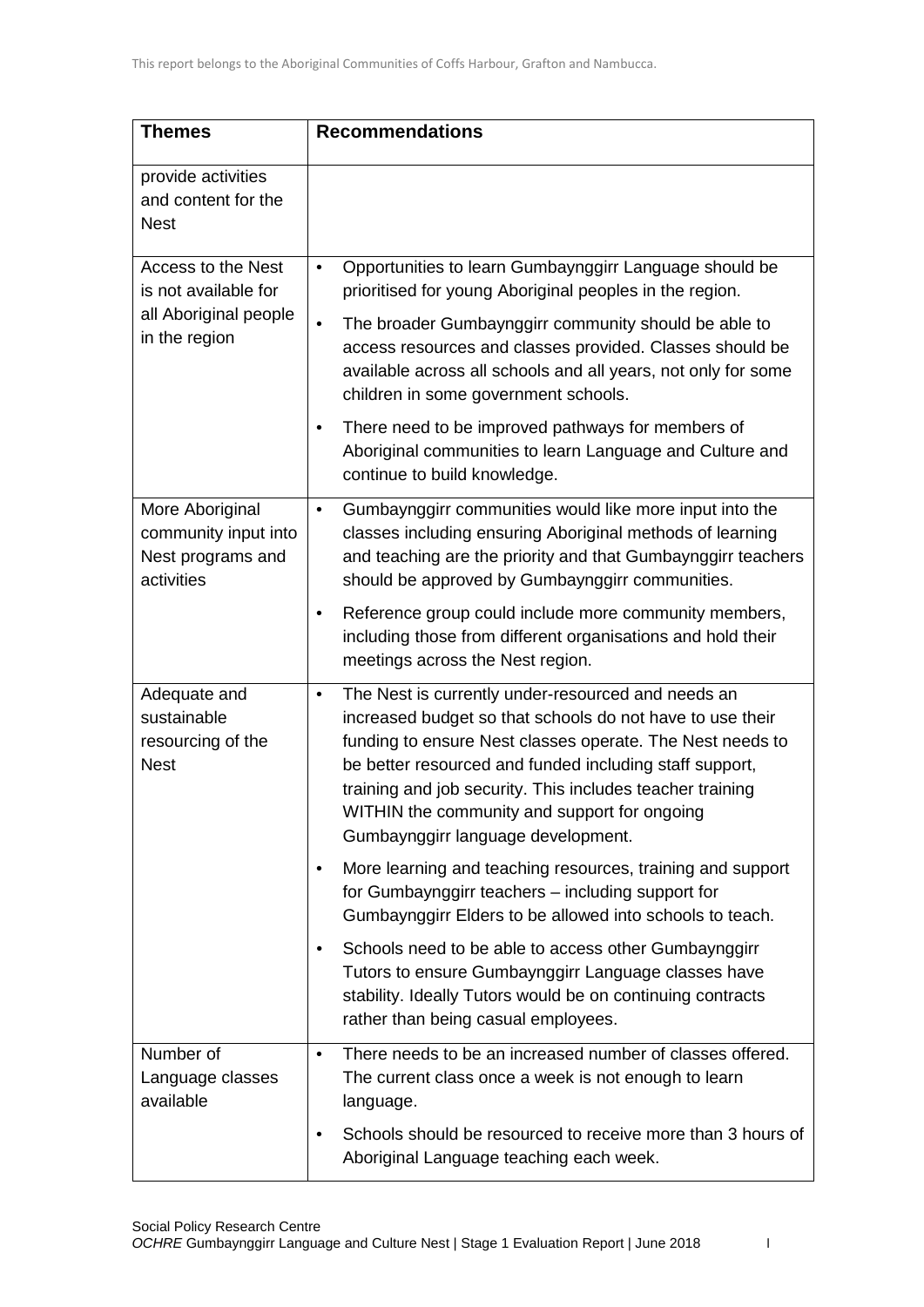| Themes | Recommendations |
|---|---|
| provide activities and content for the Nest | |
| Access to the Nest is not available for all Aboriginal people in the region | • Opportunities to learn Gumbaynggirr Language should be prioritised for young Aboriginal peoples in the region.<br>• The broader Gumbaynggirr community should be able to access resources and classes provided. Classes should be available across all schools and all years, not only for some children in some government schools.<br>• There need to be improved pathways for members of Aboriginal communities to learn Language and Culture and continue to build knowledge. |
| More Aboriginal community input into Nest programs and activities | • Gumbaynggirr communities would like more input into the classes including ensuring Aboriginal methods of learning and teaching are the priority and that Gumbaynggirr teachers should be approved by Gumbaynggirr communities.<br>• Reference group could include more community members, including those from different organisations and hold their meetings across the Nest region. |
| Adequate and sustainable resourcing of the Nest | • The Nest is currently under-resourced and needs an increased budget so that schools do not have to use their funding to ensure Nest classes operate. The Nest needs to be better resourced and funded including staff support, training and job security. This includes teacher training WITHIN the community and support for ongoing Gumbaynggirr language development.<br>• More learning and teaching resources, training and support for Gumbaynggirr teachers – including support for Gumbaynggirr Elders to be allowed into schools to teach.<br>• Schools need to be able to access other Gumbaynggirr Tutors to ensure Gumbaynggirr Language classes have stability. Ideally Tutors would be on continuing contracts rather than being casual employees. |
| Number of Language classes available | • There needs to be an increased number of classes offered. The current class once a week is not enough to learn language.<br>• Schools should be resourced to receive more than 3 hours of Aboriginal Language teaching each week. |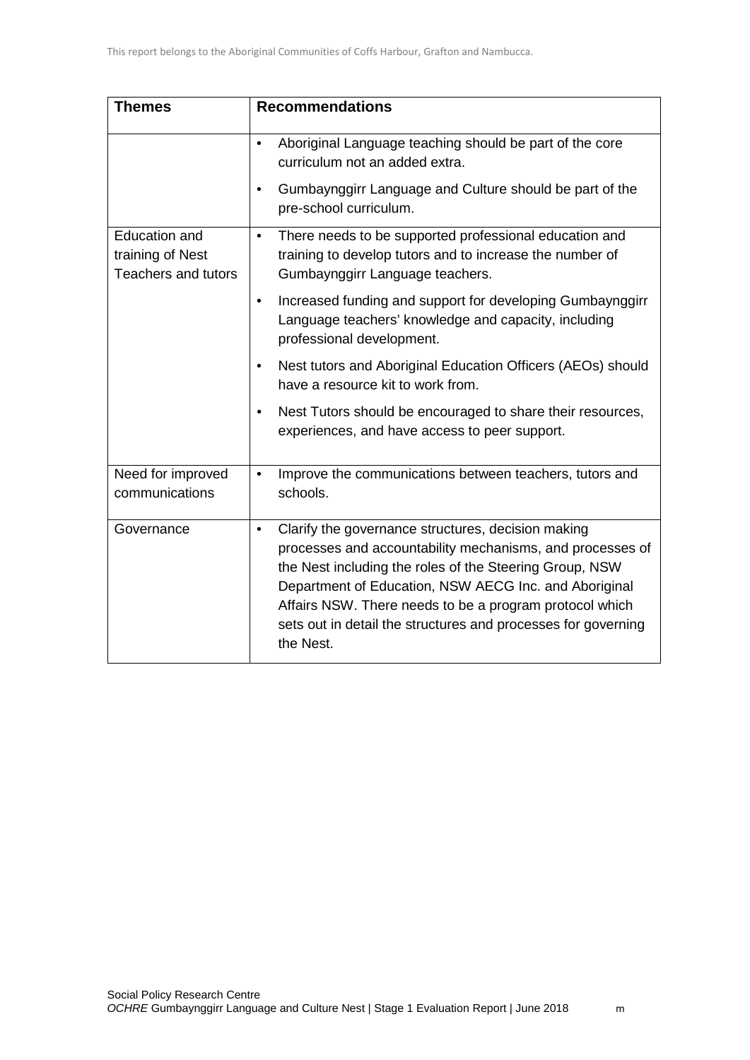| Themes | Recommendations |
|---|---|
| | • Aboriginal Language teaching should be part of the core curriculum not an added extra.<br>• Gumbaynggirr Language and Culture should be part of the pre-school curriculum. |
| Education and training of Nest Teachers and tutors | • There needs to be supported professional education and training to develop tutors and to increase the number of Gumbaynggirr Language teachers.<br>• Increased funding and support for developing Gumbaynggirr Language teachers' knowledge and capacity, including professional development.<br>• Nest tutors and Aboriginal Education Officers (AEOs) should have a resource kit to work from.<br>• Nest Tutors should be encouraged to share their resources, experiences, and have access to peer support. |
| Need for improved communications | • Improve the communications between teachers, tutors and schools. |
| Governance | • Clarify the governance structures, decision making processes and accountability mechanisms, and processes of the Nest including the roles of the Steering Group, NSW Department of Education, NSW AECG Inc. and Aboriginal Affairs NSW. There needs to be a program protocol which sets out in detail the structures and processes for governing the Nest. |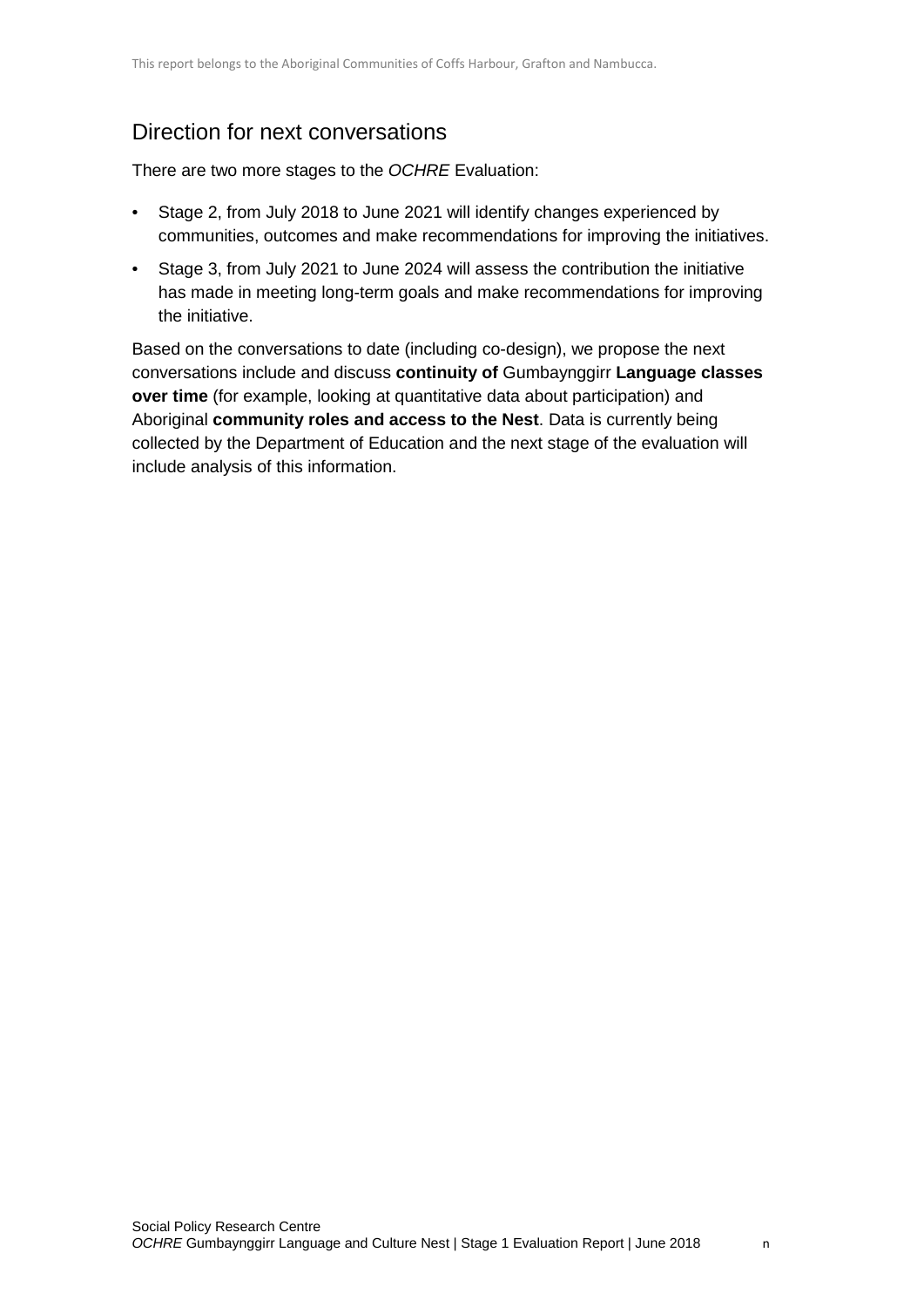## Direction for next conversations

There are two more stages to the *OCHRE* Evaluation:

- Stage 2, from July 2018 to June 2021 will identify changes experienced by communities, outcomes and make recommendations for improving the initiatives.
- Stage 3, from July 2021 to June 2024 will assess the contribution the initiative has made in meeting long-term goals and make recommendations for improving the initiative.

Based on the conversations to date (including co-design), we propose the next conversations include and discuss **continuity of** Gumbaynggirr **Language classes over time** (for example, looking at quantitative data about participation) and Aboriginal **community roles and access to the Nest**. Data is currently being collected by the Department of Education and the next stage of the evaluation will include analysis of this information.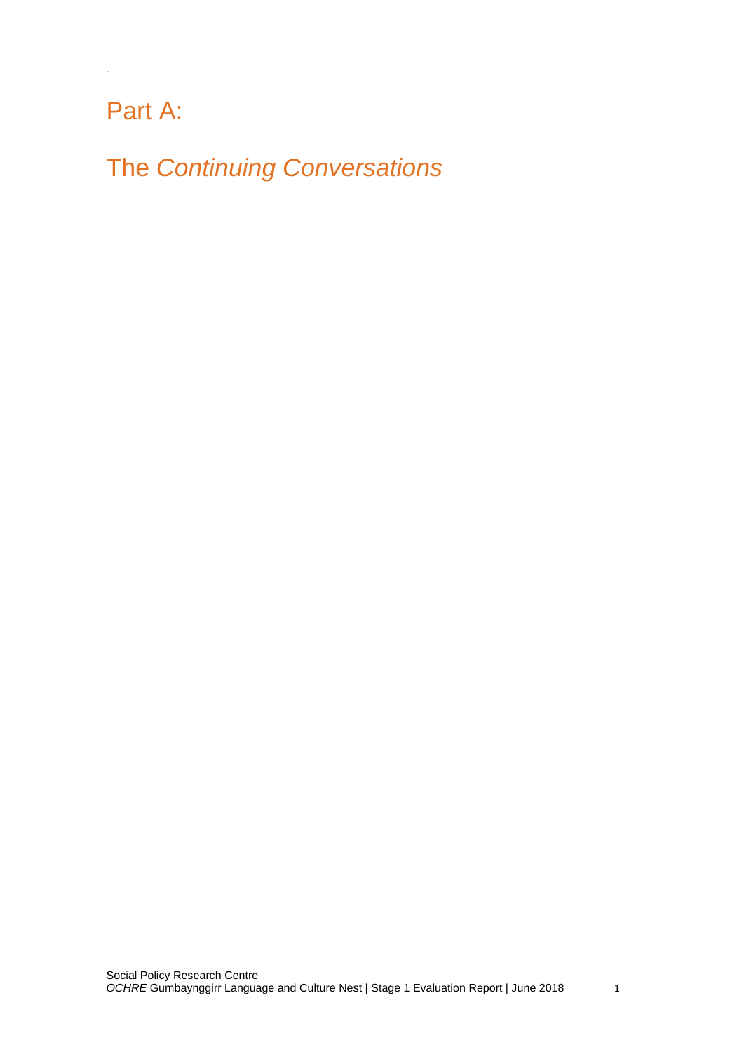# Part A:

# The *Continuing Conversations*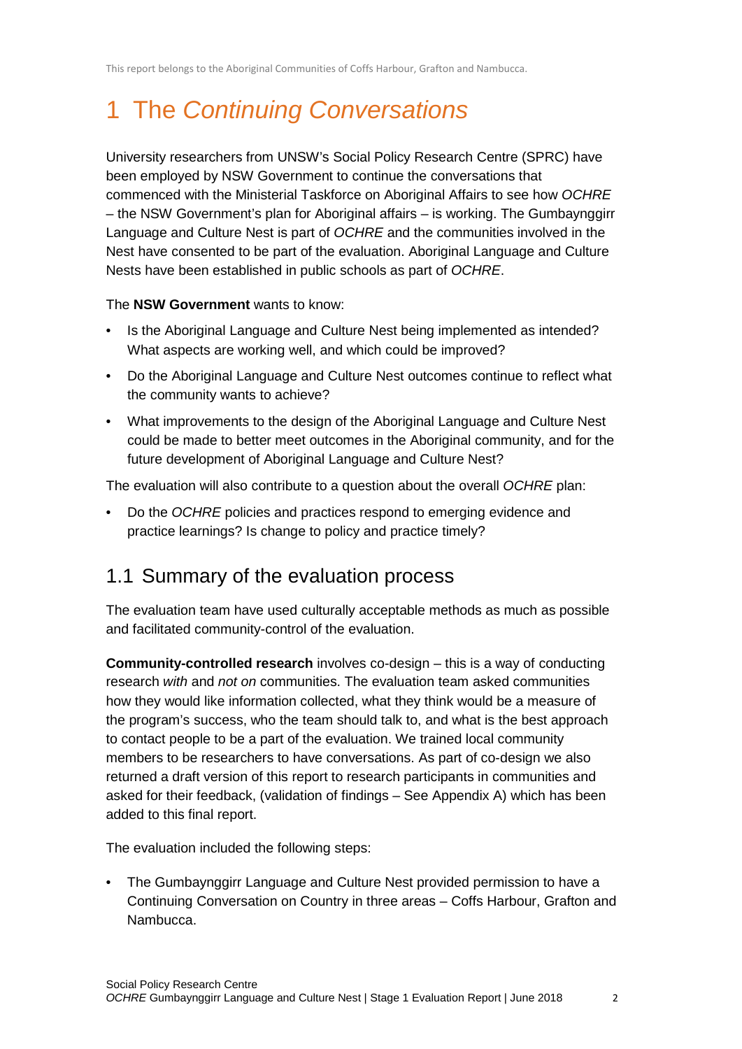# 1 The *Continuing Conversations*

University researchers from UNSW's Social Policy Research Centre (SPRC) have been employed by NSW Government to continue the conversations that commenced with the Ministerial Taskforce on Aboriginal Affairs to see how *OCHRE* – the NSW Government's plan for Aboriginal affairs – is working. The Gumbaynggirr Language and Culture Nest is part of *OCHRE* and the communities involved in the Nest have consented to be part of the evaluation. Aboriginal Language and Culture Nests have been established in public schools as part of *OCHRE*.

The **NSW Government** wants to know:

- Is the Aboriginal Language and Culture Nest being implemented as intended? What aspects are working well, and which could be improved?
- Do the Aboriginal Language and Culture Nest outcomes continue to reflect what the community wants to achieve?
- What improvements to the design of the Aboriginal Language and Culture Nest could be made to better meet outcomes in the Aboriginal community, and for the future development of Aboriginal Language and Culture Nest?

The evaluation will also contribute to a question about the overall *OCHRE* plan:

- Do the *OCHRE* policies and practices respond to emerging evidence and practice learnings? Is change to policy and practice timely?

## 1.1 Summary of the evaluation process

The evaluation team have used culturally acceptable methods as much as possible and facilitated community-control of the evaluation.

**Community-controlled research** involves co-design – this is a way of conducting research *with* and *not on* communities. The evaluation team asked communities how they would like information collected, what they think would be a measure of the program's success, who the team should talk to, and what is the best approach to contact people to be a part of the evaluation. We trained local community members to be researchers to have conversations. As part of co-design we also returned a draft version of this report to research participants in communities and asked for their feedback, (validation of findings – See Appendix A) which has been added to this final report.

The evaluation included the following steps:

- The Gumbaynggirr Language and Culture Nest provided permission to have a Continuing Conversation on Country in three areas – Coffs Harbour, Grafton and Nambucca.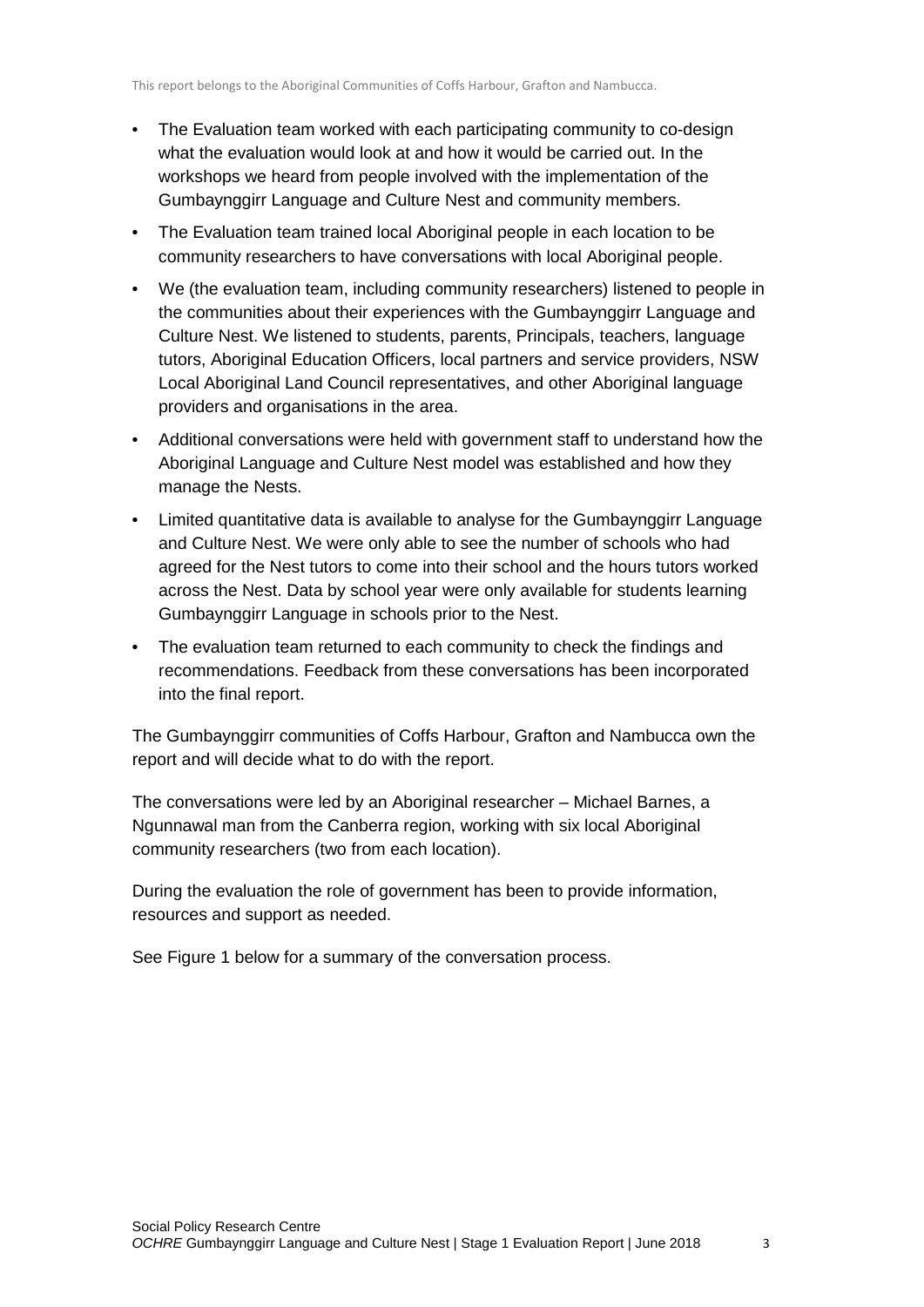- The Evaluation team worked with each participating community to co-design what the evaluation would look at and how it would be carried out. In the workshops we heard from people involved with the implementation of the Gumbaynggirr Language and Culture Nest and community members.
- The Evaluation team trained local Aboriginal people in each location to be community researchers to have conversations with local Aboriginal people.
- We (the evaluation team, including community researchers) listened to people in the communities about their experiences with the Gumbaynggirr Language and Culture Nest. We listened to students, parents, Principals, teachers, language tutors, Aboriginal Education Officers, local partners and service providers, NSW Local Aboriginal Land Council representatives, and other Aboriginal language providers and organisations in the area.
- Additional conversations were held with government staff to understand how the Aboriginal Language and Culture Nest model was established and how they manage the Nests.
- Limited quantitative data is available to analyse for the Gumbaynggirr Language and Culture Nest. We were only able to see the number of schools who had agreed for the Nest tutors to come into their school and the hours tutors worked across the Nest. Data by school year were only available for students learning Gumbaynggirr Language in schools prior to the Nest.
- The evaluation team returned to each community to check the findings and recommendations. Feedback from these conversations has been incorporated into the final report.

The Gumbaynggirr communities of Coffs Harbour, Grafton and Nambucca own the report and will decide what to do with the report.

The conversations were led by an Aboriginal researcher – Michael Barnes, a Ngunnawal man from the Canberra region, working with six local Aboriginal community researchers (two from each location).

During the evaluation the role of government has been to provide information, resources and support as needed.

See Figure 1 below for a summary of the conversation process.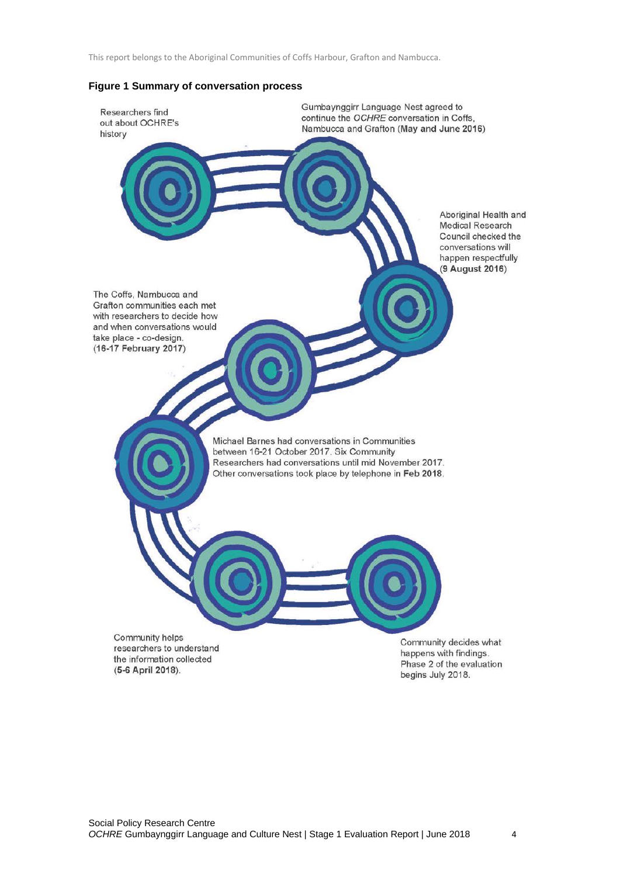This report belongs to the Aboriginal Communities of Coffs Harbour, Grafton and Nambucca.

**Figure 1 Summary of conversation process**

Researchers find out about OCHRE's history

Gumbaynggirr Language Nest agreed to continue the *OCHRE* conversation in Coffs, Nambucca and Grafton (**May and June 2016**)

Aboriginal Health and Medical Research Council checked the conversations will happen respectfully (**9 August 2016**)

The Coffs, Nambucca and Grafton communities each met with researchers to decide how and when conversations would take place - co-design. (**16-17 February 2017**)

Michael Barnes had conversations in Communities between 16-21 October 2017. Six Community Researchers had conversations until mid November 2017. Other conversations took place by telephone in **Feb 2018**.

Community helps researchers to understand the information collected (**5-6 April 2018**).

Community decides what happens with findings. Phase 2 of the evaluation begins July 2018.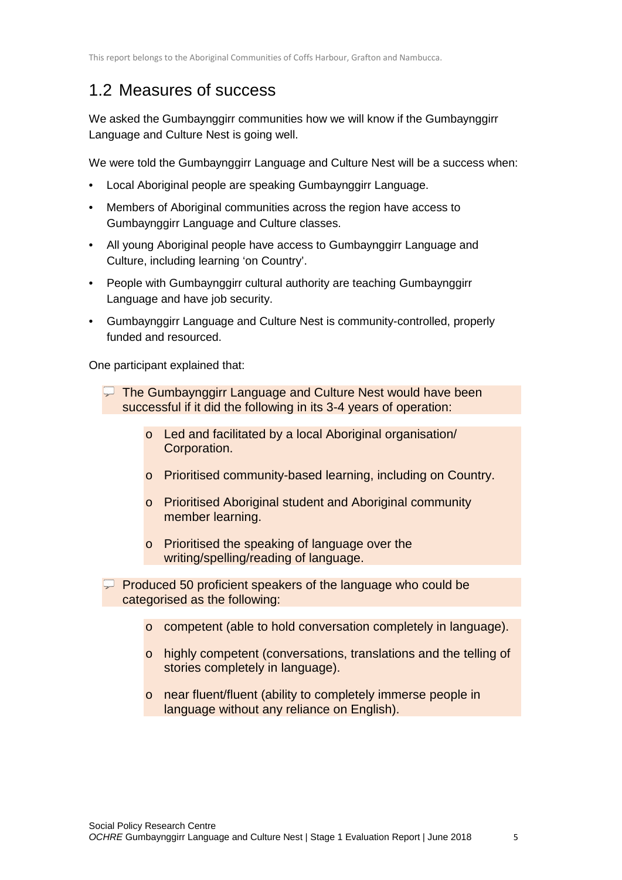## 1.2 Measures of success

We asked the Gumbaynggirr communities how we will know if the Gumbaynggirr Language and Culture Nest is going well.

We were told the Gumbaynggirr Language and Culture Nest will be a success when:

- Local Aboriginal people are speaking Gumbaynggirr Language.
- Members of Aboriginal communities across the region have access to Gumbaynggirr Language and Culture classes.
- All young Aboriginal people have access to Gumbaynggirr Language and Culture, including learning 'on Country'.
- People with Gumbaynggirr cultural authority are teaching Gumbaynggirr Language and have job security.
- Gumbaynggirr Language and Culture Nest is community-controlled, properly funded and resourced.

One participant explained that:

> The Gumbaynggirr Language and Culture Nest would have been successful if it did the following in its 3-4 years of operation:
>
> - Led and facilitated by a local Aboriginal organisation/ Corporation.
> - Prioritised community-based learning, including on Country.
> - Prioritised Aboriginal student and Aboriginal community member learning.
> - Prioritised the speaking of language over the writing/spelling/reading of language.
>
> Produced 50 proficient speakers of the language who could be categorised as the following:
>
> - competent (able to hold conversation completely in language).
> - highly competent (conversations, translations and the telling of stories completely in language).
> - near fluent/fluent (ability to completely immerse people in language without any reliance on English).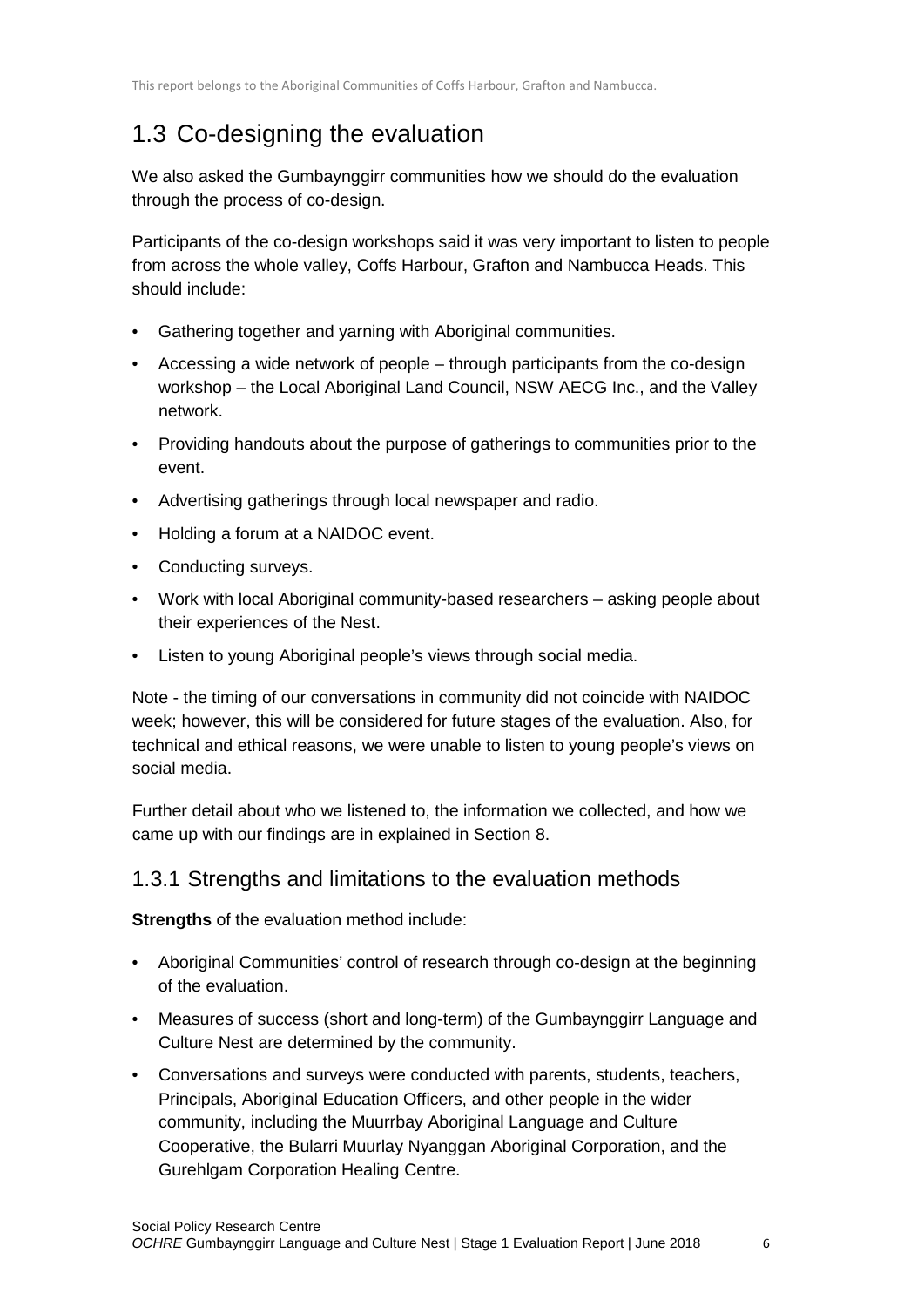## 1.3 Co-designing the evaluation

We also asked the Gumbaynggirr communities how we should do the evaluation through the process of co-design.

Participants of the co-design workshops said it was very important to listen to people from across the whole valley, Coffs Harbour, Grafton and Nambucca Heads. This should include:

- Gathering together and yarning with Aboriginal communities.
- Accessing a wide network of people – through participants from the co-design workshop – the Local Aboriginal Land Council, NSW AECG Inc., and the Valley network.
- Providing handouts about the purpose of gatherings to communities prior to the event.
- Advertising gatherings through local newspaper and radio.
- Holding a forum at a NAIDOC event.
- Conducting surveys.
- Work with local Aboriginal community-based researchers – asking people about their experiences of the Nest.
- Listen to young Aboriginal people's views through social media.

Note - the timing of our conversations in community did not coincide with NAIDOC week; however, this will be considered for future stages of the evaluation. Also, for technical and ethical reasons, we were unable to listen to young people's views on social media.

Further detail about who we listened to, the information we collected, and how we came up with our findings are in explained in Section 8.

### 1.3.1 Strengths and limitations to the evaluation methods

**Strengths** of the evaluation method include:

- Aboriginal Communities' control of research through co-design at the beginning of the evaluation.
- Measures of success (short and long-term) of the Gumbaynggirr Language and Culture Nest are determined by the community.
- Conversations and surveys were conducted with parents, students, teachers, Principals, Aboriginal Education Officers, and other people in the wider community, including the Muurrbay Aboriginal Language and Culture Cooperative, the Bularri Muurlay Nyanggan Aboriginal Corporation, and the Gurehlgam Corporation Healing Centre.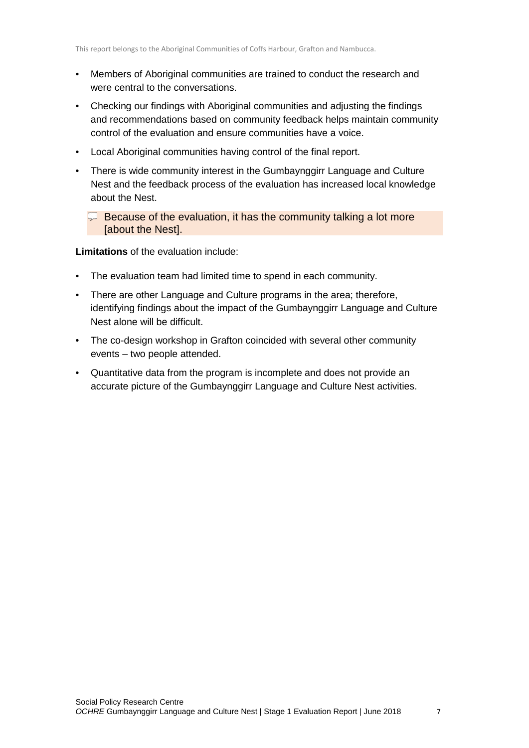- Members of Aboriginal communities are trained to conduct the research and were central to the conversations.
- Checking our findings with Aboriginal communities and adjusting the findings and recommendations based on community feedback helps maintain community control of the evaluation and ensure communities have a voice.
- Local Aboriginal communities having control of the final report.
- There is wide community interest in the Gumbaynggirr Language and Culture Nest and the feedback process of the evaluation has increased local knowledge about the Nest.

> Because of the evaluation, it has the community talking a lot more [about the Nest].

**Limitations** of the evaluation include:

- The evaluation team had limited time to spend in each community.
- There are other Language and Culture programs in the area; therefore, identifying findings about the impact of the Gumbaynggirr Language and Culture Nest alone will be difficult.
- The co-design workshop in Grafton coincided with several other community events – two people attended.
- Quantitative data from the program is incomplete and does not provide an accurate picture of the Gumbaynggirr Language and Culture Nest activities.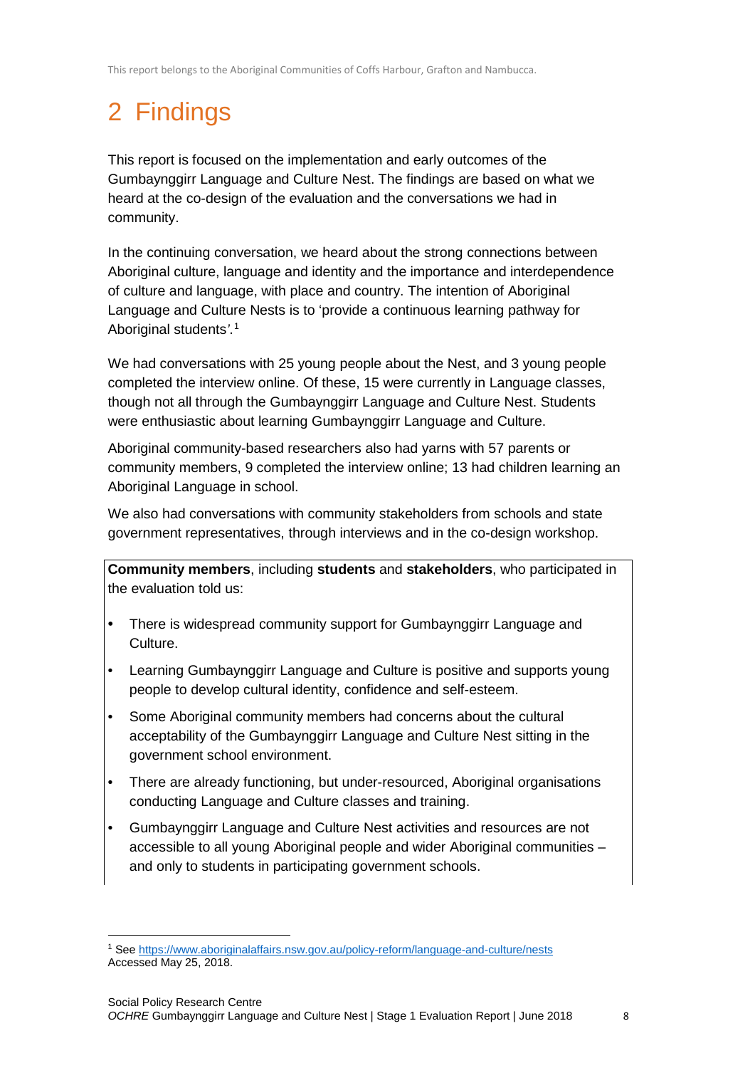# 2 Findings

This report is focused on the implementation and early outcomes of the Gumbaynggirr Language and Culture Nest. The findings are based on what we heard at the co-design of the evaluation and the conversations we had in community.

In the continuing conversation, we heard about the strong connections between Aboriginal culture, language and identity and the importance and interdependence of culture and language, with place and country. The intention of Aboriginal Language and Culture Nests is to 'provide a continuous learning pathway for Aboriginal students'.[1]

We had conversations with 25 young people about the Nest, and 3 young people completed the interview online. Of these, 15 were currently in Language classes, though not all through the Gumbaynggirr Language and Culture Nest. Students were enthusiastic about learning Gumbaynggirr Language and Culture.

Aboriginal community-based researchers also had yarns with 57 parents or community members, 9 completed the interview online; 13 had children learning an Aboriginal Language in school.

We also had conversations with community stakeholders from schools and state government representatives, through interviews and in the co-design workshop.

**Community members**, including **students** and **stakeholders**, who participated in the evaluation told us:

- There is widespread community support for Gumbaynggirr Language and Culture.
- Learning Gumbaynggirr Language and Culture is positive and supports young people to develop cultural identity, confidence and self-esteem.
- Some Aboriginal community members had concerns about the cultural acceptability of the Gumbaynggirr Language and Culture Nest sitting in the government school environment.
- There are already functioning, but under-resourced, Aboriginal organisations conducting Language and Culture classes and training.
- Gumbaynggirr Language and Culture Nest activities and resources are not accessible to all young Aboriginal people and wider Aboriginal communities – and only to students in participating government schools.

[1] See https://www.aboriginalaffairs.nsw.gov.au/policy-reform/language-and-culture/nests Accessed May 25, 2018.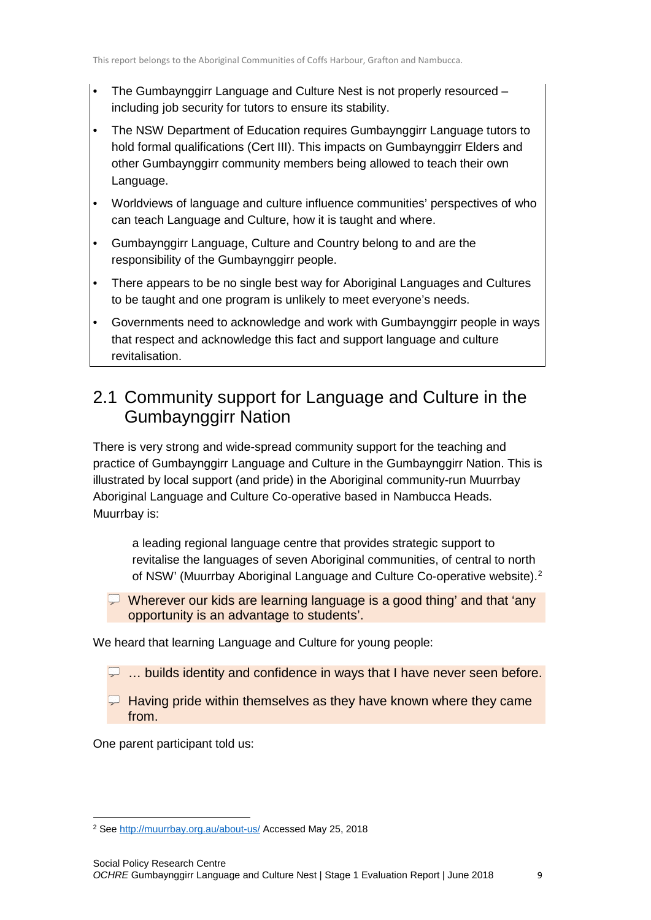- The Gumbaynggirr Language and Culture Nest is not properly resourced – including job security for tutors to ensure its stability.
- The NSW Department of Education requires Gumbaynggirr Language tutors to hold formal qualifications (Cert III). This impacts on Gumbaynggirr Elders and other Gumbaynggirr community members being allowed to teach their own Language.
- Worldviews of language and culture influence communities' perspectives of who can teach Language and Culture, how it is taught and where.
- Gumbaynggirr Language, Culture and Country belong to and are the responsibility of the Gumbaynggirr people.
- There appears to be no single best way for Aboriginal Languages and Cultures to be taught and one program is unlikely to meet everyone's needs.
- Governments need to acknowledge and work with Gumbaynggirr people in ways that respect and acknowledge this fact and support language and culture revitalisation.

## 2.1 Community support for Language and Culture in the Gumbaynggirr Nation

There is very strong and wide-spread community support for the teaching and practice of Gumbaynggirr Language and Culture in the Gumbaynggirr Nation. This is illustrated by local support (and pride) in the Aboriginal community-run Muurrbay Aboriginal Language and Culture Co-operative based in Nambucca Heads. Muurrbay is:

> a leading regional language centre that provides strategic support to revitalise the languages of seven Aboriginal communities, of central to north of NSW' (Muurrbay Aboriginal Language and Culture Co-operative website).[2]

> Wherever our kids are learning language is a good thing' and that 'any opportunity is an advantage to students'.

We heard that learning Language and Culture for young people:

> … builds identity and confidence in ways that I have never seen before.

> Having pride within themselves as they have known where they came from.

One parent participant told us:

[2] See http://muurrbay.org.au/about-us/ Accessed May 25, 2018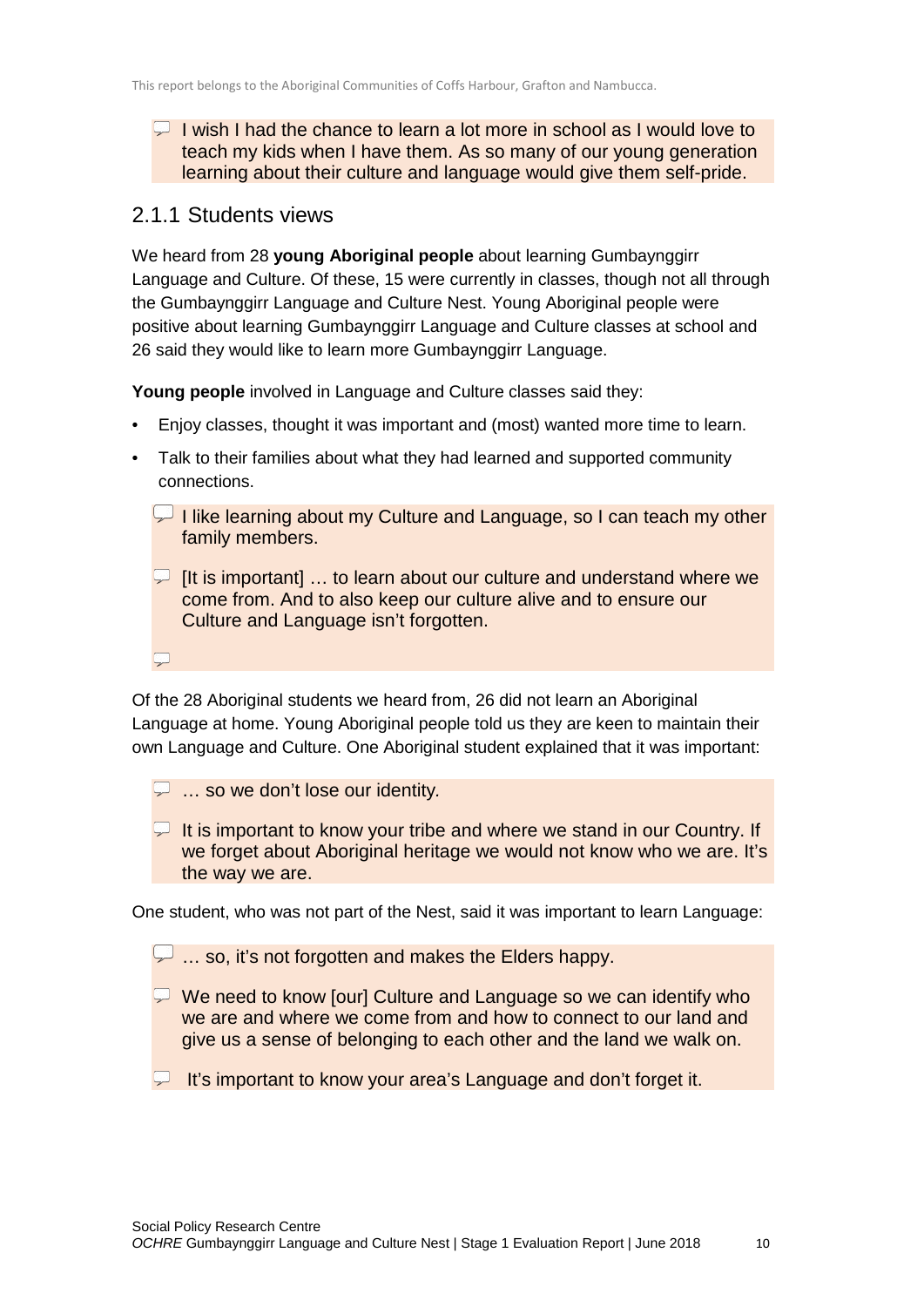I wish I had the chance to learn a lot more in school as I would love to teach my kids when I have them. As so many of our young generation learning about their culture and language would give them self-pride.

### 2.1.1 Students views

We heard from 28 **young Aboriginal people** about learning Gumbaynggirr Language and Culture. Of these, 15 were currently in classes, though not all through the Gumbaynggirr Language and Culture Nest. Young Aboriginal people were positive about learning Gumbaynggirr Language and Culture classes at school and 26 said they would like to learn more Gumbaynggirr Language.

**Young people** involved in Language and Culture classes said they:

- Enjoy classes, thought it was important and (most) wanted more time to learn.
- Talk to their families about what they had learned and supported community connections.

> I like learning about my Culture and Language, so I can teach my other family members.

> [It is important] … to learn about our culture and understand where we come from. And to also keep our culture alive and to ensure our Culture and Language isn't forgotten.

Of the 28 Aboriginal students we heard from, 26 did not learn an Aboriginal Language at home. Young Aboriginal people told us they are keen to maintain their own Language and Culture. One Aboriginal student explained that it was important:

> … so we don't lose our identity.

> It is important to know your tribe and where we stand in our Country. If we forget about Aboriginal heritage we would not know who we are. It's the way we are.

One student, who was not part of the Nest, said it was important to learn Language:

> … so, it's not forgotten and makes the Elders happy.

> We need to know [our] Culture and Language so we can identify who we are and where we come from and how to connect to our land and give us a sense of belonging to each other and the land we walk on.

> It's important to know your area's Language and don't forget it.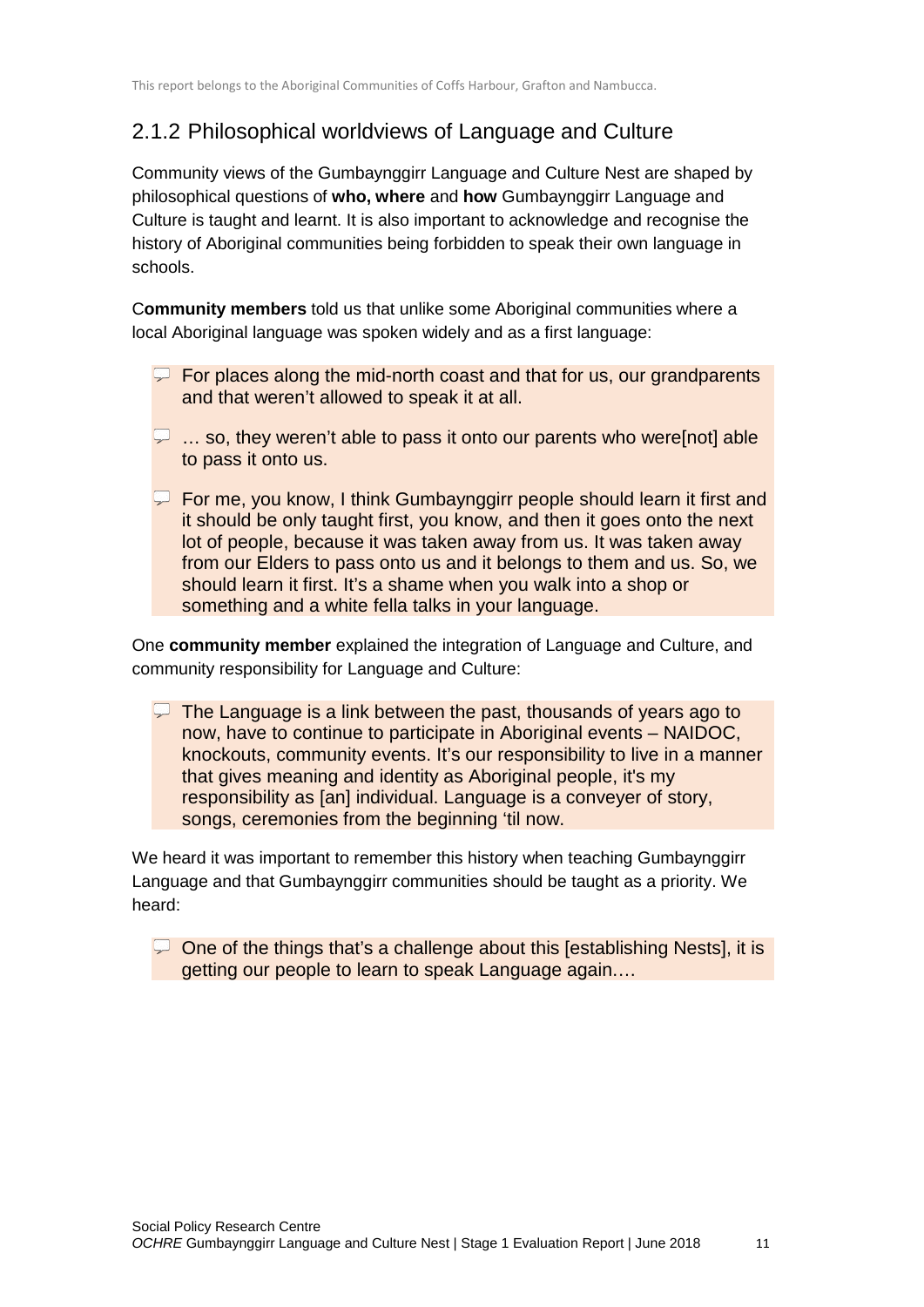## 2.1.2 Philosophical worldviews of Language and Culture

Community views of the Gumbaynggirr Language and Culture Nest are shaped by philosophical questions of **who, where** and **how** Gumbaynggirr Language and Culture is taught and learnt. It is also important to acknowledge and recognise the history of Aboriginal communities being forbidden to speak their own language in schools.

C**ommunity members** told us that unlike some Aboriginal communities where a local Aboriginal language was spoken widely and as a first language:

> For places along the mid-north coast and that for us, our grandparents and that weren't allowed to speak it at all.
>
> … so, they weren't able to pass it onto our parents who were[not] able to pass it onto us.
>
> For me, you know, I think Gumbaynggirr people should learn it first and it should be only taught first, you know, and then it goes onto the next lot of people, because it was taken away from us. It was taken away from our Elders to pass onto us and it belongs to them and us. So, we should learn it first. It's a shame when you walk into a shop or something and a white fella talks in your language.

One **community member** explained the integration of Language and Culture, and community responsibility for Language and Culture:

> The Language is a link between the past, thousands of years ago to now, have to continue to participate in Aboriginal events – NAIDOC, knockouts, community events. It's our responsibility to live in a manner that gives meaning and identity as Aboriginal people, it's my responsibility as [an] individual. Language is a conveyer of story, songs, ceremonies from the beginning 'til now.

We heard it was important to remember this history when teaching Gumbaynggirr Language and that Gumbaynggirr communities should be taught as a priority. We heard:

> One of the things that's a challenge about this [establishing Nests], it is getting our people to learn to speak Language again.…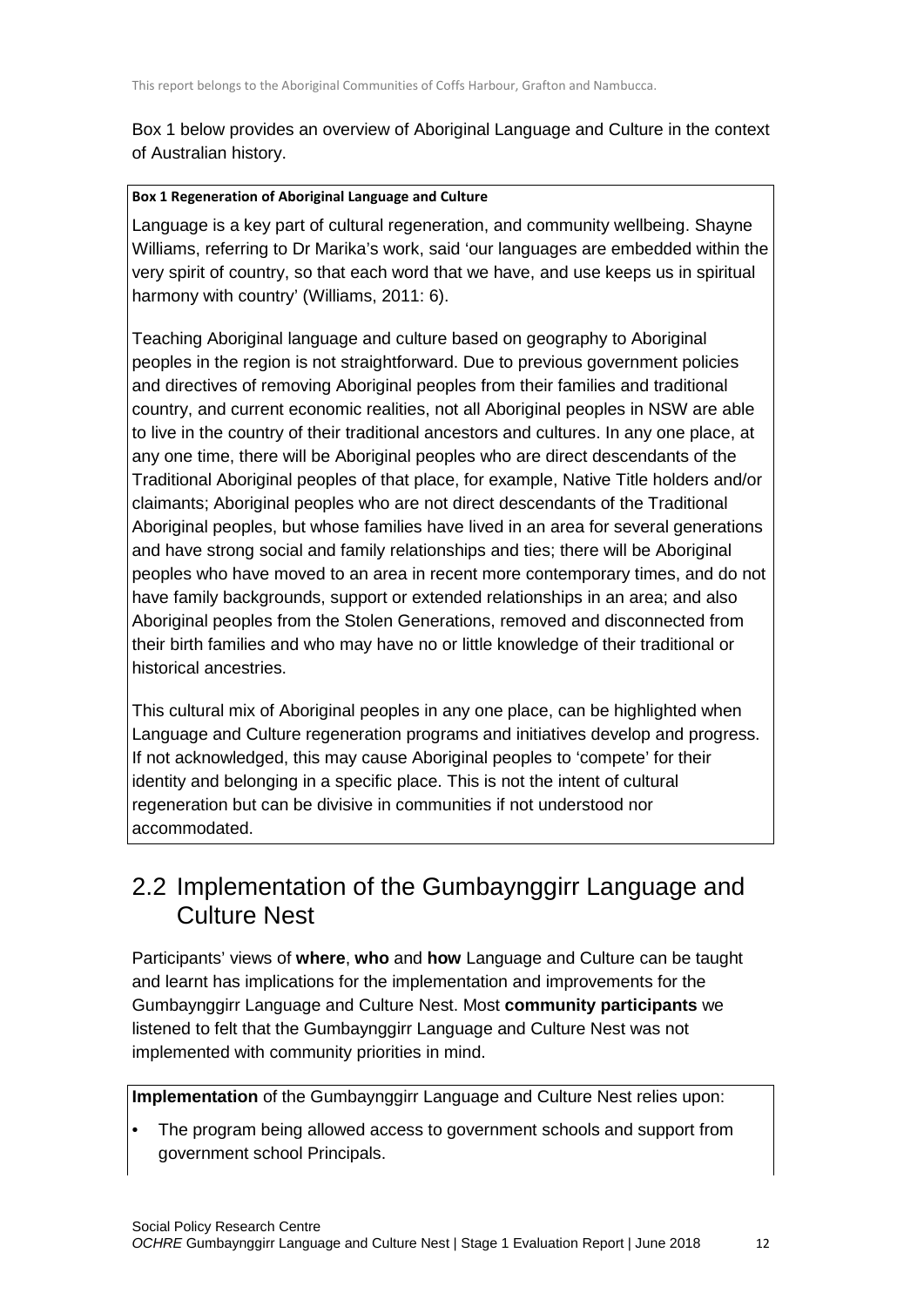Box 1 below provides an overview of Aboriginal Language and Culture in the context of Australian history.

**Box 1 Regeneration of Aboriginal Language and Culture**

Language is a key part of cultural regeneration, and community wellbeing. Shayne Williams, referring to Dr Marika's work, said 'our languages are embedded within the very spirit of country, so that each word that we have, and use keeps us in spiritual harmony with country' (Williams, 2011: 6).

Teaching Aboriginal language and culture based on geography to Aboriginal peoples in the region is not straightforward. Due to previous government policies and directives of removing Aboriginal peoples from their families and traditional country, and current economic realities, not all Aboriginal peoples in NSW are able to live in the country of their traditional ancestors and cultures. In any one place, at any one time, there will be Aboriginal peoples who are direct descendants of the Traditional Aboriginal peoples of that place, for example, Native Title holders and/or claimants; Aboriginal peoples who are not direct descendants of the Traditional Aboriginal peoples, but whose families have lived in an area for several generations and have strong social and family relationships and ties; there will be Aboriginal peoples who have moved to an area in recent more contemporary times, and do not have family backgrounds, support or extended relationships in an area; and also Aboriginal peoples from the Stolen Generations, removed and disconnected from their birth families and who may have no or little knowledge of their traditional or historical ancestries.

This cultural mix of Aboriginal peoples in any one place, can be highlighted when Language and Culture regeneration programs and initiatives develop and progress. If not acknowledged, this may cause Aboriginal peoples to 'compete' for their identity and belonging in a specific place. This is not the intent of cultural regeneration but can be divisive in communities if not understood nor accommodated.

## 2.2 Implementation of the Gumbaynggirr Language and Culture Nest

Participants' views of **where**, **who** and **how** Language and Culture can be taught and learnt has implications for the implementation and improvements for the Gumbaynggirr Language and Culture Nest. Most **community participants** we listened to felt that the Gumbaynggirr Language and Culture Nest was not implemented with community priorities in mind.

**Implementation** of the Gumbaynggirr Language and Culture Nest relies upon:

- The program being allowed access to government schools and support from government school Principals.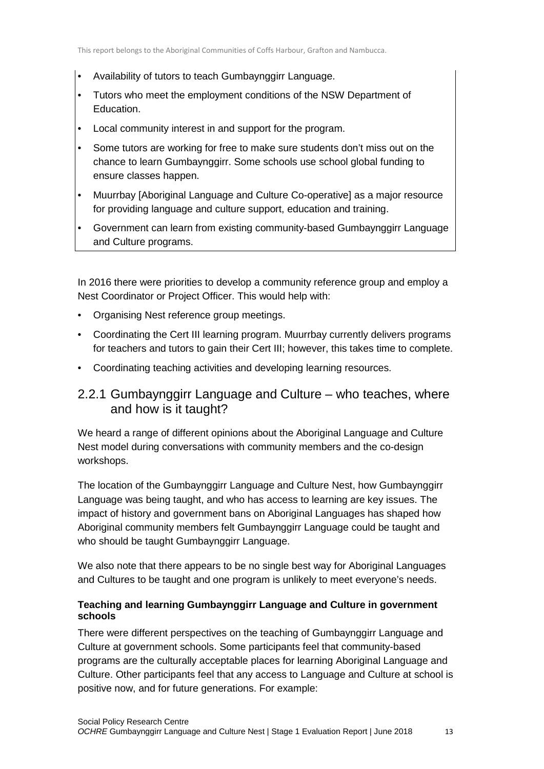- Availability of tutors to teach Gumbaynggirr Language.
- Tutors who meet the employment conditions of the NSW Department of Education.
- Local community interest in and support for the program.
- Some tutors are working for free to make sure students don't miss out on the chance to learn Gumbaynggirr. Some schools use school global funding to ensure classes happen.
- Muurrbay [Aboriginal Language and Culture Co-operative] as a major resource for providing language and culture support, education and training.
- Government can learn from existing community-based Gumbaynggirr Language and Culture programs.

In 2016 there were priorities to develop a community reference group and employ a Nest Coordinator or Project Officer. This would help with:

- Organising Nest reference group meetings.
- Coordinating the Cert III learning program. Muurrbay currently delivers programs for teachers and tutors to gain their Cert III; however, this takes time to complete.
- Coordinating teaching activities and developing learning resources.

### 2.2.1 Gumbaynggirr Language and Culture – who teaches, where and how is it taught?

We heard a range of different opinions about the Aboriginal Language and Culture Nest model during conversations with community members and the co-design workshops.

The location of the Gumbaynggirr Language and Culture Nest, how Gumbaynggirr Language was being taught, and who has access to learning are key issues. The impact of history and government bans on Aboriginal Languages has shaped how Aboriginal community members felt Gumbaynggirr Language could be taught and who should be taught Gumbaynggirr Language.

We also note that there appears to be no single best way for Aboriginal Languages and Cultures to be taught and one program is unlikely to meet everyone's needs.

**Teaching and learning Gumbaynggirr Language and Culture in government schools**

There were different perspectives on the teaching of Gumbaynggirr Language and Culture at government schools. Some participants feel that community-based programs are the culturally acceptable places for learning Aboriginal Language and Culture. Other participants feel that any access to Language and Culture at school is positive now, and for future generations. For example: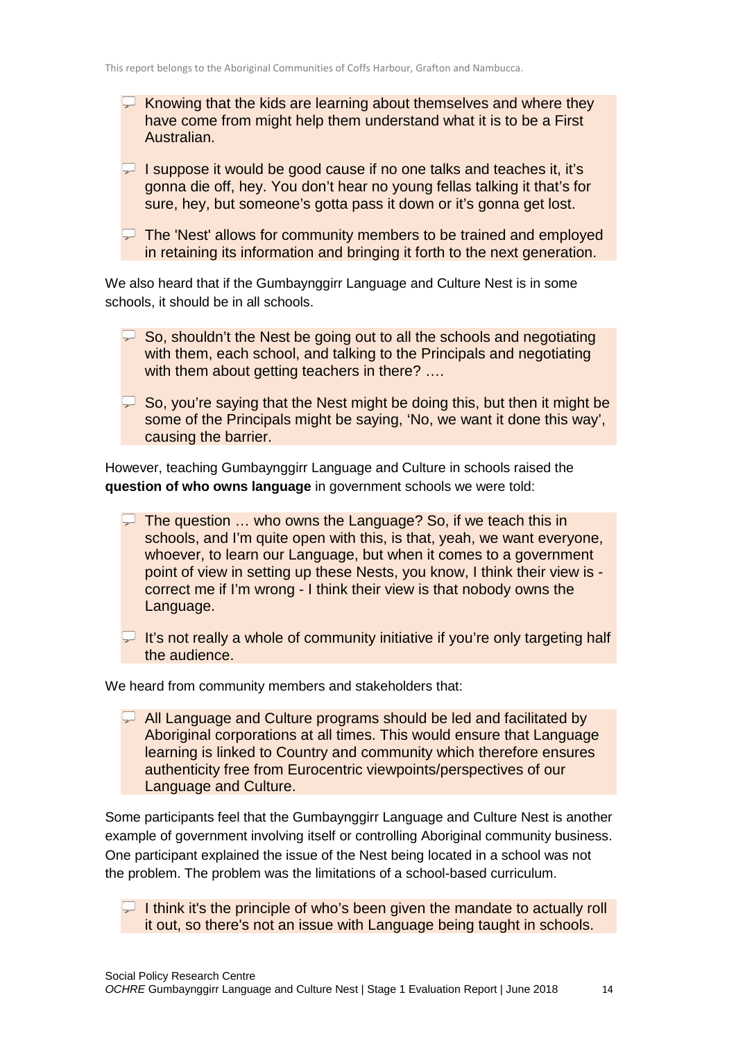> Knowing that the kids are learning about themselves and where they have come from might help them understand what it is to be a First Australian.

> I suppose it would be good cause if no one talks and teaches it, it's gonna die off, hey. You don't hear no young fellas talking it that's for sure, hey, but someone's gotta pass it down or it's gonna get lost.

> The 'Nest' allows for community members to be trained and employed in retaining its information and bringing it forth to the next generation.

We also heard that if the Gumbaynggirr Language and Culture Nest is in some schools, it should be in all schools.

> So, shouldn't the Nest be going out to all the schools and negotiating with them, each school, and talking to the Principals and negotiating with them about getting teachers in there? ….

> So, you're saying that the Nest might be doing this, but then it might be some of the Principals might be saying, 'No, we want it done this way', causing the barrier.

However, teaching Gumbaynggirr Language and Culture in schools raised the **question of who owns language** in government schools we were told:

> The question … who owns the Language? So, if we teach this in schools, and I'm quite open with this, is that, yeah, we want everyone, whoever, to learn our Language, but when it comes to a government point of view in setting up these Nests, you know, I think their view is - correct me if I'm wrong - I think their view is that nobody owns the Language.

> It's not really a whole of community initiative if you're only targeting half the audience.

We heard from community members and stakeholders that:

> All Language and Culture programs should be led and facilitated by Aboriginal corporations at all times. This would ensure that Language learning is linked to Country and community which therefore ensures authenticity free from Eurocentric viewpoints/perspectives of our Language and Culture.

Some participants feel that the Gumbaynggirr Language and Culture Nest is another example of government involving itself or controlling Aboriginal community business. One participant explained the issue of the Nest being located in a school was not the problem. The problem was the limitations of a school-based curriculum.

> I think it's the principle of who's been given the mandate to actually roll it out, so there's not an issue with Language being taught in schools.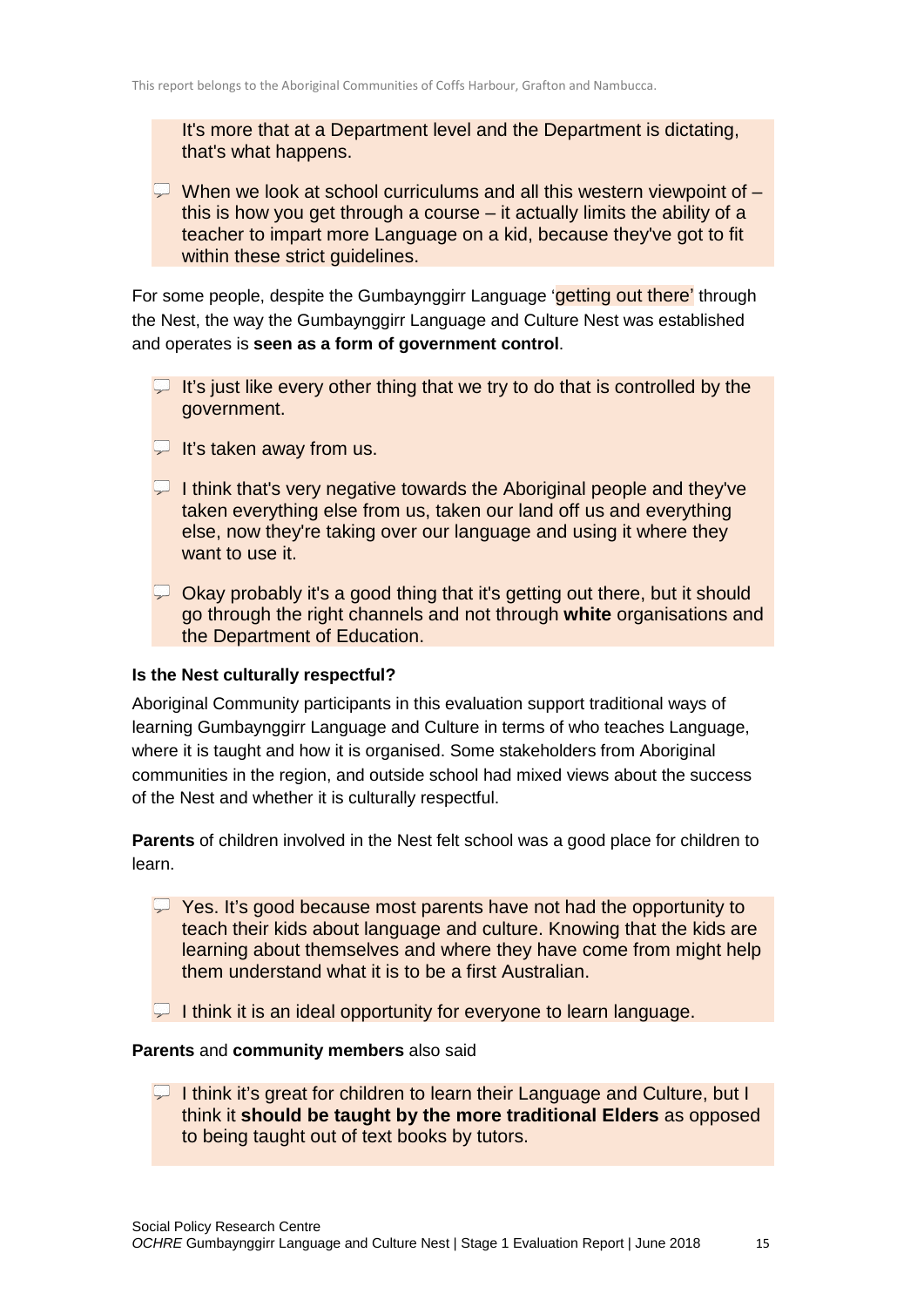It's more that at a Department level and the Department is dictating, that's what happens.

When we look at school curriculums and all this western viewpoint of – this is how you get through a course – it actually limits the ability of a teacher to impart more Language on a kid, because they've got to fit within these strict guidelines.

For some people, despite the Gumbaynggirr Language 'getting out there' through the Nest, the way the Gumbaynggirr Language and Culture Nest was established and operates is **seen as a form of government control**.

It's just like every other thing that we try to do that is controlled by the government.

It's taken away from us.

I think that's very negative towards the Aboriginal people and they've taken everything else from us, taken our land off us and everything else, now they're taking over our language and using it where they want to use it.

Okay probably it's a good thing that it's getting out there, but it should go through the right channels and not through **white** organisations and the Department of Education.

**Is the Nest culturally respectful?**

Aboriginal Community participants in this evaluation support traditional ways of learning Gumbaynggirr Language and Culture in terms of who teaches Language, where it is taught and how it is organised. Some stakeholders from Aboriginal communities in the region, and outside school had mixed views about the success of the Nest and whether it is culturally respectful.

**Parents** of children involved in the Nest felt school was a good place for children to learn.

Yes. It's good because most parents have not had the opportunity to teach their kids about language and culture. Knowing that the kids are learning about themselves and where they have come from might help them understand what it is to be a first Australian.

I think it is an ideal opportunity for everyone to learn language.

**Parents** and **community members** also said

I think it's great for children to learn their Language and Culture, but I think it **should be taught by the more traditional Elders** as opposed to being taught out of text books by tutors.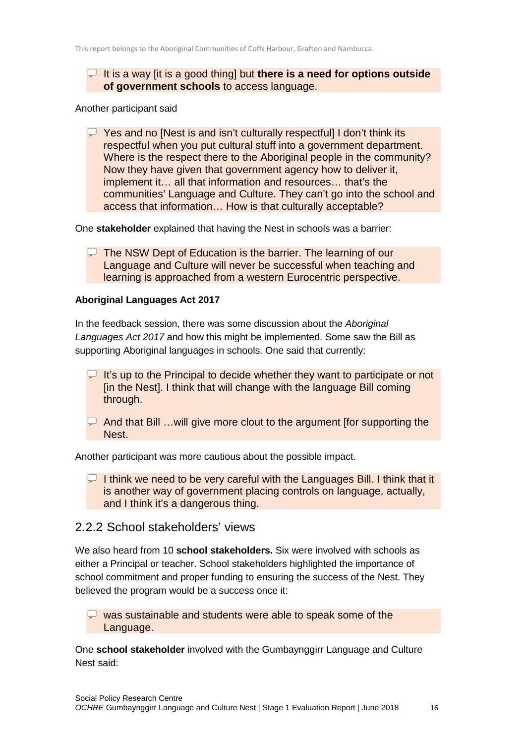> It is a way [it is a good thing] but **there is a need for options outside of government schools** to access language.

Another participant said

> Yes and no [Nest is and isn't culturally respectful] I don't think its respectful when you put cultural stuff into a government department. Where is the respect there to the Aboriginal people in the community? Now they have given that government agency how to deliver it, implement it… all that information and resources… that's the communities' Language and Culture. They can't go into the school and access that information… How is that culturally acceptable?

One **stakeholder** explained that having the Nest in schools was a barrier:

> The NSW Dept of Education is the barrier. The learning of our Language and Culture will never be successful when teaching and learning is approached from a western Eurocentric perspective.

**Aboriginal Languages Act 2017**

In the feedback session, there was some discussion about the *Aboriginal Languages Act 2017* and how this might be implemented. Some saw the Bill as supporting Aboriginal languages in schools. One said that currently:

> It's up to the Principal to decide whether they want to participate or not [in the Nest]. I think that will change with the language Bill coming through.

> And that Bill …will give more clout to the argument [for supporting the Nest.

Another participant was more cautious about the possible impact.

> I think we need to be very careful with the Languages Bill. I think that it is another way of government placing controls on language, actually, and I think it's a dangerous thing.

## 2.2.2 School stakeholders' views

We also heard from 10 **school stakeholders.** Six were involved with schools as either a Principal or teacher. School stakeholders highlighted the importance of school commitment and proper funding to ensuring the success of the Nest. They believed the program would be a success once it:

> was sustainable and students were able to speak some of the Language.

One **school stakeholder** involved with the Gumbaynggirr Language and Culture Nest said: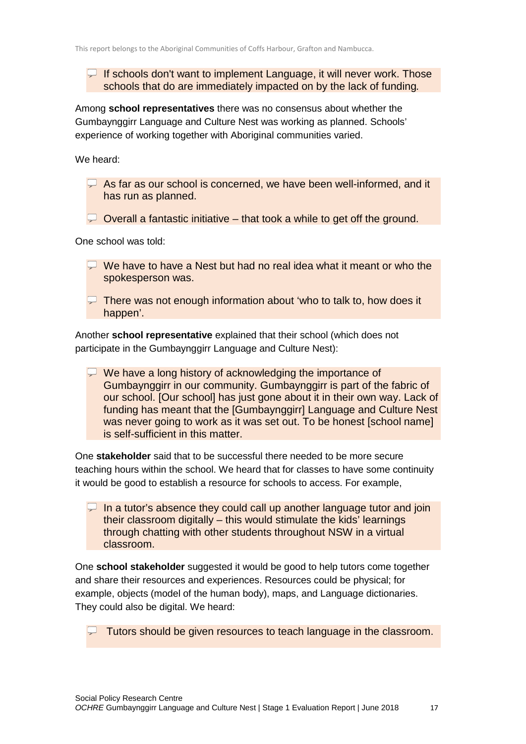> If schools don't want to implement Language, it will never work. Those schools that do are immediately impacted on by the lack of funding.

Among **school representatives** there was no consensus about whether the Gumbaynggirr Language and Culture Nest was working as planned. Schools' experience of working together with Aboriginal communities varied.

We heard:

> As far as our school is concerned, we have been well-informed, and it has run as planned.

> Overall a fantastic initiative – that took a while to get off the ground.

One school was told:

> We have to have a Nest but had no real idea what it meant or who the spokesperson was.

> There was not enough information about 'who to talk to, how does it happen'.

Another **school representative** explained that their school (which does not participate in the Gumbaynggirr Language and Culture Nest):

> We have a long history of acknowledging the importance of Gumbaynggirr in our community. Gumbaynggirr is part of the fabric of our school. [Our school] has just gone about it in their own way. Lack of funding has meant that the [Gumbaynggirr] Language and Culture Nest was never going to work as it was set out. To be honest [school name] is self-sufficient in this matter.

One **stakeholder** said that to be successful there needed to be more secure teaching hours within the school. We heard that for classes to have some continuity it would be good to establish a resource for schools to access. For example,

> In a tutor's absence they could call up another language tutor and join their classroom digitally – this would stimulate the kids' learnings through chatting with other students throughout NSW in a virtual classroom.

One **school stakeholder** suggested it would be good to help tutors come together and share their resources and experiences. Resources could be physical; for example, objects (model of the human body), maps, and Language dictionaries. They could also be digital. We heard:

> Tutors should be given resources to teach language in the classroom.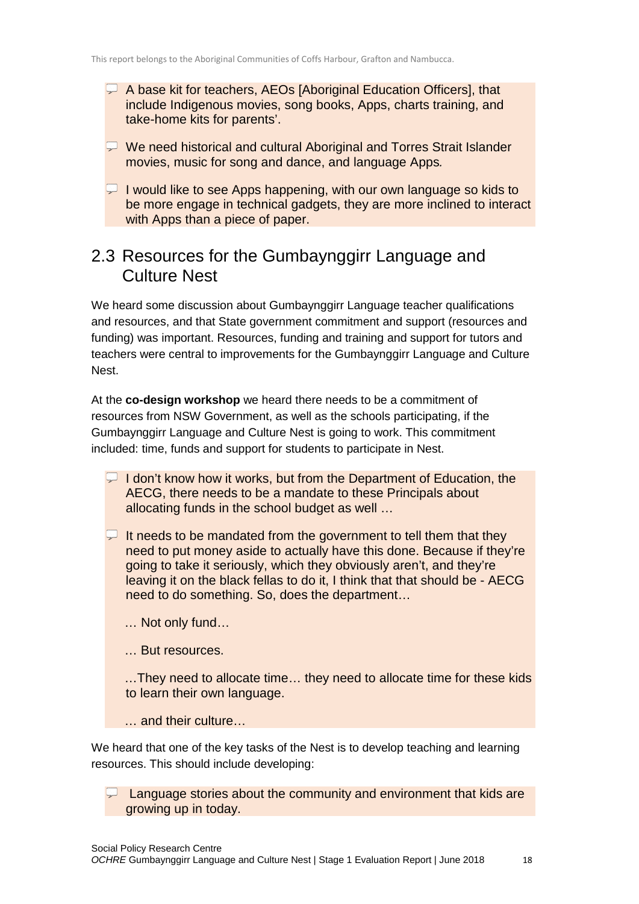- A base kit for teachers, AEOs [Aboriginal Education Officers], that include Indigenous movies, song books, Apps, charts training, and take-home kits for parents'.

- We need historical and cultural Aboriginal and Torres Strait Islander movies, music for song and dance, and language Apps.

- I would like to see Apps happening, with our own language so kids to be more engage in technical gadgets, they are more inclined to interact with Apps than a piece of paper.

## 2.3 Resources for the Gumbaynggirr Language and Culture Nest

We heard some discussion about Gumbaynggirr Language teacher qualifications and resources, and that State government commitment and support (resources and funding) was important. Resources, funding and training and support for tutors and teachers were central to improvements for the Gumbaynggirr Language and Culture Nest.

At the **co-design workshop** we heard there needs to be a commitment of resources from NSW Government, as well as the schools participating, if the Gumbaynggirr Language and Culture Nest is going to work. This commitment included: time, funds and support for students to participate in Nest.

- I don't know how it works, but from the Department of Education, the AECG, there needs to be a mandate to these Principals about allocating funds in the school budget as well …

- It needs to be mandated from the government to tell them that they need to put money aside to actually have this done. Because if they're going to take it seriously, which they obviously aren't, and they're leaving it on the black fellas to do it, I think that that should be - AECG need to do something. So, does the department…

  … Not only fund…

  … But resources.

  …They need to allocate time… they need to allocate time for these kids to learn their own language.

  … and their culture…

We heard that one of the key tasks of the Nest is to develop teaching and learning resources. This should include developing:

- Language stories about the community and environment that kids are growing up in today.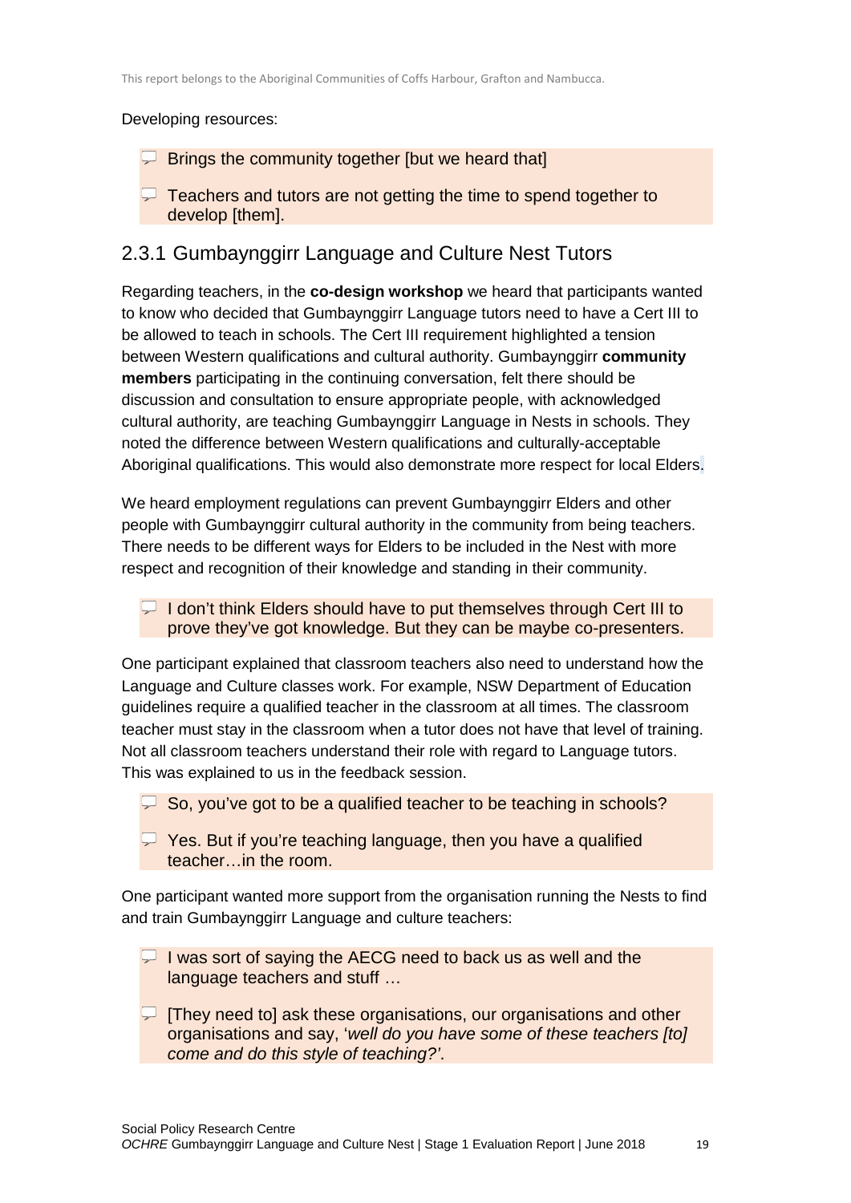Developing resources:

> Brings the community together [but we heard that]
>
> Teachers and tutors are not getting the time to spend together to develop [them].

### 2.3.1 Gumbaynggirr Language and Culture Nest Tutors

Regarding teachers, in the **co-design workshop** we heard that participants wanted to know who decided that Gumbaynggirr Language tutors need to have a Cert III to be allowed to teach in schools. The Cert III requirement highlighted a tension between Western qualifications and cultural authority. Gumbaynggirr **community members** participating in the continuing conversation, felt there should be discussion and consultation to ensure appropriate people, with acknowledged cultural authority, are teaching Gumbaynggirr Language in Nests in schools. They noted the difference between Western qualifications and culturally-acceptable Aboriginal qualifications. This would also demonstrate more respect for local Elders.

We heard employment regulations can prevent Gumbaynggirr Elders and other people with Gumbaynggirr cultural authority in the community from being teachers. There needs to be different ways for Elders to be included in the Nest with more respect and recognition of their knowledge and standing in their community.

> I don't think Elders should have to put themselves through Cert III to prove they've got knowledge. But they can be maybe co-presenters.

One participant explained that classroom teachers also need to understand how the Language and Culture classes work. For example, NSW Department of Education guidelines require a qualified teacher in the classroom at all times. The classroom teacher must stay in the classroom when a tutor does not have that level of training. Not all classroom teachers understand their role with regard to Language tutors. This was explained to us in the feedback session.

> So, you've got to be a qualified teacher to be teaching in schools?
>
> Yes. But if you're teaching language, then you have a qualified teacher…in the room.

One participant wanted more support from the organisation running the Nests to find and train Gumbaynggirr Language and culture teachers:

> I was sort of saying the AECG need to back us as well and the language teachers and stuff …
>
> [They need to] ask these organisations, our organisations and other organisations and say, '*well do you have some of these teachers [to] come and do this style of teaching?*'.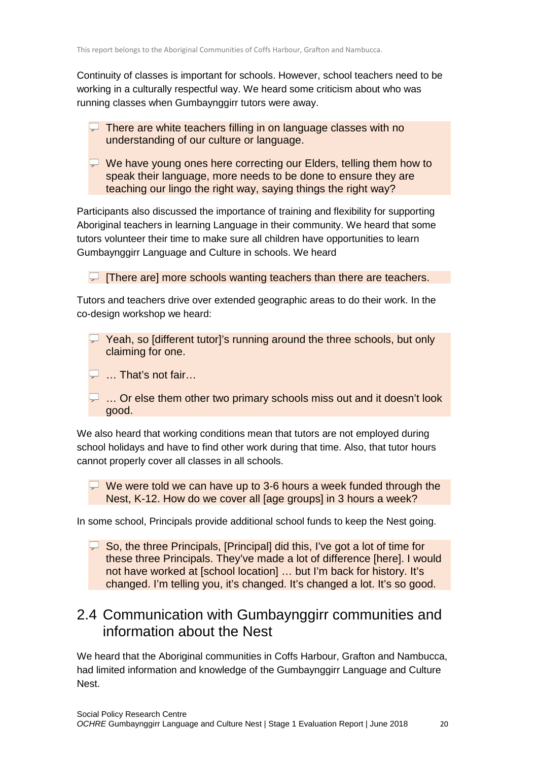Continuity of classes is important for schools. However, school teachers need to be working in a culturally respectful way. We heard some criticism about who was running classes when Gumbaynggirr tutors were away.

> There are white teachers filling in on language classes with no understanding of our culture or language.

> We have young ones here correcting our Elders, telling them how to speak their language, more needs to be done to ensure they are teaching our lingo the right way, saying things the right way?

Participants also discussed the importance of training and flexibility for supporting Aboriginal teachers in learning Language in their community. We heard that some tutors volunteer their time to make sure all children have opportunities to learn Gumbaynggirr Language and Culture in schools. We heard

> [There are] more schools wanting teachers than there are teachers.

Tutors and teachers drive over extended geographic areas to do their work. In the co-design workshop we heard:

> Yeah, so [different tutor]'s running around the three schools, but only claiming for one.

> … That's not fair…

> … Or else them other two primary schools miss out and it doesn't look good.

We also heard that working conditions mean that tutors are not employed during school holidays and have to find other work during that time. Also, that tutor hours cannot properly cover all classes in all schools.

> We were told we can have up to 3-6 hours a week funded through the Nest, K-12. How do we cover all [age groups] in 3 hours a week?

In some school, Principals provide additional school funds to keep the Nest going.

> So, the three Principals, [Principal] did this, I've got a lot of time for these three Principals. They've made a lot of difference [here]. I would not have worked at [school location] … but I'm back for history. It's changed. I'm telling you, it's changed. It's changed a lot. It's so good.

## 2.4 Communication with Gumbaynggirr communities and information about the Nest

We heard that the Aboriginal communities in Coffs Harbour, Grafton and Nambucca, had limited information and knowledge of the Gumbaynggirr Language and Culture Nest.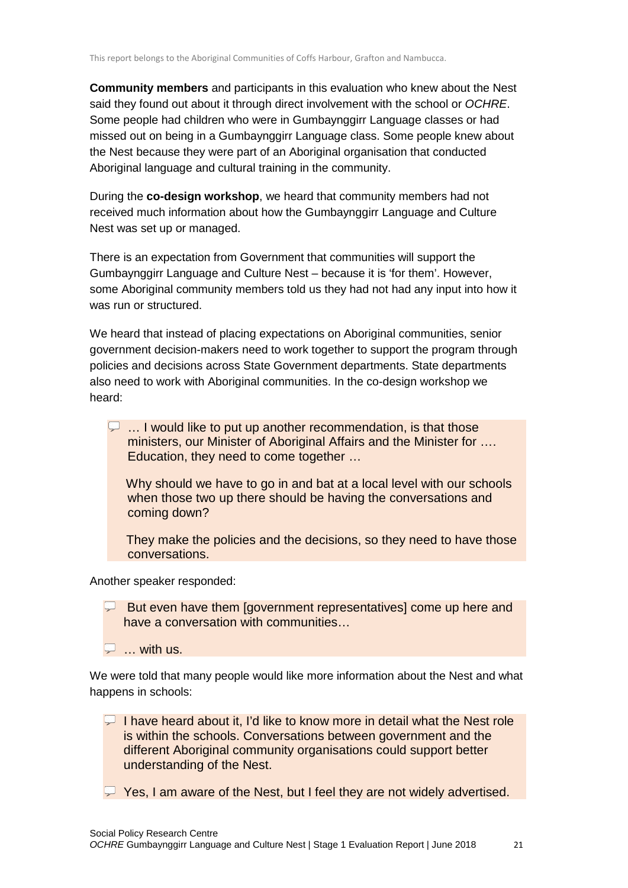**Community members** and participants in this evaluation who knew about the Nest said they found out about it through direct involvement with the school or *OCHRE*. Some people had children who were in Gumbaynggirr Language classes or had missed out on being in a Gumbaynggirr Language class. Some people knew about the Nest because they were part of an Aboriginal organisation that conducted Aboriginal language and cultural training in the community.

During the **co-design workshop**, we heard that community members had not received much information about how the Gumbaynggirr Language and Culture Nest was set up or managed.

There is an expectation from Government that communities will support the Gumbaynggirr Language and Culture Nest – because it is 'for them'. However, some Aboriginal community members told us they had not had any input into how it was run or structured.

We heard that instead of placing expectations on Aboriginal communities, senior government decision-makers need to work together to support the program through policies and decisions across State Government departments. State departments also need to work with Aboriginal communities. In the co-design workshop we heard:

> … I would like to put up another recommendation, is that those ministers, our Minister of Aboriginal Affairs and the Minister for …. Education, they need to come together …
>
> Why should we have to go in and bat at a local level with our schools when those two up there should be having the conversations and coming down?
>
> They make the policies and the decisions, so they need to have those conversations.

Another speaker responded:

> But even have them [government representatives] come up here and have a conversation with communities…
>
> … with us.

We were told that many people would like more information about the Nest and what happens in schools:

> I have heard about it, I'd like to know more in detail what the Nest role is within the schools. Conversations between government and the different Aboriginal community organisations could support better understanding of the Nest.
>
> Yes, I am aware of the Nest, but I feel they are not widely advertised.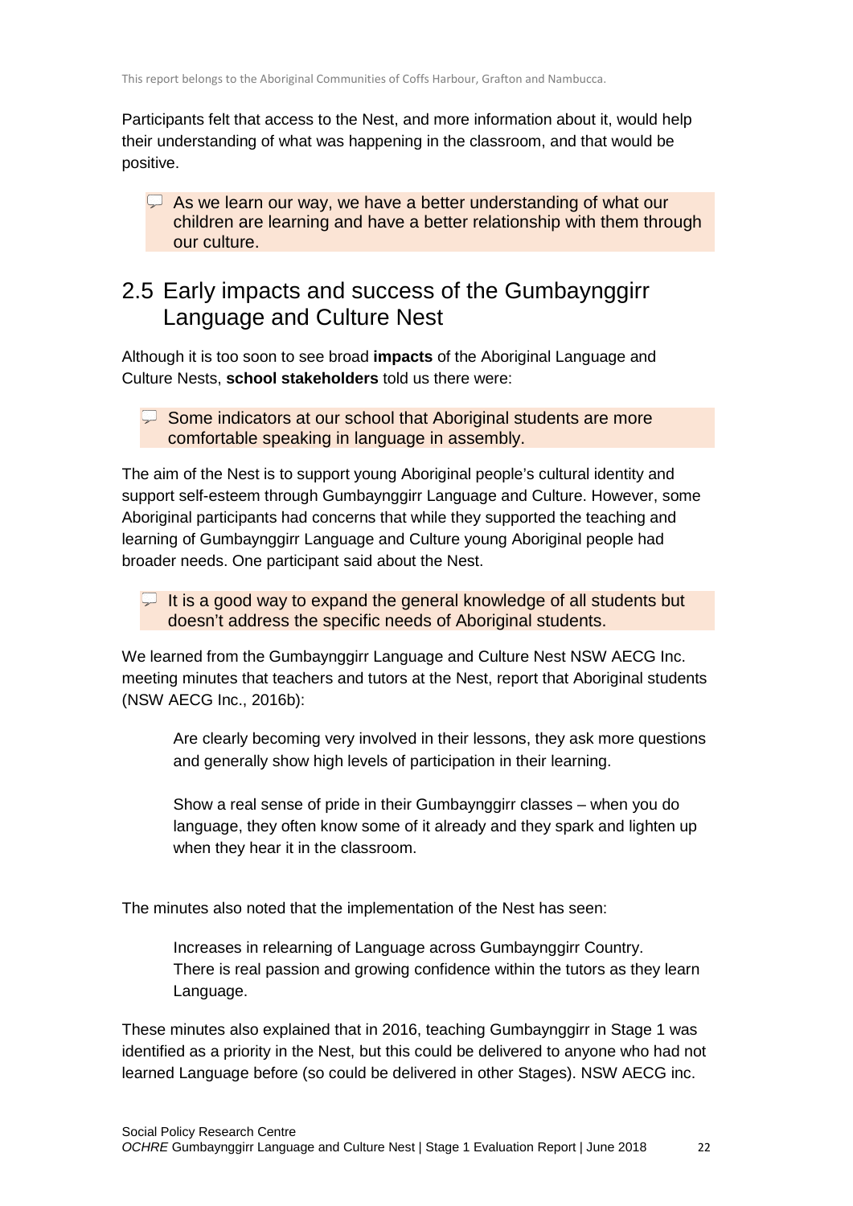Participants felt that access to the Nest, and more information about it, would help their understanding of what was happening in the classroom, and that would be positive.

> As we learn our way, we have a better understanding of what our children are learning and have a better relationship with them through our culture.

## 2.5 Early impacts and success of the Gumbaynggirr Language and Culture Nest

Although it is too soon to see broad **impacts** of the Aboriginal Language and Culture Nests, **school stakeholders** told us there were:

> Some indicators at our school that Aboriginal students are more comfortable speaking in language in assembly.

The aim of the Nest is to support young Aboriginal people's cultural identity and support self-esteem through Gumbaynggirr Language and Culture. However, some Aboriginal participants had concerns that while they supported the teaching and learning of Gumbaynggirr Language and Culture young Aboriginal people had broader needs. One participant said about the Nest.

> It is a good way to expand the general knowledge of all students but doesn't address the specific needs of Aboriginal students.

We learned from the Gumbaynggirr Language and Culture Nest NSW AECG Inc. meeting minutes that teachers and tutors at the Nest, report that Aboriginal students (NSW AECG Inc., 2016b):

> Are clearly becoming very involved in their lessons, they ask more questions and generally show high levels of participation in their learning.
>
> Show a real sense of pride in their Gumbaynggirr classes – when you do language, they often know some of it already and they spark and lighten up when they hear it in the classroom.

The minutes also noted that the implementation of the Nest has seen:

> Increases in relearning of Language across Gumbaynggirr Country. There is real passion and growing confidence within the tutors as they learn Language.

These minutes also explained that in 2016, teaching Gumbaynggirr in Stage 1 was identified as a priority in the Nest, but this could be delivered to anyone who had not learned Language before (so could be delivered in other Stages). NSW AECG inc.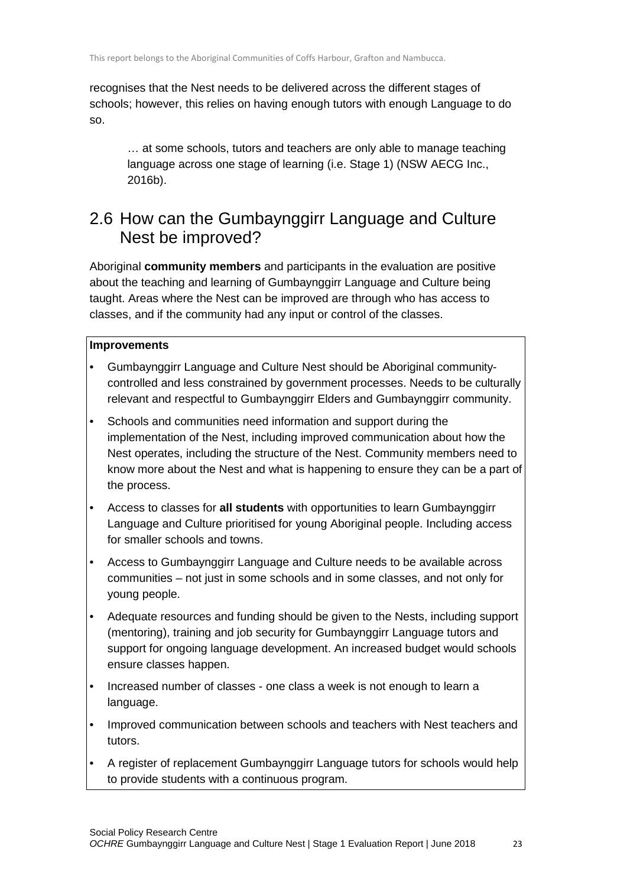recognises that the Nest needs to be delivered across the different stages of schools; however, this relies on having enough tutors with enough Language to do so.

> … at some schools, tutors and teachers are only able to manage teaching language across one stage of learning (i.e. Stage 1) (NSW AECG Inc., 2016b).

## 2.6 How can the Gumbaynggirr Language and Culture Nest be improved?

Aboriginal **community members** and participants in the evaluation are positive about the teaching and learning of Gumbaynggirr Language and Culture being taught. Areas where the Nest can be improved are through who has access to classes, and if the community had any input or control of the classes.

**Improvements**

- Gumbaynggirr Language and Culture Nest should be Aboriginal community-controlled and less constrained by government processes. Needs to be culturally relevant and respectful to Gumbaynggirr Elders and Gumbaynggirr community.
- Schools and communities need information and support during the implementation of the Nest, including improved communication about how the Nest operates, including the structure of the Nest. Community members need to know more about the Nest and what is happening to ensure they can be a part of the process.
- Access to classes for **all students** with opportunities to learn Gumbaynggirr Language and Culture prioritised for young Aboriginal people. Including access for smaller schools and towns.
- Access to Gumbaynggirr Language and Culture needs to be available across communities – not just in some schools and in some classes, and not only for young people.
- Adequate resources and funding should be given to the Nests, including support (mentoring), training and job security for Gumbaynggirr Language tutors and support for ongoing language development. An increased budget would schools ensure classes happen.
- Increased number of classes - one class a week is not enough to learn a language.
- Improved communication between schools and teachers with Nest teachers and tutors.
- A register of replacement Gumbaynggirr Language tutors for schools would help to provide students with a continuous program.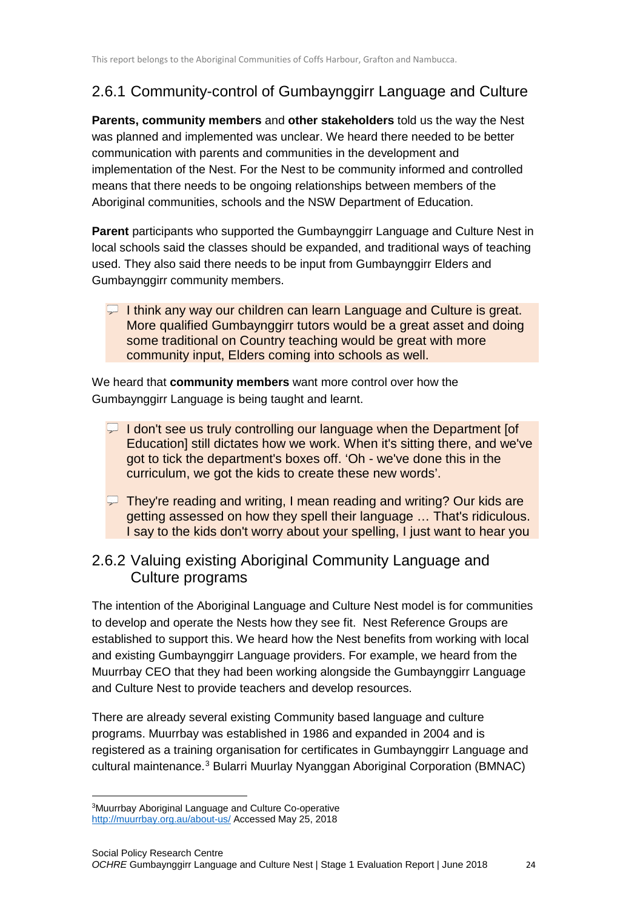### 2.6.1 Community-control of Gumbaynggirr Language and Culture

**Parents, community members** and **other stakeholders** told us the way the Nest was planned and implemented was unclear. We heard there needed to be better communication with parents and communities in the development and implementation of the Nest. For the Nest to be community informed and controlled means that there needs to be ongoing relationships between members of the Aboriginal communities, schools and the NSW Department of Education.

**Parent** participants who supported the Gumbaynggirr Language and Culture Nest in local schools said the classes should be expanded, and traditional ways of teaching used. They also said there needs to be input from Gumbaynggirr Elders and Gumbaynggirr community members.

> I think any way our children can learn Language and Culture is great. More qualified Gumbaynggirr tutors would be a great asset and doing some traditional on Country teaching would be great with more community input, Elders coming into schools as well.

We heard that **community members** want more control over how the Gumbaynggirr Language is being taught and learnt.

> I don't see us truly controlling our language when the Department [of Education] still dictates how we work. When it's sitting there, and we've got to tick the department's boxes off. 'Oh - we've done this in the curriculum, we got the kids to create these new words'.

> They're reading and writing, I mean reading and writing? Our kids are getting assessed on how they spell their language … That's ridiculous. I say to the kids don't worry about your spelling, I just want to hear you

### 2.6.2 Valuing existing Aboriginal Community Language and Culture programs

The intention of the Aboriginal Language and Culture Nest model is for communities to develop and operate the Nests how they see fit. Nest Reference Groups are established to support this. We heard how the Nest benefits from working with local and existing Gumbaynggirr Language providers. For example, we heard from the Muurrbay CEO that they had been working alongside the Gumbaynggirr Language and Culture Nest to provide teachers and develop resources.

There are already several existing Community based language and culture programs. Muurrbay was established in 1986 and expanded in 2004 and is registered as a training organisation for certificates in Gumbaynggirr Language and cultural maintenance.[3] Bularri Muurlay Nyanggan Aboriginal Corporation (BMNAC)

---

[3] Muurrbay Aboriginal Language and Culture Co-operative http://muurrbay.org.au/about-us/ Accessed May 25, 2018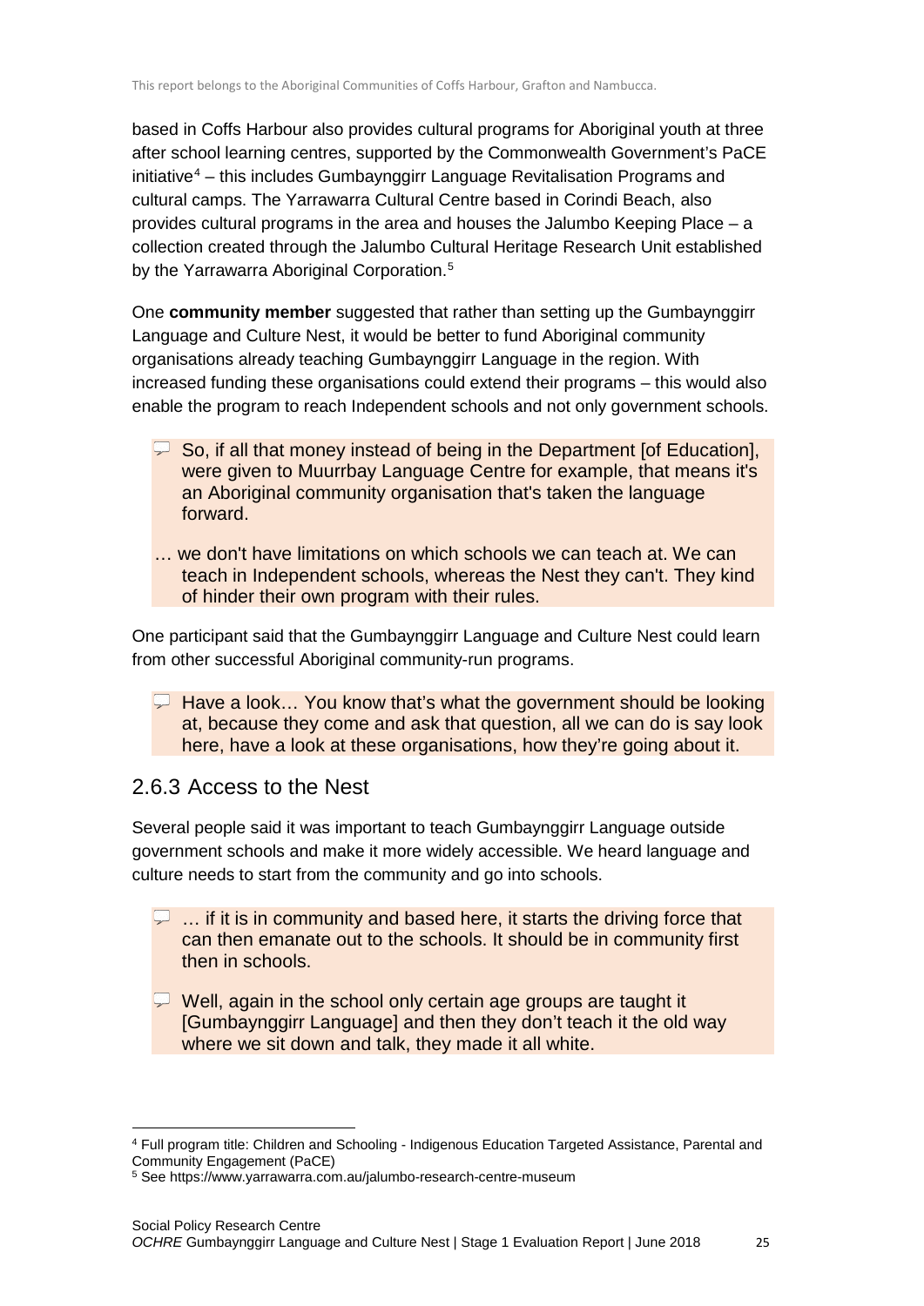based in Coffs Harbour also provides cultural programs for Aboriginal youth at three after school learning centres, supported by the Commonwealth Government's PaCE initiative[4] – this includes Gumbaynggirr Language Revitalisation Programs and cultural camps. The Yarrawarra Cultural Centre based in Corindi Beach, also provides cultural programs in the area and houses the Jalumbo Keeping Place – a collection created through the Jalumbo Cultural Heritage Research Unit established by the Yarrawarra Aboriginal Corporation.[5]

One **community member** suggested that rather than setting up the Gumbaynggirr Language and Culture Nest, it would be better to fund Aboriginal community organisations already teaching Gumbaynggirr Language in the region. With increased funding these organisations could extend their programs – this would also enable the program to reach Independent schools and not only government schools.

> So, if all that money instead of being in the Department [of Education], were given to Muurrbay Language Centre for example, that means it's an Aboriginal community organisation that's taken the language forward.
>
> … we don't have limitations on which schools we can teach at. We can teach in Independent schools, whereas the Nest they can't. They kind of hinder their own program with their rules.

One participant said that the Gumbaynggirr Language and Culture Nest could learn from other successful Aboriginal community-run programs.

> Have a look… You know that's what the government should be looking at, because they come and ask that question, all we can do is say look here, have a look at these organisations, how they're going about it.

### 2.6.3 Access to the Nest

Several people said it was important to teach Gumbaynggirr Language outside government schools and make it more widely accessible. We heard language and culture needs to start from the community and go into schools.

> … if it is in community and based here, it starts the driving force that can then emanate out to the schools. It should be in community first then in schools.

> Well, again in the school only certain age groups are taught it [Gumbaynggirr Language] and then they don't teach it the old way where we sit down and talk, they made it all white.

---

[4] Full program title: Children and Schooling - Indigenous Education Targeted Assistance, Parental and Community Engagement (PaCE)

[5] See https://www.yarrawarra.com.au/jalumbo-research-centre-museum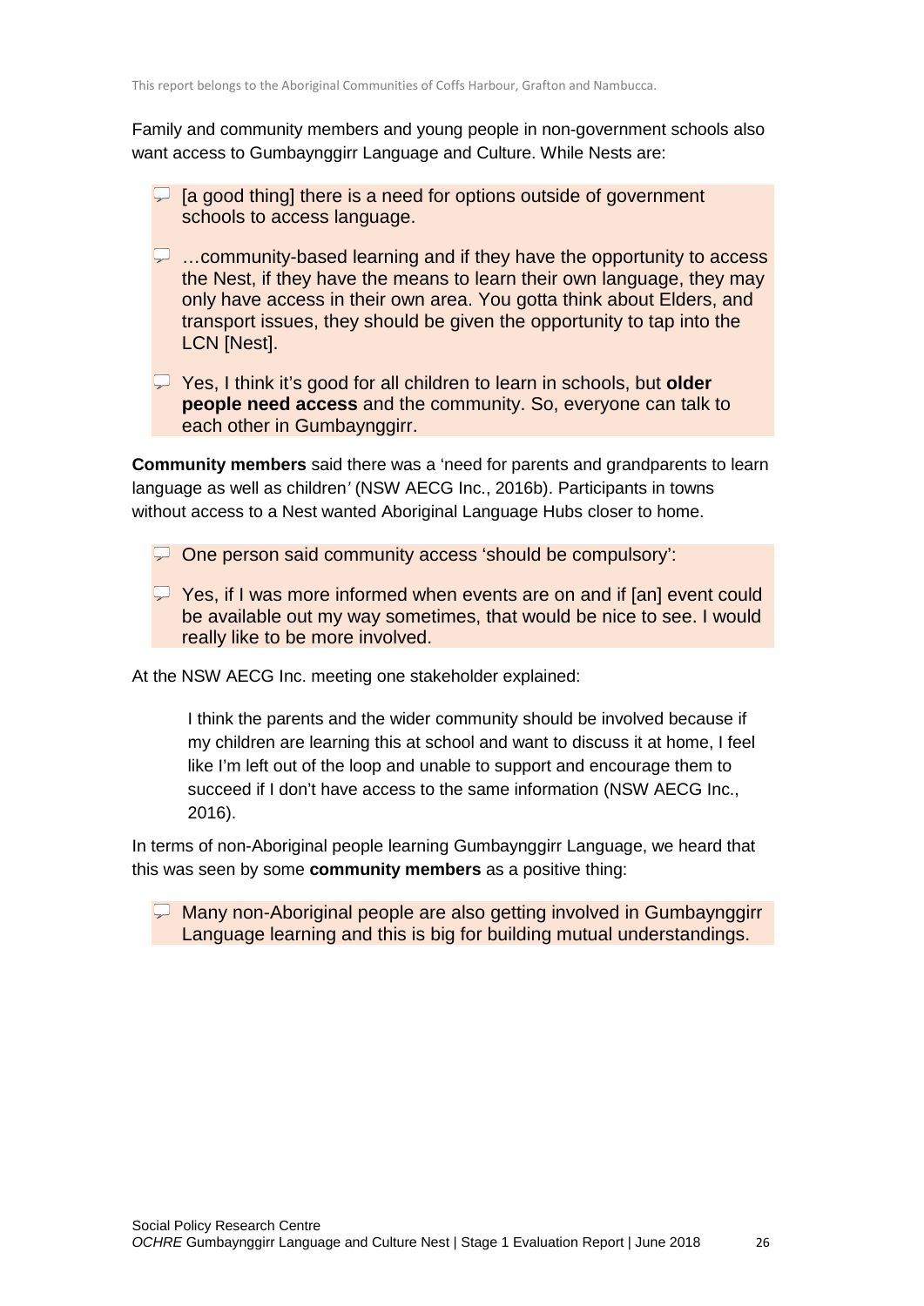Family and community members and young people in non-government schools also want access to Gumbaynggirr Language and Culture. While Nests are:

> [a good thing] there is a need for options outside of government schools to access language.

> …community-based learning and if they have the opportunity to access the Nest, if they have the means to learn their own language, they may only have access in their own area. You gotta think about Elders, and transport issues, they should be given the opportunity to tap into the LCN [Nest].

> Yes, I think it's good for all children to learn in schools, but **older people need access** and the community. So, everyone can talk to each other in Gumbaynggirr.

**Community members** said there was a 'need for parents and grandparents to learn language as well as children*'* (NSW AECG Inc., 2016b). Participants in towns without access to a Nest wanted Aboriginal Language Hubs closer to home.

> One person said community access 'should be compulsory':

> Yes, if I was more informed when events are on and if [an] event could be available out my way sometimes, that would be nice to see. I would really like to be more involved.

At the NSW AECG Inc. meeting one stakeholder explained:

> I think the parents and the wider community should be involved because if my children are learning this at school and want to discuss it at home, I feel like I'm left out of the loop and unable to support and encourage them to succeed if I don't have access to the same information (NSW AECG Inc., 2016).

In terms of non-Aboriginal people learning Gumbaynggirr Language, we heard that this was seen by some **community members** as a positive thing:

> Many non-Aboriginal people are also getting involved in Gumbaynggirr Language learning and this is big for building mutual understandings.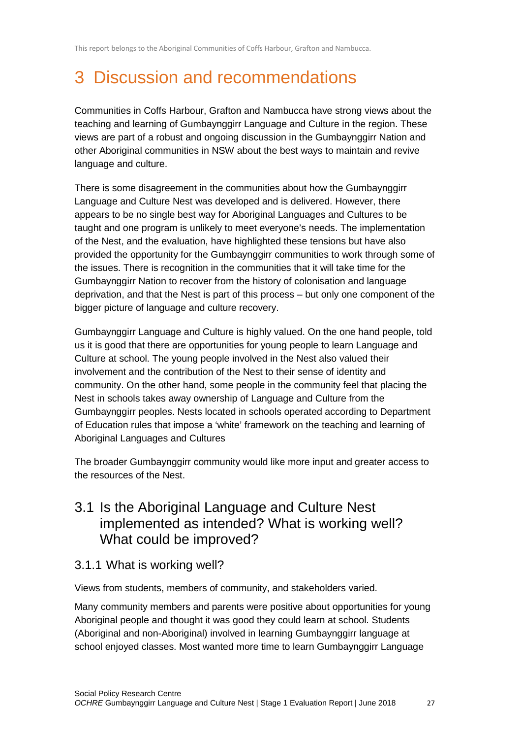# 3 Discussion and recommendations

Communities in Coffs Harbour, Grafton and Nambucca have strong views about the teaching and learning of Gumbaynggirr Language and Culture in the region. These views are part of a robust and ongoing discussion in the Gumbaynggirr Nation and other Aboriginal communities in NSW about the best ways to maintain and revive language and culture.

There is some disagreement in the communities about how the Gumbaynggirr Language and Culture Nest was developed and is delivered. However, there appears to be no single best way for Aboriginal Languages and Cultures to be taught and one program is unlikely to meet everyone's needs. The implementation of the Nest, and the evaluation, have highlighted these tensions but have also provided the opportunity for the Gumbaynggirr communities to work through some of the issues. There is recognition in the communities that it will take time for the Gumbaynggirr Nation to recover from the history of colonisation and language deprivation, and that the Nest is part of this process – but only one component of the bigger picture of language and culture recovery.

Gumbaynggirr Language and Culture is highly valued. On the one hand people, told us it is good that there are opportunities for young people to learn Language and Culture at school. The young people involved in the Nest also valued their involvement and the contribution of the Nest to their sense of identity and community. On the other hand, some people in the community feel that placing the Nest in schools takes away ownership of Language and Culture from the Gumbaynggirr peoples. Nests located in schools operated according to Department of Education rules that impose a 'white' framework on the teaching and learning of Aboriginal Languages and Cultures

The broader Gumbaynggirr community would like more input and greater access to the resources of the Nest.

## 3.1 Is the Aboriginal Language and Culture Nest implemented as intended? What is working well? What could be improved?

### 3.1.1 What is working well?

Views from students, members of community, and stakeholders varied.

Many community members and parents were positive about opportunities for young Aboriginal people and thought it was good they could learn at school. Students (Aboriginal and non-Aboriginal) involved in learning Gumbaynggirr language at school enjoyed classes. Most wanted more time to learn Gumbaynggirr Language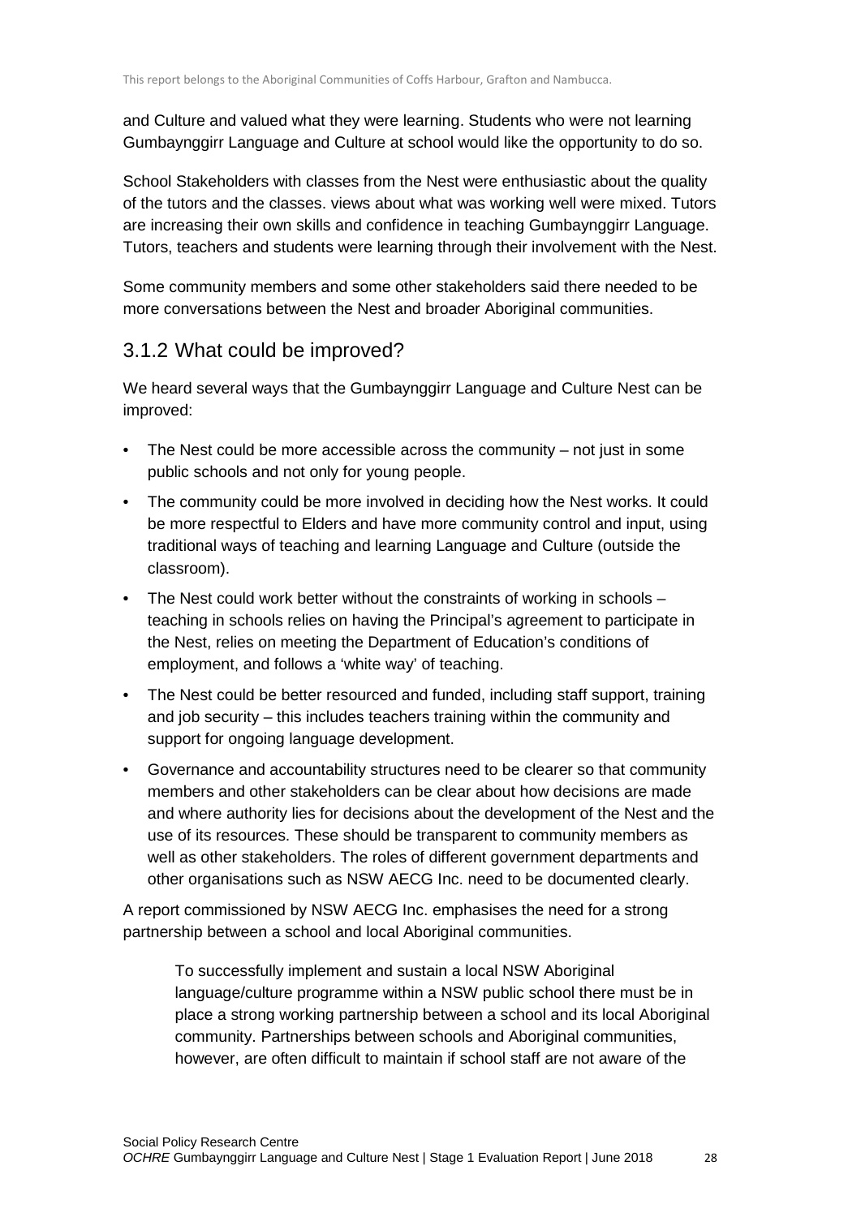and Culture and valued what they were learning. Students who were not learning Gumbaynggirr Language and Culture at school would like the opportunity to do so.

School Stakeholders with classes from the Nest were enthusiastic about the quality of the tutors and the classes. views about what was working well were mixed. Tutors are increasing their own skills and confidence in teaching Gumbaynggirr Language. Tutors, teachers and students were learning through their involvement with the Nest.

Some community members and some other stakeholders said there needed to be more conversations between the Nest and broader Aboriginal communities.

## 3.1.2 What could be improved?

We heard several ways that the Gumbaynggirr Language and Culture Nest can be improved:

- The Nest could be more accessible across the community – not just in some public schools and not only for young people.
- The community could be more involved in deciding how the Nest works. It could be more respectful to Elders and have more community control and input, using traditional ways of teaching and learning Language and Culture (outside the classroom).
- The Nest could work better without the constraints of working in schools – teaching in schools relies on having the Principal's agreement to participate in the Nest, relies on meeting the Department of Education's conditions of employment, and follows a 'white way' of teaching.
- The Nest could be better resourced and funded, including staff support, training and job security – this includes teachers training within the community and support for ongoing language development.
- Governance and accountability structures need to be clearer so that community members and other stakeholders can be clear about how decisions are made and where authority lies for decisions about the development of the Nest and the use of its resources. These should be transparent to community members as well as other stakeholders. The roles of different government departments and other organisations such as NSW AECG Inc. need to be documented clearly.

A report commissioned by NSW AECG Inc. emphasises the need for a strong partnership between a school and local Aboriginal communities.

> To successfully implement and sustain a local NSW Aboriginal language/culture programme within a NSW public school there must be in place a strong working partnership between a school and its local Aboriginal community. Partnerships between schools and Aboriginal communities, however, are often difficult to maintain if school staff are not aware of the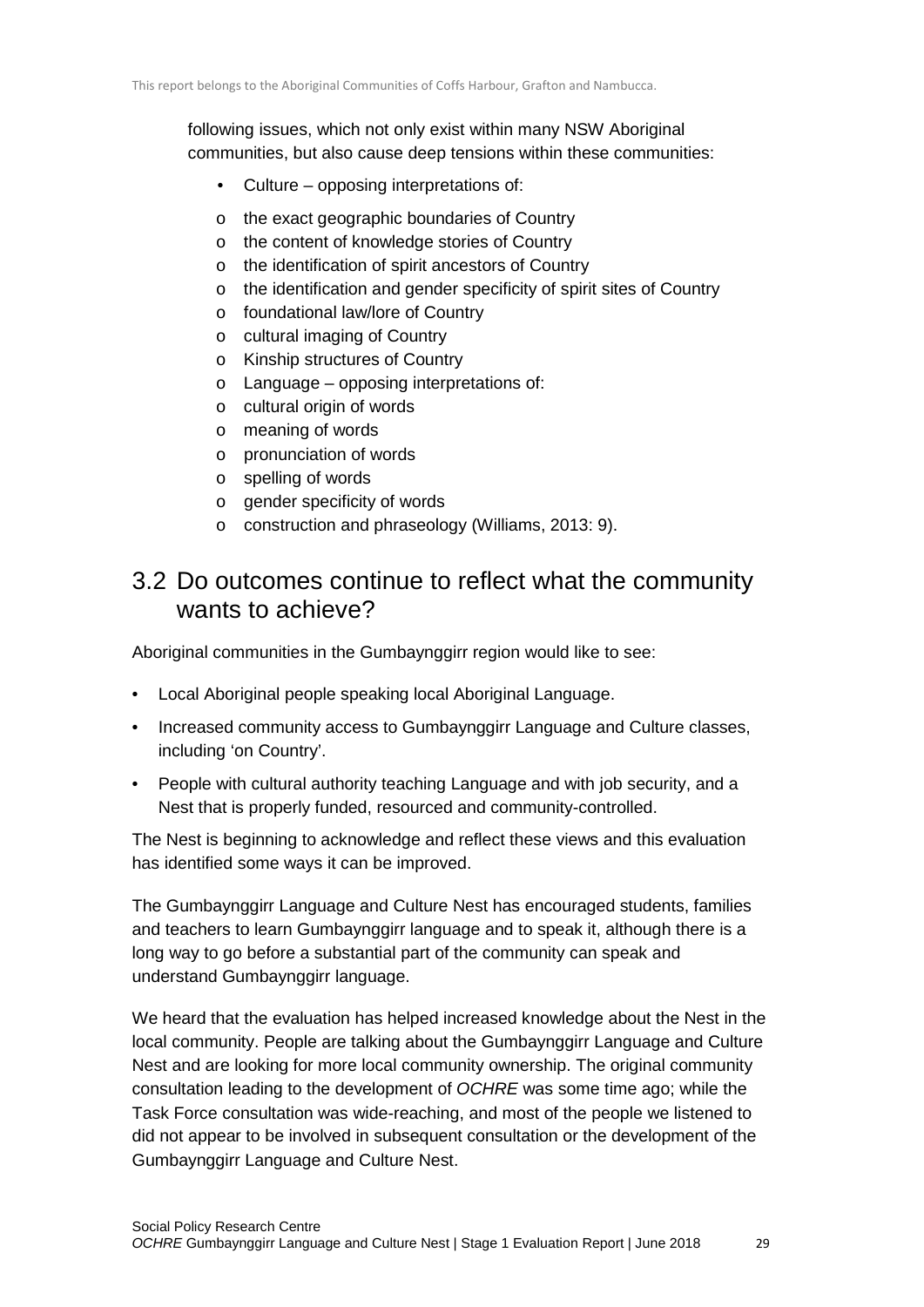following issues, which not only exist within many NSW Aboriginal communities, but also cause deep tensions within these communities:

- Culture – opposing interpretations of:
  - the exact geographic boundaries of Country
  - the content of knowledge stories of Country
  - the identification of spirit ancestors of Country
  - the identification and gender specificity of spirit sites of Country
  - foundational law/lore of Country
  - cultural imaging of Country
  - Kinship structures of Country
  - Language – opposing interpretations of:
  - cultural origin of words
  - meaning of words
  - pronunciation of words
  - spelling of words
  - gender specificity of words
  - construction and phraseology (Williams, 2013: 9).

## 3.2 Do outcomes continue to reflect what the community wants to achieve?

Aboriginal communities in the Gumbaynggirr region would like to see:

- Local Aboriginal people speaking local Aboriginal Language.
- Increased community access to Gumbaynggirr Language and Culture classes, including 'on Country'.
- People with cultural authority teaching Language and with job security, and a Nest that is properly funded, resourced and community-controlled.

The Nest is beginning to acknowledge and reflect these views and this evaluation has identified some ways it can be improved.

The Gumbaynggirr Language and Culture Nest has encouraged students, families and teachers to learn Gumbaynggirr language and to speak it, although there is a long way to go before a substantial part of the community can speak and understand Gumbaynggirr language.

We heard that the evaluation has helped increased knowledge about the Nest in the local community. People are talking about the Gumbaynggirr Language and Culture Nest and are looking for more local community ownership. The original community consultation leading to the development of *OCHRE* was some time ago; while the Task Force consultation was wide-reaching, and most of the people we listened to did not appear to be involved in subsequent consultation or the development of the Gumbaynggirr Language and Culture Nest.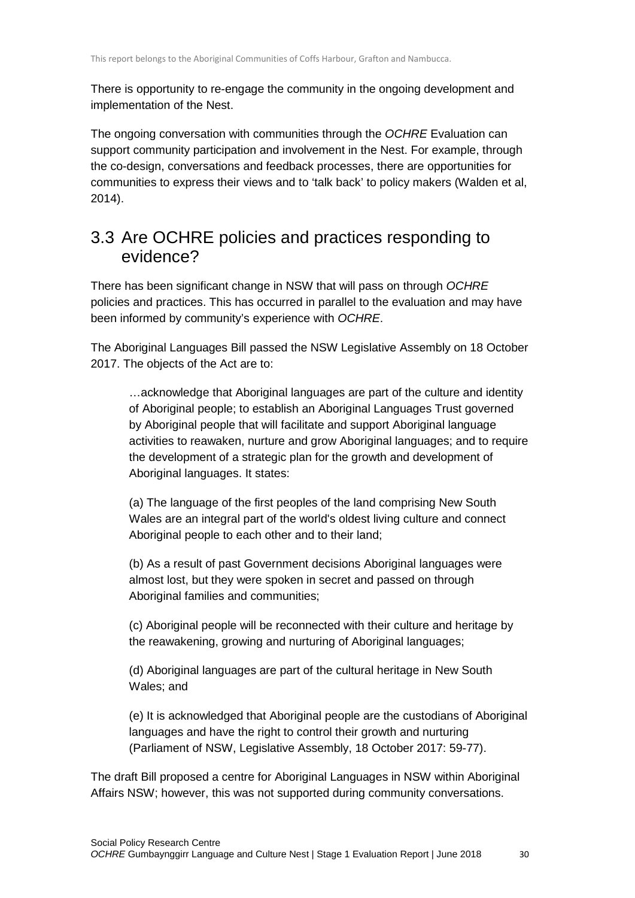There is opportunity to re-engage the community in the ongoing development and implementation of the Nest.

The ongoing conversation with communities through the *OCHRE* Evaluation can support community participation and involvement in the Nest. For example, through the co-design, conversations and feedback processes, there are opportunities for communities to express their views and to 'talk back' to policy makers (Walden et al, 2014).

## 3.3 Are OCHRE policies and practices responding to evidence?

There has been significant change in NSW that will pass on through *OCHRE* policies and practices. This has occurred in parallel to the evaluation and may have been informed by community's experience with *OCHRE*.

The Aboriginal Languages Bill passed the NSW Legislative Assembly on 18 October 2017. The objects of the Act are to:

> …acknowledge that Aboriginal languages are part of the culture and identity of Aboriginal people; to establish an Aboriginal Languages Trust governed by Aboriginal people that will facilitate and support Aboriginal language activities to reawaken, nurture and grow Aboriginal languages; and to require the development of a strategic plan for the growth and development of Aboriginal languages. It states:
>
> (a) The language of the first peoples of the land comprising New South Wales are an integral part of the world's oldest living culture and connect Aboriginal people to each other and to their land;
>
> (b) As a result of past Government decisions Aboriginal languages were almost lost, but they were spoken in secret and passed on through Aboriginal families and communities;
>
> (c) Aboriginal people will be reconnected with their culture and heritage by the reawakening, growing and nurturing of Aboriginal languages;
>
> (d) Aboriginal languages are part of the cultural heritage in New South Wales; and
>
> (e) It is acknowledged that Aboriginal people are the custodians of Aboriginal languages and have the right to control their growth and nurturing (Parliament of NSW, Legislative Assembly, 18 October 2017: 59-77).

The draft Bill proposed a centre for Aboriginal Languages in NSW within Aboriginal Affairs NSW; however, this was not supported during community conversations.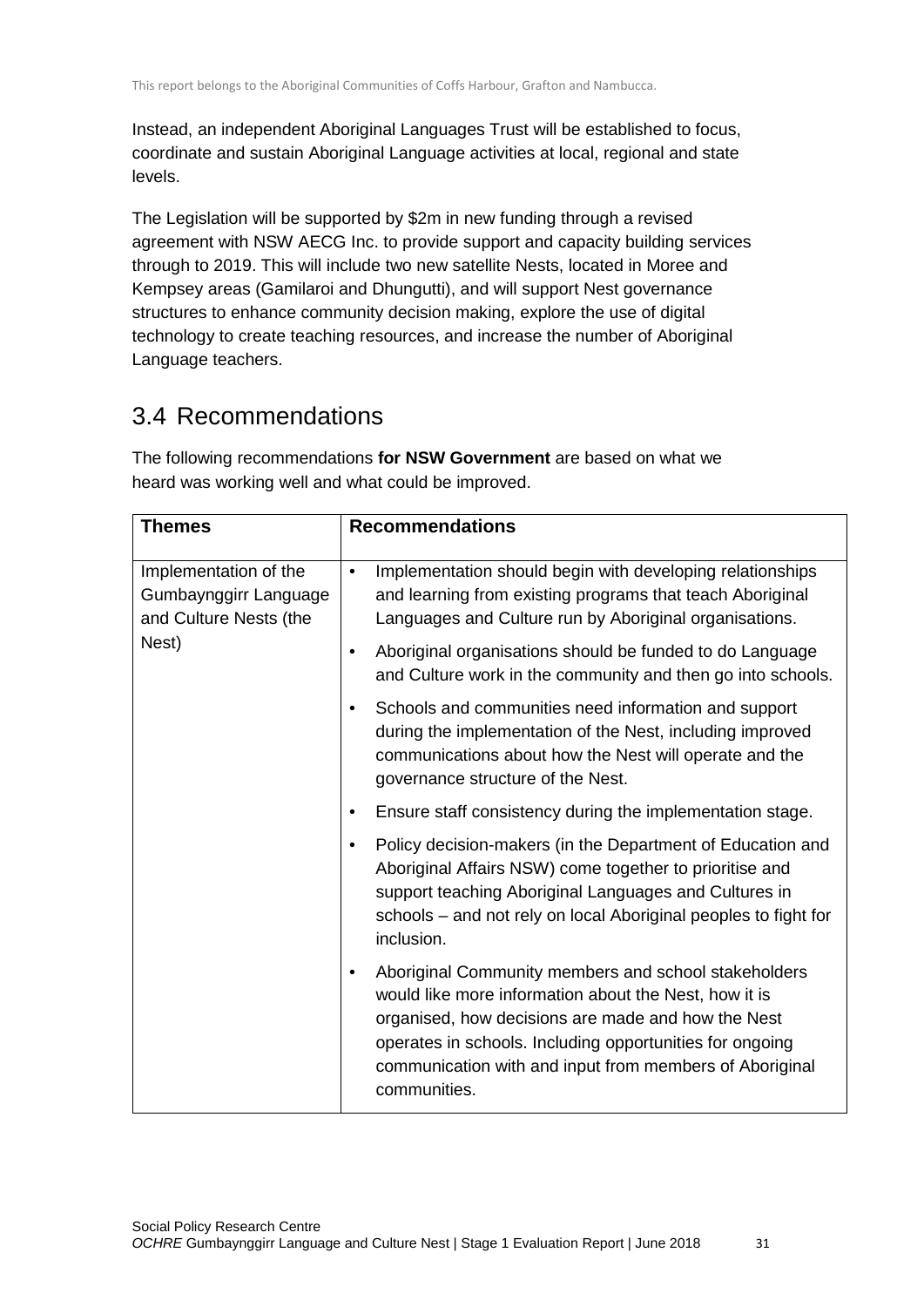Instead, an independent Aboriginal Languages Trust will be established to focus, coordinate and sustain Aboriginal Language activities at local, regional and state levels.

The Legislation will be supported by $2m in new funding through a revised agreement with NSW AECG Inc. to provide support and capacity building services through to 2019. This will include two new satellite Nests, located in Moree and Kempsey areas (Gamilaroi and Dhungutti), and will support Nest governance structures to enhance community decision making, explore the use of digital technology to create teaching resources, and increase the number of Aboriginal Language teachers.

## 3.4 Recommendations

The following recommendations **for NSW Government** are based on what we heard was working well and what could be improved.

| Themes | Recommendations |
|---|---|
| Implementation of the Gumbaynggirr Language and Culture Nests (the Nest) | • Implementation should begin with developing relationships and learning from existing programs that teach Aboriginal Languages and Culture run by Aboriginal organisations.<br>• Aboriginal organisations should be funded to do Language and Culture work in the community and then go into schools.<br>• Schools and communities need information and support during the implementation of the Nest, including improved communications about how the Nest will operate and the governance structure of the Nest.<br>• Ensure staff consistency during the implementation stage.<br>• Policy decision-makers (in the Department of Education and Aboriginal Affairs NSW) come together to prioritise and support teaching Aboriginal Languages and Cultures in schools – and not rely on local Aboriginal peoples to fight for inclusion.<br>• Aboriginal Community members and school stakeholders would like more information about the Nest, how it is organised, how decisions are made and how the Nest operates in schools. Including opportunities for ongoing communication with and input from members of Aboriginal communities. |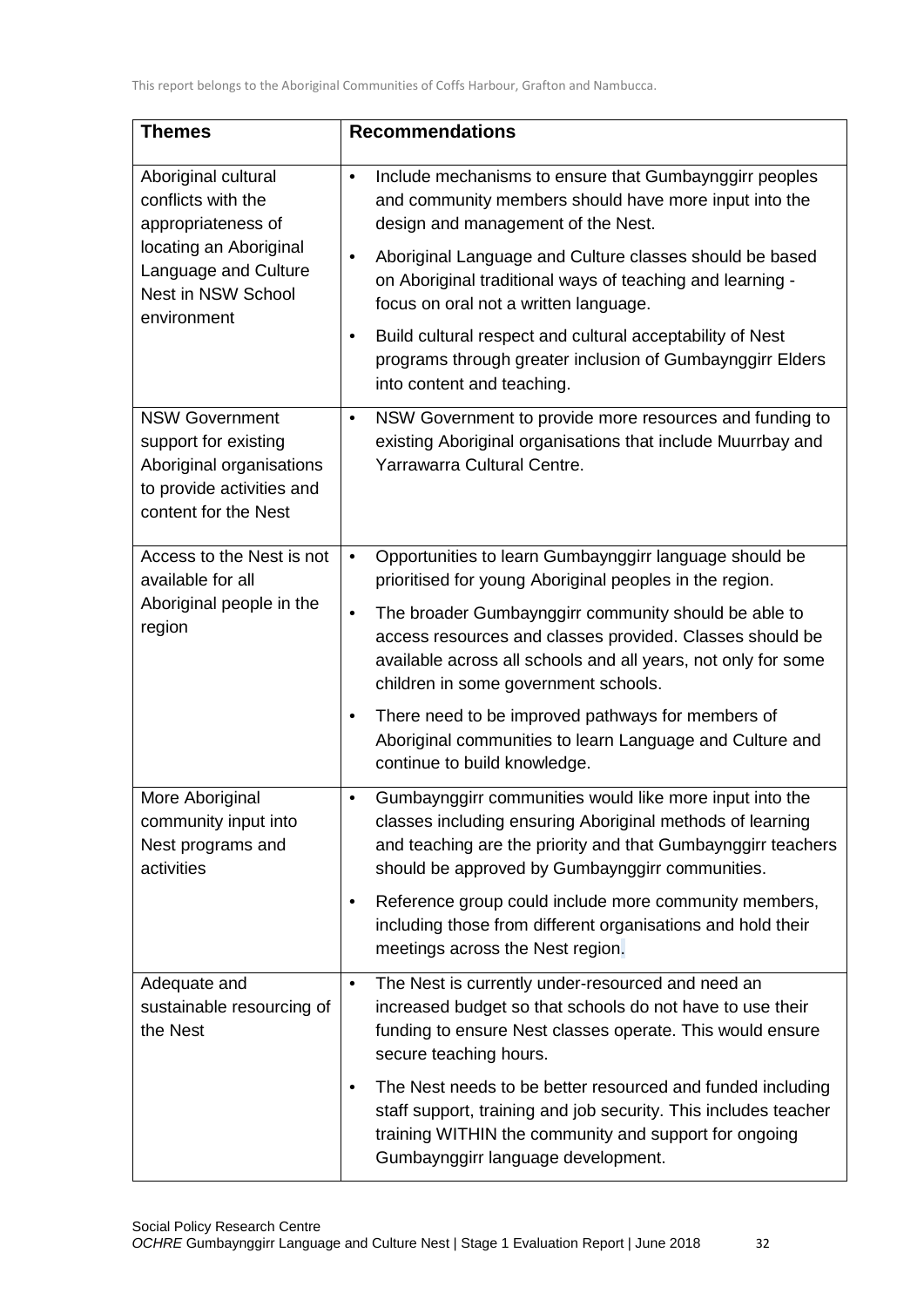| Themes | Recommendations |
|---|---|
| Aboriginal cultural conflicts with the appropriateness of locating an Aboriginal Language and Culture Nest in NSW School environment | • Include mechanisms to ensure that Gumbaynggirr peoples and community members should have more input into the design and management of the Nest.<br>• Aboriginal Language and Culture classes should be based on Aboriginal traditional ways of teaching and learning - focus on oral not a written language.<br>• Build cultural respect and cultural acceptability of Nest programs through greater inclusion of Gumbaynggirr Elders into content and teaching. |
| NSW Government support for existing Aboriginal organisations to provide activities and content for the Nest | • NSW Government to provide more resources and funding to existing Aboriginal organisations that include Muurrbay and Yarrawarra Cultural Centre. |
| Access to the Nest is not available for all Aboriginal people in the region | • Opportunities to learn Gumbaynggirr language should be prioritised for young Aboriginal peoples in the region.<br>• The broader Gumbaynggirr community should be able to access resources and classes provided. Classes should be available across all schools and all years, not only for some children in some government schools.<br>• There need to be improved pathways for members of Aboriginal communities to learn Language and Culture and continue to build knowledge. |
| More Aboriginal community input into Nest programs and activities | • Gumbaynggirr communities would like more input into the classes including ensuring Aboriginal methods of learning and teaching are the priority and that Gumbaynggirr teachers should be approved by Gumbaynggirr communities.<br>• Reference group could include more community members, including those from different organisations and hold their meetings across the Nest region. |
| Adequate and sustainable resourcing of the Nest | • The Nest is currently under-resourced and need an increased budget so that schools do not have to use their funding to ensure Nest classes operate. This would ensure secure teaching hours.<br>• The Nest needs to be better resourced and funded including staff support, training and job security. This includes teacher training WITHIN the community and support for ongoing Gumbaynggirr language development. |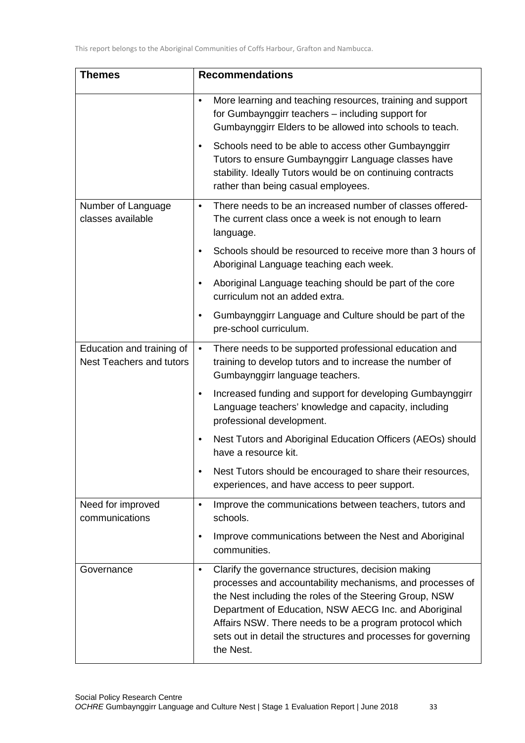| Themes | Recommendations |
| --- | --- |
| | • More learning and teaching resources, training and support for Gumbaynggirr teachers – including support for Gumbaynggirr Elders to be allowed into schools to teach.<br>• Schools need to be able to access other Gumbaynggirr Tutors to ensure Gumbaynggirr Language classes have stability. Ideally Tutors would be on continuing contracts rather than being casual employees. |
| Number of Language classes available | • There needs to be an increased number of classes offered- The current class once a week is not enough to learn language.<br>• Schools should be resourced to receive more than 3 hours of Aboriginal Language teaching each week.<br>• Aboriginal Language teaching should be part of the core curriculum not an added extra.<br>• Gumbaynggirr Language and Culture should be part of the pre-school curriculum. |
| Education and training of Nest Teachers and tutors | • There needs to be supported professional education and training to develop tutors and to increase the number of Gumbaynggirr language teachers.<br>• Increased funding and support for developing Gumbaynggirr Language teachers' knowledge and capacity, including professional development.<br>• Nest Tutors and Aboriginal Education Officers (AEOs) should have a resource kit.<br>• Nest Tutors should be encouraged to share their resources, experiences, and have access to peer support. |
| Need for improved communications | • Improve the communications between teachers, tutors and schools.<br>• Improve communications between the Nest and Aboriginal communities. |
| Governance | • Clarify the governance structures, decision making processes and accountability mechanisms, and processes of the Nest including the roles of the Steering Group, NSW Department of Education, NSW AECG Inc. and Aboriginal Affairs NSW. There needs to be a program protocol which sets out in detail the structures and processes for governing the Nest. |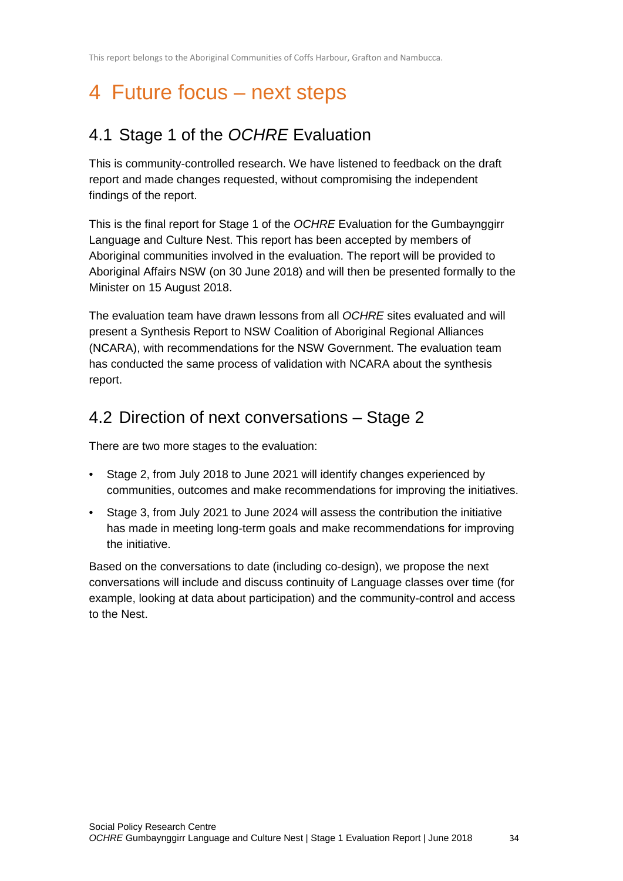# 4 Future focus – next steps

## 4.1 Stage 1 of the *OCHRE* Evaluation

This is community-controlled research. We have listened to feedback on the draft report and made changes requested, without compromising the independent findings of the report.

This is the final report for Stage 1 of the *OCHRE* Evaluation for the Gumbaynggirr Language and Culture Nest. This report has been accepted by members of Aboriginal communities involved in the evaluation. The report will be provided to Aboriginal Affairs NSW (on 30 June 2018) and will then be presented formally to the Minister on 15 August 2018.

The evaluation team have drawn lessons from all *OCHRE* sites evaluated and will present a Synthesis Report to NSW Coalition of Aboriginal Regional Alliances (NCARA), with recommendations for the NSW Government. The evaluation team has conducted the same process of validation with NCARA about the synthesis report.

## 4.2 Direction of next conversations – Stage 2

There are two more stages to the evaluation:

- Stage 2, from July 2018 to June 2021 will identify changes experienced by communities, outcomes and make recommendations for improving the initiatives.
- Stage 3, from July 2021 to June 2024 will assess the contribution the initiative has made in meeting long-term goals and make recommendations for improving the initiative.

Based on the conversations to date (including co-design), we propose the next conversations will include and discuss continuity of Language classes over time (for example, looking at data about participation) and the community-control and access to the Nest.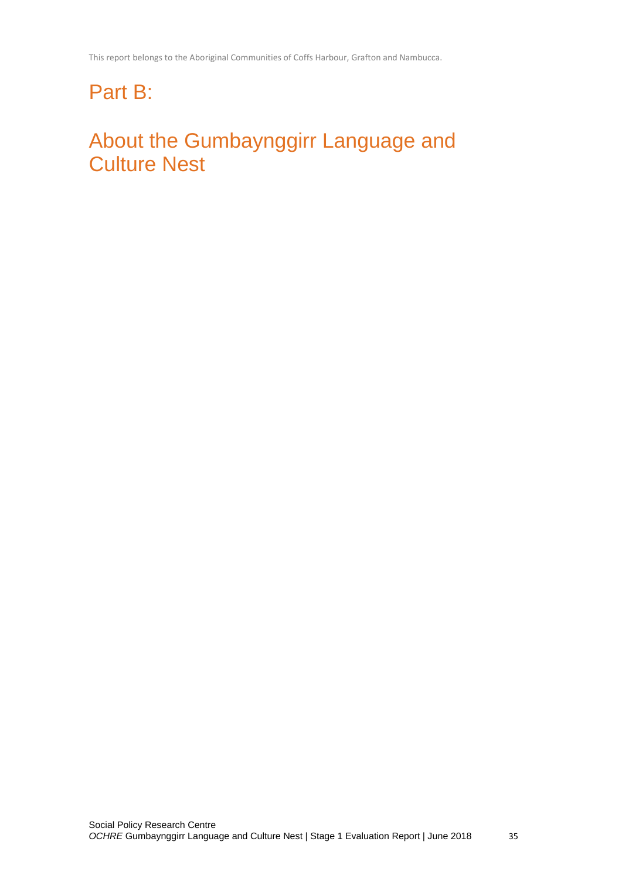# Part B:

# About the Gumbaynggirr Language and Culture Nest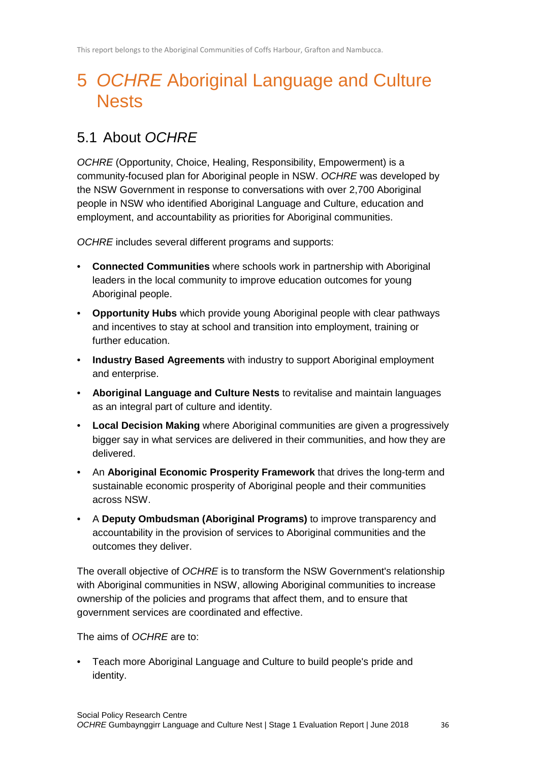# 5 *OCHRE* Aboriginal Language and Culture Nests

## 5.1 About *OCHRE*

*OCHRE* (Opportunity, Choice, Healing, Responsibility, Empowerment) is a community-focused plan for Aboriginal people in NSW. *OCHRE* was developed by the NSW Government in response to conversations with over 2,700 Aboriginal people in NSW who identified Aboriginal Language and Culture, education and employment, and accountability as priorities for Aboriginal communities.

*OCHRE* includes several different programs and supports:

- **Connected Communities** where schools work in partnership with Aboriginal leaders in the local community to improve education outcomes for young Aboriginal people.
- **Opportunity Hubs** which provide young Aboriginal people with clear pathways and incentives to stay at school and transition into employment, training or further education.
- **Industry Based Agreements** with industry to support Aboriginal employment and enterprise.
- **Aboriginal Language and Culture Nests** to revitalise and maintain languages as an integral part of culture and identity.
- **Local Decision Making** where Aboriginal communities are given a progressively bigger say in what services are delivered in their communities, and how they are delivered.
- An **Aboriginal Economic Prosperity Framework** that drives the long-term and sustainable economic prosperity of Aboriginal people and their communities across NSW.
- A **Deputy Ombudsman (Aboriginal Programs)** to improve transparency and accountability in the provision of services to Aboriginal communities and the outcomes they deliver.

The overall objective of *OCHRE* is to transform the NSW Government's relationship with Aboriginal communities in NSW, allowing Aboriginal communities to increase ownership of the policies and programs that affect them, and to ensure that government services are coordinated and effective.

The aims of *OCHRE* are to:

- Teach more Aboriginal Language and Culture to build people's pride and identity.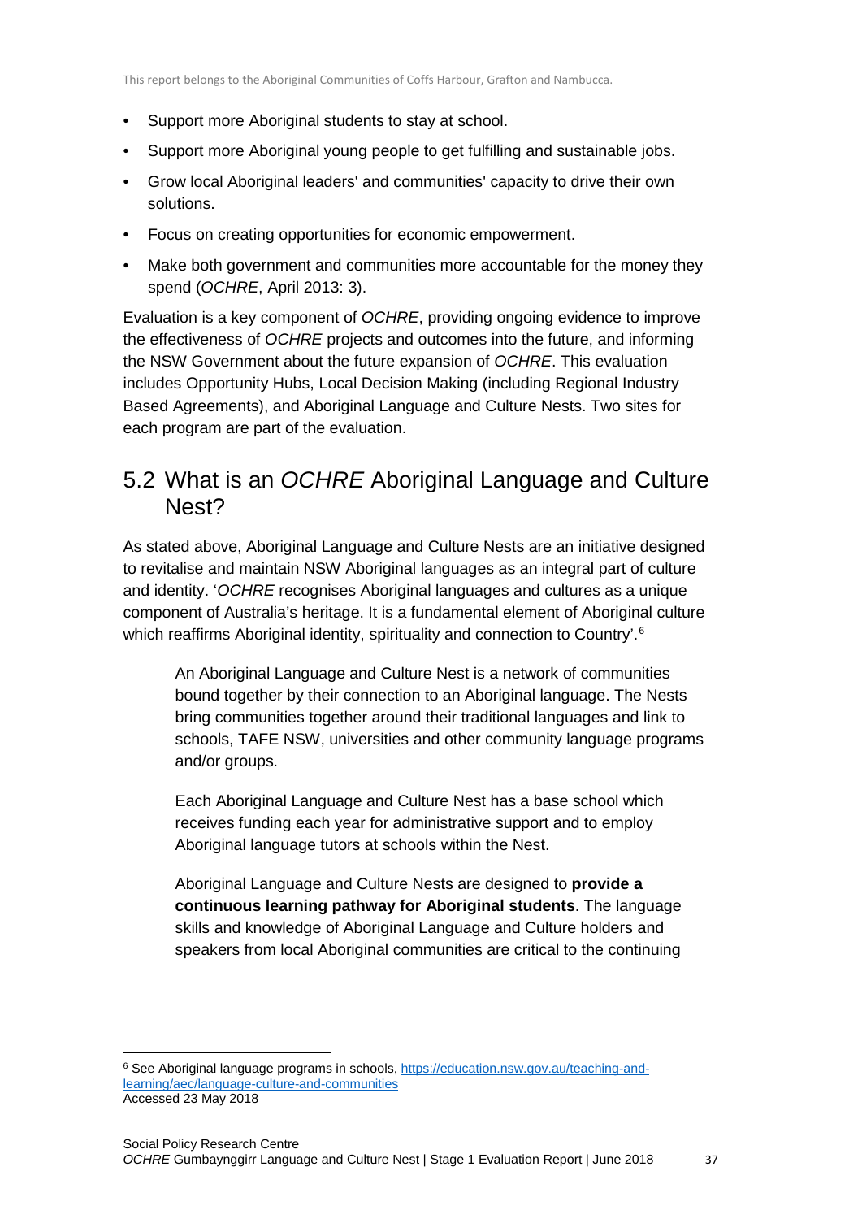- Support more Aboriginal students to stay at school.
- Support more Aboriginal young people to get fulfilling and sustainable jobs.
- Grow local Aboriginal leaders' and communities' capacity to drive their own solutions.
- Focus on creating opportunities for economic empowerment.
- Make both government and communities more accountable for the money they spend (*OCHRE*, April 2013: 3).

Evaluation is a key component of *OCHRE*, providing ongoing evidence to improve the effectiveness of *OCHRE* projects and outcomes into the future, and informing the NSW Government about the future expansion of *OCHRE*. This evaluation includes Opportunity Hubs, Local Decision Making (including Regional Industry Based Agreements), and Aboriginal Language and Culture Nests. Two sites for each program are part of the evaluation.

## 5.2 What is an *OCHRE* Aboriginal Language and Culture Nest?

As stated above, Aboriginal Language and Culture Nests are an initiative designed to revitalise and maintain NSW Aboriginal languages as an integral part of culture and identity. '*OCHRE* recognises Aboriginal languages and cultures as a unique component of Australia's heritage. It is a fundamental element of Aboriginal culture which reaffirms Aboriginal identity, spirituality and connection to Country'.[6]

> An Aboriginal Language and Culture Nest is a network of communities bound together by their connection to an Aboriginal language. The Nests bring communities together around their traditional languages and link to schools, TAFE NSW, universities and other community language programs and/or groups.
>
> Each Aboriginal Language and Culture Nest has a base school which receives funding each year for administrative support and to employ Aboriginal language tutors at schools within the Nest.
>
> Aboriginal Language and Culture Nests are designed to **provide a continuous learning pathway for Aboriginal students**. The language skills and knowledge of Aboriginal Language and Culture holders and speakers from local Aboriginal communities are critical to the continuing

---

[6] See Aboriginal language programs in schools, https://education.nsw.gov.au/teaching-and-learning/aec/language-culture-and-communities Accessed 23 May 2018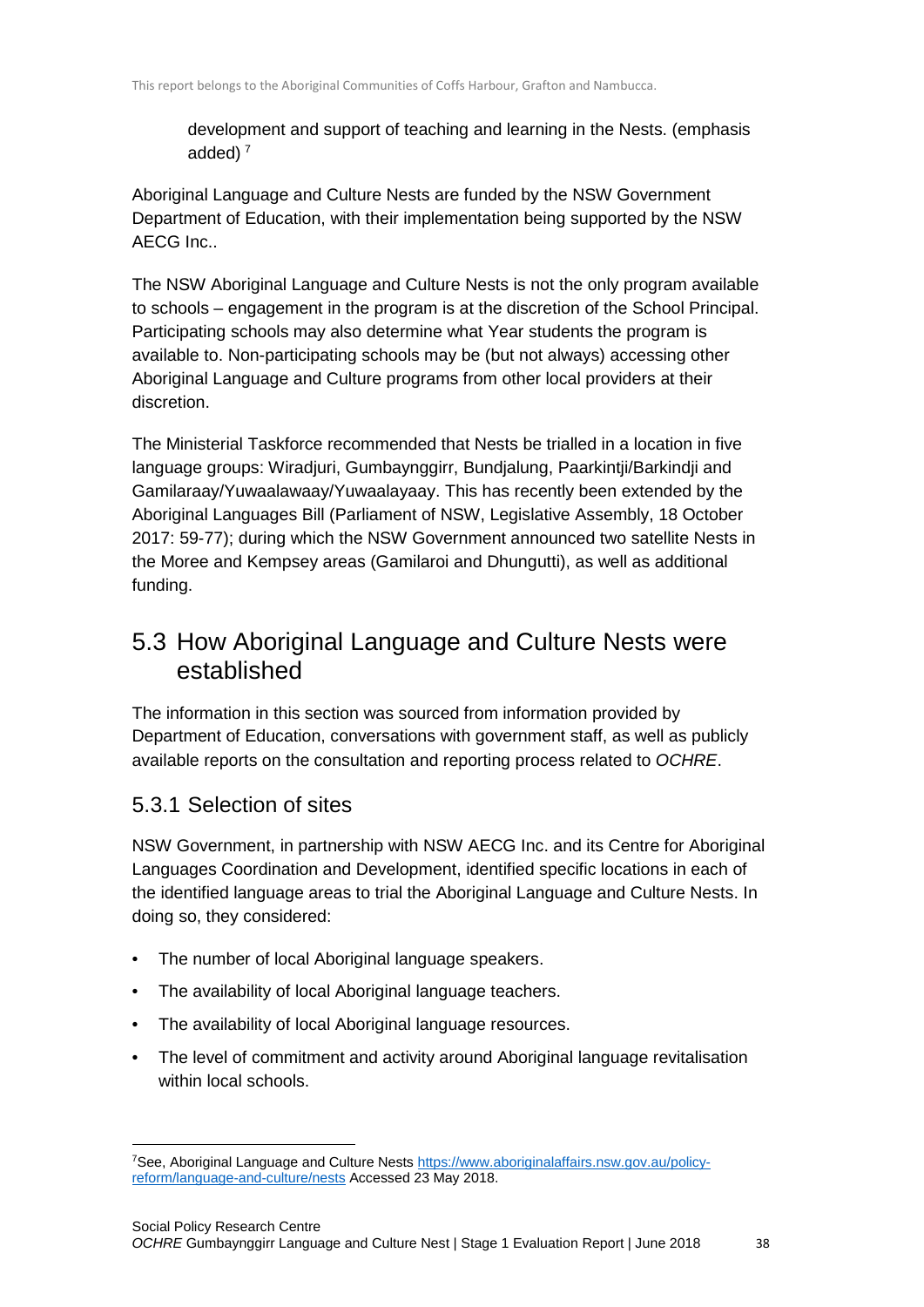> development and support of teaching and learning in the Nests. (emphasis added) [7]

Aboriginal Language and Culture Nests are funded by the NSW Government Department of Education, with their implementation being supported by the NSW AECG Inc..

The NSW Aboriginal Language and Culture Nests is not the only program available to schools – engagement in the program is at the discretion of the School Principal. Participating schools may also determine what Year students the program is available to. Non-participating schools may be (but not always) accessing other Aboriginal Language and Culture programs from other local providers at their discretion.

The Ministerial Taskforce recommended that Nests be trialled in a location in five language groups: Wiradjuri, Gumbaynggirr, Bundjalung, Paarkintji/Barkindji and Gamilaraay/Yuwaalawaay/Yuwaalayaay. This has recently been extended by the Aboriginal Languages Bill (Parliament of NSW, Legislative Assembly, 18 October 2017: 59-77); during which the NSW Government announced two satellite Nests in the Moree and Kempsey areas (Gamilaroi and Dhungutti), as well as additional funding.

## 5.3 How Aboriginal Language and Culture Nests were established

The information in this section was sourced from information provided by Department of Education, conversations with government staff, as well as publicly available reports on the consultation and reporting process related to *OCHRE*.

### 5.3.1 Selection of sites

NSW Government, in partnership with NSW AECG Inc. and its Centre for Aboriginal Languages Coordination and Development, identified specific locations in each of the identified language areas to trial the Aboriginal Language and Culture Nests. In doing so, they considered:

- The number of local Aboriginal language speakers.
- The availability of local Aboriginal language teachers.
- The availability of local Aboriginal language resources.
- The level of commitment and activity around Aboriginal language revitalisation within local schools.

[7] See, Aboriginal Language and Culture Nests https://www.aboriginalaffairs.nsw.gov.au/policy-reform/language-and-culture/nests Accessed 23 May 2018.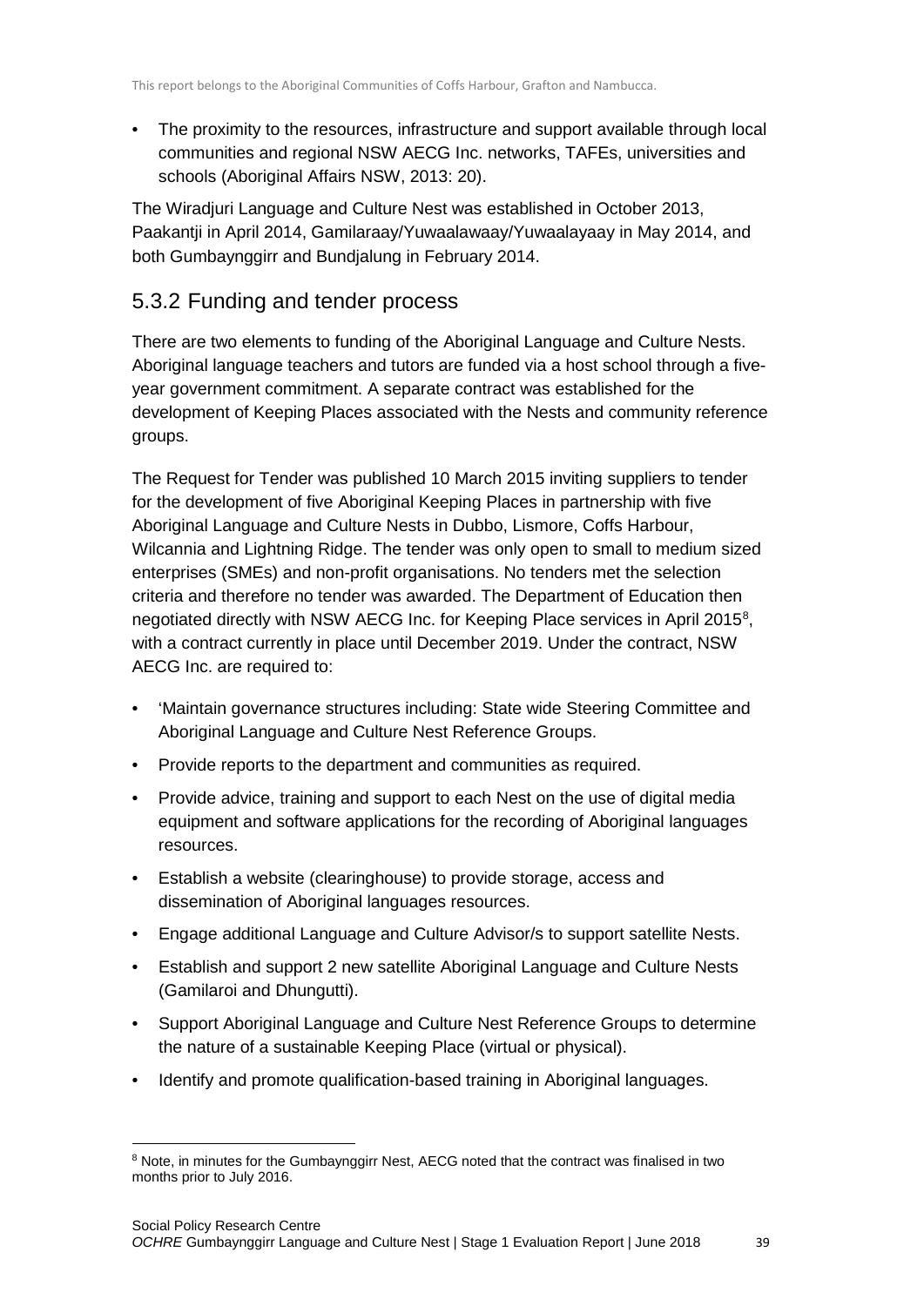- The proximity to the resources, infrastructure and support available through local communities and regional NSW AECG Inc. networks, TAFEs, universities and schools (Aboriginal Affairs NSW, 2013: 20).

The Wiradjuri Language and Culture Nest was established in October 2013, Paakantji in April 2014, Gamilaraay/Yuwaalawaay/Yuwaalayaay in May 2014, and both Gumbaynggirr and Bundjalung in February 2014.

## 5.3.2 Funding and tender process

There are two elements to funding of the Aboriginal Language and Culture Nests. Aboriginal language teachers and tutors are funded via a host school through a five-year government commitment. A separate contract was established for the development of Keeping Places associated with the Nests and community reference groups.

The Request for Tender was published 10 March 2015 inviting suppliers to tender for the development of five Aboriginal Keeping Places in partnership with five Aboriginal Language and Culture Nests in Dubbo, Lismore, Coffs Harbour, Wilcannia and Lightning Ridge. The tender was only open to small to medium sized enterprises (SMEs) and non-profit organisations. No tenders met the selection criteria and therefore no tender was awarded. The Department of Education then negotiated directly with NSW AECG Inc. for Keeping Place services in April 2015[8], with a contract currently in place until December 2019. Under the contract, NSW AECG Inc. are required to:

- 'Maintain governance structures including: State wide Steering Committee and Aboriginal Language and Culture Nest Reference Groups.
- Provide reports to the department and communities as required.
- Provide advice, training and support to each Nest on the use of digital media equipment and software applications for the recording of Aboriginal languages resources.
- Establish a website (clearinghouse) to provide storage, access and dissemination of Aboriginal languages resources.
- Engage additional Language and Culture Advisor/s to support satellite Nests.
- Establish and support 2 new satellite Aboriginal Language and Culture Nests (Gamilaroi and Dhungutti).
- Support Aboriginal Language and Culture Nest Reference Groups to determine the nature of a sustainable Keeping Place (virtual or physical).
- Identify and promote qualification-based training in Aboriginal languages.

[8] Note, in minutes for the Gumbaynggirr Nest, AECG noted that the contract was finalised in two months prior to July 2016.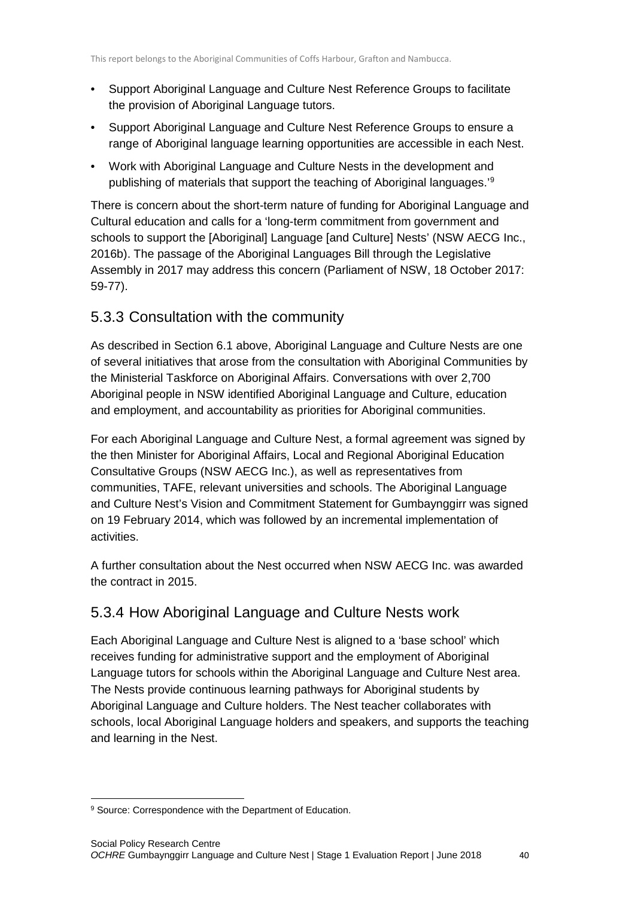- Support Aboriginal Language and Culture Nest Reference Groups to facilitate the provision of Aboriginal Language tutors.
- Support Aboriginal Language and Culture Nest Reference Groups to ensure a range of Aboriginal language learning opportunities are accessible in each Nest.
- Work with Aboriginal Language and Culture Nests in the development and publishing of materials that support the teaching of Aboriginal languages.'[9]

There is concern about the short-term nature of funding for Aboriginal Language and Cultural education and calls for a 'long-term commitment from government and schools to support the [Aboriginal] Language [and Culture] Nests' (NSW AECG Inc., 2016b). The passage of the Aboriginal Languages Bill through the Legislative Assembly in 2017 may address this concern (Parliament of NSW, 18 October 2017: 59-77).

## 5.3.3 Consultation with the community

As described in Section 6.1 above, Aboriginal Language and Culture Nests are one of several initiatives that arose from the consultation with Aboriginal Communities by the Ministerial Taskforce on Aboriginal Affairs. Conversations with over 2,700 Aboriginal people in NSW identified Aboriginal Language and Culture, education and employment, and accountability as priorities for Aboriginal communities.

For each Aboriginal Language and Culture Nest, a formal agreement was signed by the then Minister for Aboriginal Affairs, Local and Regional Aboriginal Education Consultative Groups (NSW AECG Inc.), as well as representatives from communities, TAFE, relevant universities and schools. The Aboriginal Language and Culture Nest's Vision and Commitment Statement for Gumbaynggirr was signed on 19 February 2014, which was followed by an incremental implementation of activities.

A further consultation about the Nest occurred when NSW AECG Inc. was awarded the contract in 2015.

## 5.3.4 How Aboriginal Language and Culture Nests work

Each Aboriginal Language and Culture Nest is aligned to a 'base school' which receives funding for administrative support and the employment of Aboriginal Language tutors for schools within the Aboriginal Language and Culture Nest area. The Nests provide continuous learning pathways for Aboriginal students by Aboriginal Language and Culture holders. The Nest teacher collaborates with schools, local Aboriginal Language holders and speakers, and supports the teaching and learning in the Nest.

[9] Source: Correspondence with the Department of Education.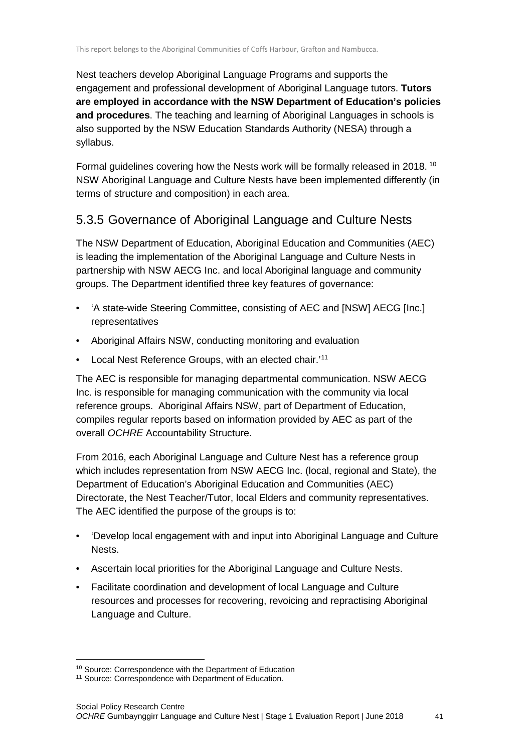Nest teachers develop Aboriginal Language Programs and supports the engagement and professional development of Aboriginal Language tutors. **Tutors are employed in accordance with the NSW Department of Education's policies and procedures**. The teaching and learning of Aboriginal Languages in schools is also supported by the NSW Education Standards Authority (NESA) through a syllabus.

Formal guidelines covering how the Nests work will be formally released in 2018. [10] NSW Aboriginal Language and Culture Nests have been implemented differently (in terms of structure and composition) in each area.

### 5.3.5 Governance of Aboriginal Language and Culture Nests

The NSW Department of Education, Aboriginal Education and Communities (AEC) is leading the implementation of the Aboriginal Language and Culture Nests in partnership with NSW AECG Inc. and local Aboriginal language and community groups. The Department identified three key features of governance:

- 'A state-wide Steering Committee, consisting of AEC and [NSW] AECG [Inc.] representatives
- Aboriginal Affairs NSW, conducting monitoring and evaluation
- Local Nest Reference Groups, with an elected chair.'[11]

The AEC is responsible for managing departmental communication. NSW AECG Inc. is responsible for managing communication with the community via local reference groups. Aboriginal Affairs NSW, part of Department of Education, compiles regular reports based on information provided by AEC as part of the overall *OCHRE* Accountability Structure.

From 2016, each Aboriginal Language and Culture Nest has a reference group which includes representation from NSW AECG Inc. (local, regional and State), the Department of Education's Aboriginal Education and Communities (AEC) Directorate, the Nest Teacher/Tutor, local Elders and community representatives. The AEC identified the purpose of the groups is to:

- 'Develop local engagement with and input into Aboriginal Language and Culture Nests.
- Ascertain local priorities for the Aboriginal Language and Culture Nests.
- Facilitate coordination and development of local Language and Culture resources and processes for recovering, revoicing and repractising Aboriginal Language and Culture.

---

[10] Source: Correspondence with the Department of Education

[11] Source: Correspondence with Department of Education.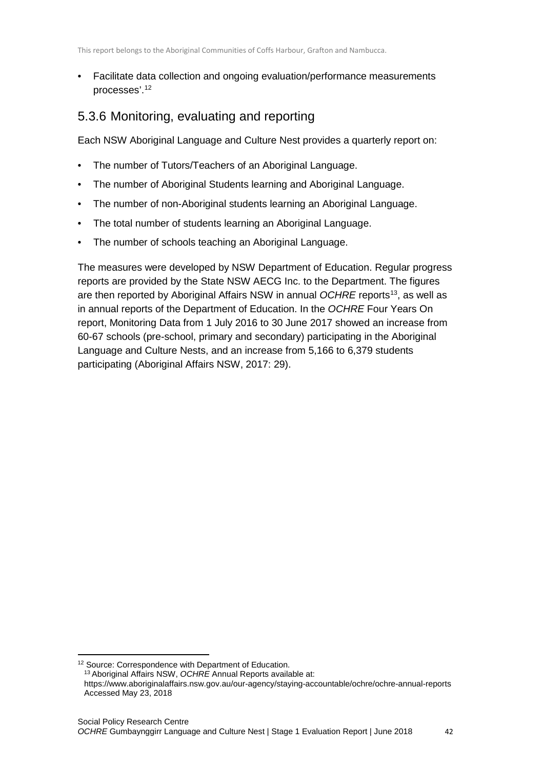- Facilitate data collection and ongoing evaluation/performance measurements processes'.[12]

### 5.3.6 Monitoring, evaluating and reporting

Each NSW Aboriginal Language and Culture Nest provides a quarterly report on:

- The number of Tutors/Teachers of an Aboriginal Language.
- The number of Aboriginal Students learning and Aboriginal Language.
- The number of non-Aboriginal students learning an Aboriginal Language.
- The total number of students learning an Aboriginal Language.
- The number of schools teaching an Aboriginal Language.

The measures were developed by NSW Department of Education. Regular progress reports are provided by the State NSW AECG Inc. to the Department. The figures are then reported by Aboriginal Affairs NSW in annual *OCHRE* reports[13], as well as in annual reports of the Department of Education. In the *OCHRE* Four Years On report, Monitoring Data from 1 July 2016 to 30 June 2017 showed an increase from 60-67 schools (pre-school, primary and secondary) participating in the Aboriginal Language and Culture Nests, and an increase from 5,166 to 6,379 students participating (Aboriginal Affairs NSW, 2017: 29).

[12] Source: Correspondence with Department of Education.

[13] Aboriginal Affairs NSW, *OCHRE* Annual Reports available at: https://www.aboriginalaffairs.nsw.gov.au/our-agency/staying-accountable/ochre/ochre-annual-reports Accessed May 23, 2018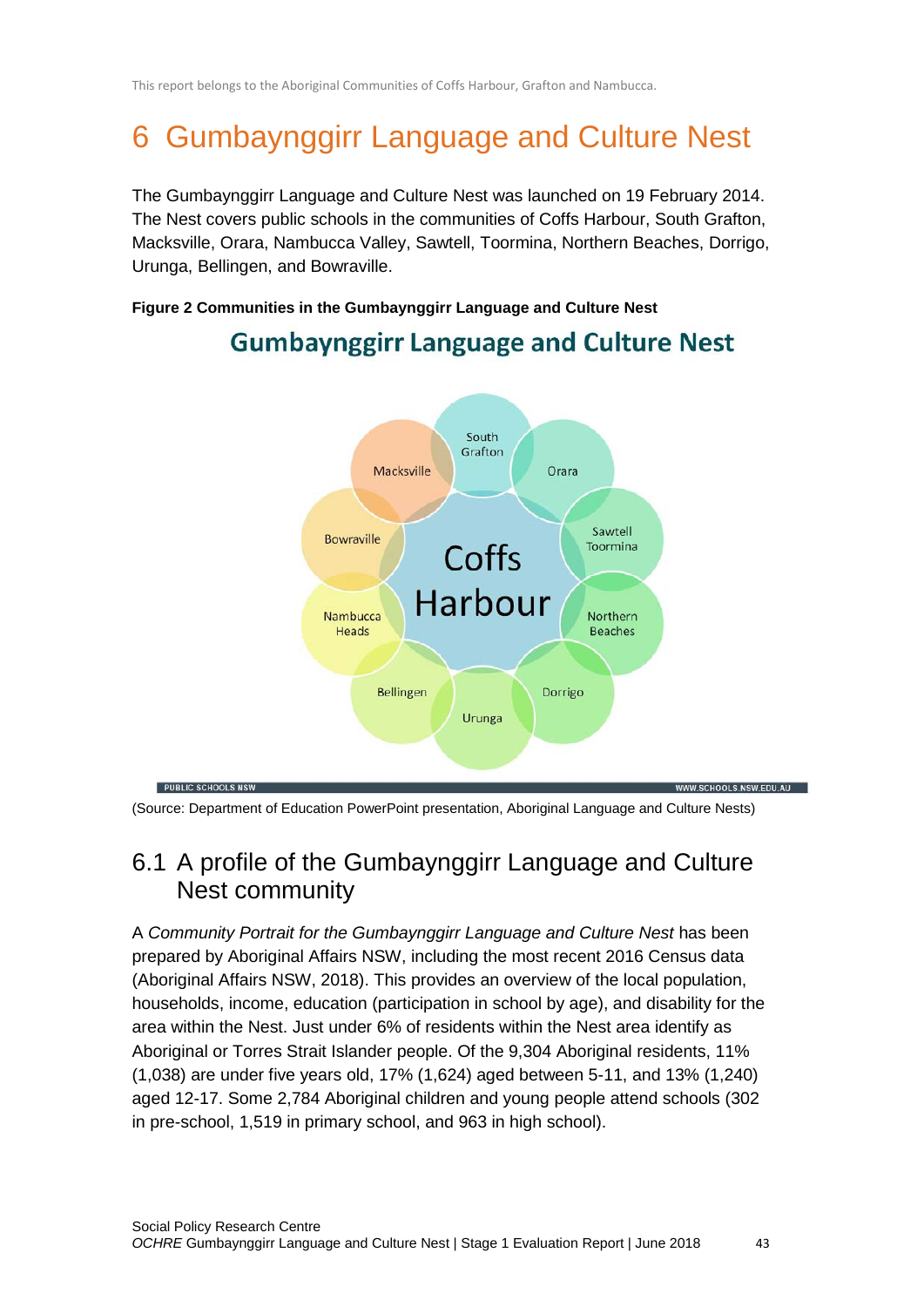# 6 Gumbaynggirr Language and Culture Nest

The Gumbaynggirr Language and Culture Nest was launched on 19 February 2014. The Nest covers public schools in the communities of Coffs Harbour, South Grafton, Macksville, Orara, Nambucca Valley, Sawtell, Toormina, Northern Beaches, Dorrigo, Urunga, Bellingen, and Bowraville.

**Figure 2 Communities in the Gumbaynggirr Language and Culture Nest**

Gumbaynggirr Language and Culture Nest

Coffs Harbour

South Grafton, Orara, Sawtell Toormina, Northern Beaches, Dorrigo, Urunga, Bellingen, Nambucca Heads, Bowraville, Macksville

(Source: Department of Education PowerPoint presentation, Aboriginal Language and Culture Nests)

## 6.1 A profile of the Gumbaynggirr Language and Culture Nest community

A *Community Portrait for the Gumbaynggirr Language and Culture Nest* has been prepared by Aboriginal Affairs NSW, including the most recent 2016 Census data (Aboriginal Affairs NSW, 2018). This provides an overview of the local population, households, income, education (participation in school by age), and disability for the area within the Nest. Just under 6% of residents within the Nest area identify as Aboriginal or Torres Strait Islander people. Of the 9,304 Aboriginal residents, 11% (1,038) are under five years old, 17% (1,624) aged between 5-11, and 13% (1,240) aged 12-17. Some 2,784 Aboriginal children and young people attend schools (302 in pre-school, 1,519 in primary school, and 963 in high school).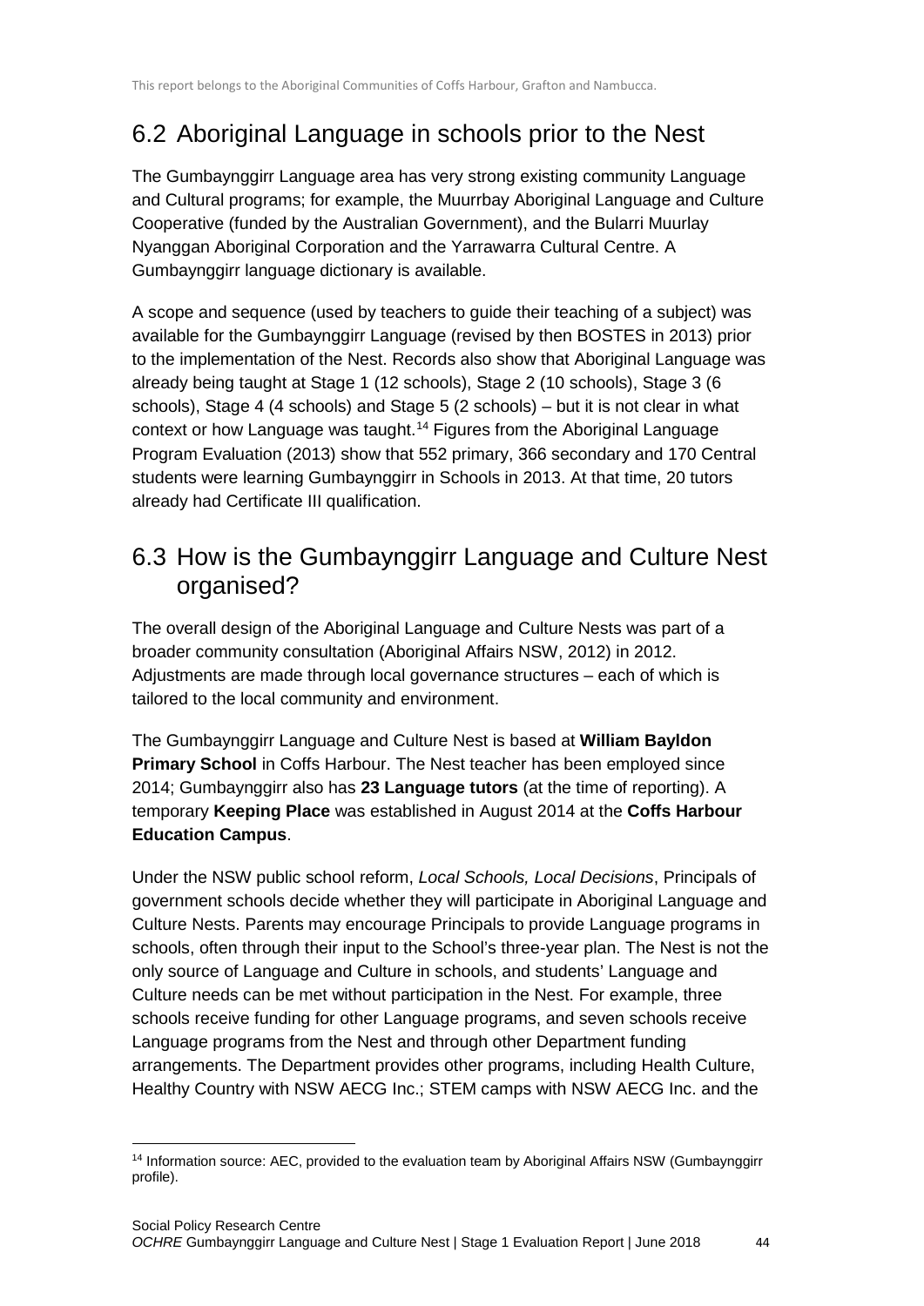## 6.2 Aboriginal Language in schools prior to the Nest

The Gumbaynggirr Language area has very strong existing community Language and Cultural programs; for example, the Muurrbay Aboriginal Language and Culture Cooperative (funded by the Australian Government), and the Bularri Muurlay Nyanggan Aboriginal Corporation and the Yarrawarra Cultural Centre. A Gumbaynggirr language dictionary is available.

A scope and sequence (used by teachers to guide their teaching of a subject) was available for the Gumbaynggirr Language (revised by then BOSTES in 2013) prior to the implementation of the Nest. Records also show that Aboriginal Language was already being taught at Stage 1 (12 schools), Stage 2 (10 schools), Stage 3 (6 schools), Stage 4 (4 schools) and Stage 5 (2 schools) – but it is not clear in what context or how Language was taught.[14] Figures from the Aboriginal Language Program Evaluation (2013) show that 552 primary, 366 secondary and 170 Central students were learning Gumbaynggirr in Schools in 2013. At that time, 20 tutors already had Certificate III qualification.

## 6.3 How is the Gumbaynggirr Language and Culture Nest organised?

The overall design of the Aboriginal Language and Culture Nests was part of a broader community consultation (Aboriginal Affairs NSW, 2012) in 2012. Adjustments are made through local governance structures – each of which is tailored to the local community and environment.

The Gumbaynggirr Language and Culture Nest is based at **William Bayldon Primary School** in Coffs Harbour. The Nest teacher has been employed since 2014; Gumbaynggirr also has **23 Language tutors** (at the time of reporting). A temporary **Keeping Place** was established in August 2014 at the **Coffs Harbour Education Campus**.

Under the NSW public school reform, *Local Schools, Local Decisions*, Principals of government schools decide whether they will participate in Aboriginal Language and Culture Nests. Parents may encourage Principals to provide Language programs in schools, often through their input to the School's three-year plan. The Nest is not the only source of Language and Culture in schools, and students' Language and Culture needs can be met without participation in the Nest. For example, three schools receive funding for other Language programs, and seven schools receive Language programs from the Nest and through other Department funding arrangements. The Department provides other programs, including Health Culture, Healthy Country with NSW AECG Inc.; STEM camps with NSW AECG Inc. and the

[14] Information source: AEC, provided to the evaluation team by Aboriginal Affairs NSW (Gumbaynggirr profile).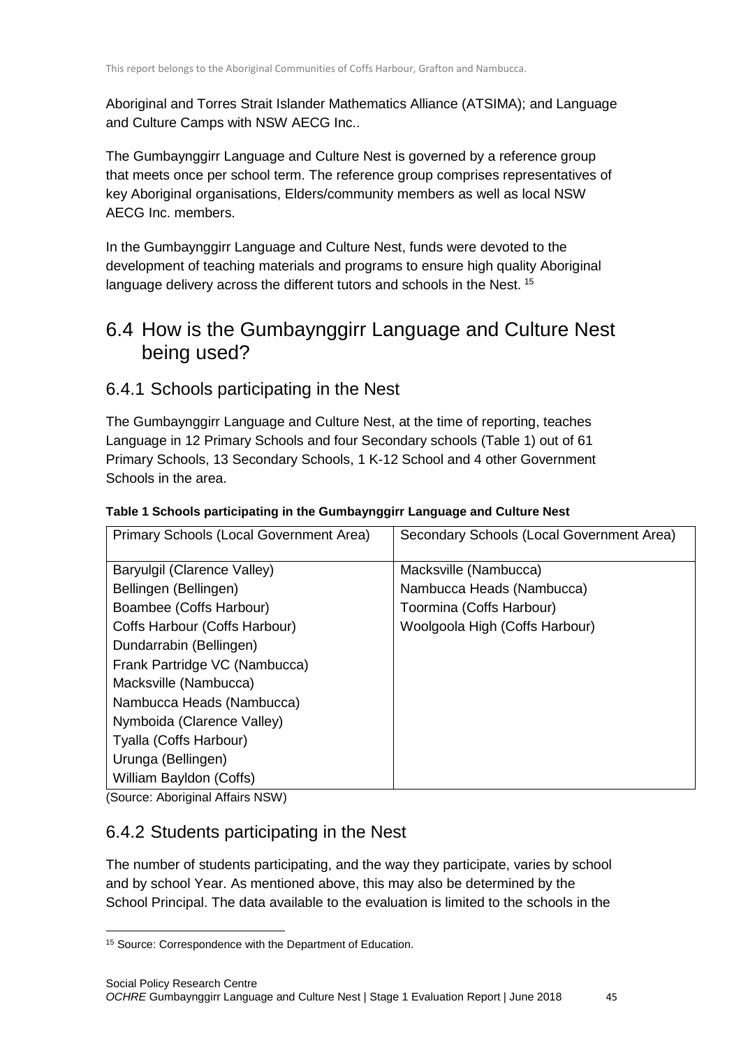Aboriginal and Torres Strait Islander Mathematics Alliance (ATSIMA); and Language and Culture Camps with NSW AECG Inc..

The Gumbaynggirr Language and Culture Nest is governed by a reference group that meets once per school term. The reference group comprises representatives of key Aboriginal organisations, Elders/community members as well as local NSW AECG Inc. members.

In the Gumbaynggirr Language and Culture Nest, funds were devoted to the development of teaching materials and programs to ensure high quality Aboriginal language delivery across the different tutors and schools in the Nest. [15]

## 6.4 How is the Gumbaynggirr Language and Culture Nest being used?

### 6.4.1 Schools participating in the Nest

The Gumbaynggirr Language and Culture Nest, at the time of reporting, teaches Language in 12 Primary Schools and four Secondary schools (Table 1) out of 61 Primary Schools, 13 Secondary Schools, 1 K-12 School and 4 other Government Schools in the area.

**Table 1 Schools participating in the Gumbaynggirr Language and Culture Nest**

| Primary Schools (Local Government Area) | Secondary Schools (Local Government Area) |
|---|---|
| Baryulgil (Clarence Valley) | Macksville (Nambucca) |
| Bellingen (Bellingen) | Nambucca Heads (Nambucca) |
| Boambee (Coffs Harbour) | Toormina (Coffs Harbour) |
| Coffs Harbour (Coffs Harbour) | Woolgoola High (Coffs Harbour) |
| Dundarrabin (Bellingen) | |
| Frank Partridge VC (Nambucca) | |
| Macksville (Nambucca) | |
| Nambucca Heads (Nambucca) | |
| Nymboida (Clarence Valley) | |
| Tyalla (Coffs Harbour) | |
| Urunga (Bellingen) | |
| William Bayldon (Coffs) | |

(Source: Aboriginal Affairs NSW)

### 6.4.2 Students participating in the Nest

The number of students participating, and the way they participate, varies by school and by school Year. As mentioned above, this may also be determined by the School Principal. The data available to the evaluation is limited to the schools in the

[15] Source: Correspondence with the Department of Education.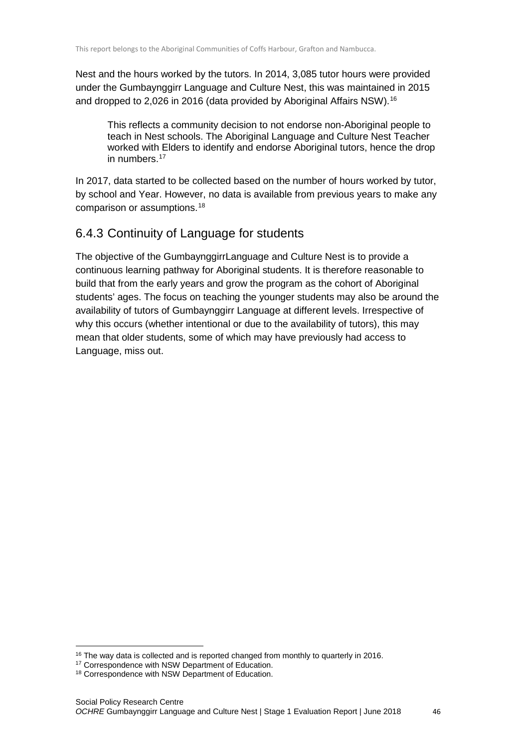Nest and the hours worked by the tutors. In 2014, 3,085 tutor hours were provided under the Gumbaynggirr Language and Culture Nest, this was maintained in 2015 and dropped to 2,026 in 2016 (data provided by Aboriginal Affairs NSW).[16]

> This reflects a community decision to not endorse non-Aboriginal people to teach in Nest schools. The Aboriginal Language and Culture Nest Teacher worked with Elders to identify and endorse Aboriginal tutors, hence the drop in numbers.[17]

In 2017, data started to be collected based on the number of hours worked by tutor, by school and Year. However, no data is available from previous years to make any comparison or assumptions.[18]

### 6.4.3 Continuity of Language for students

The objective of the GumbaynggirrLanguage and Culture Nest is to provide a continuous learning pathway for Aboriginal students. It is therefore reasonable to build that from the early years and grow the program as the cohort of Aboriginal students' ages. The focus on teaching the younger students may also be around the availability of tutors of Gumbaynggirr Language at different levels. Irrespective of why this occurs (whether intentional or due to the availability of tutors), this may mean that older students, some of which may have previously had access to Language, miss out.

---

[16] The way data is collected and is reported changed from monthly to quarterly in 2016.

[17] Correspondence with NSW Department of Education.

[18] Correspondence with NSW Department of Education.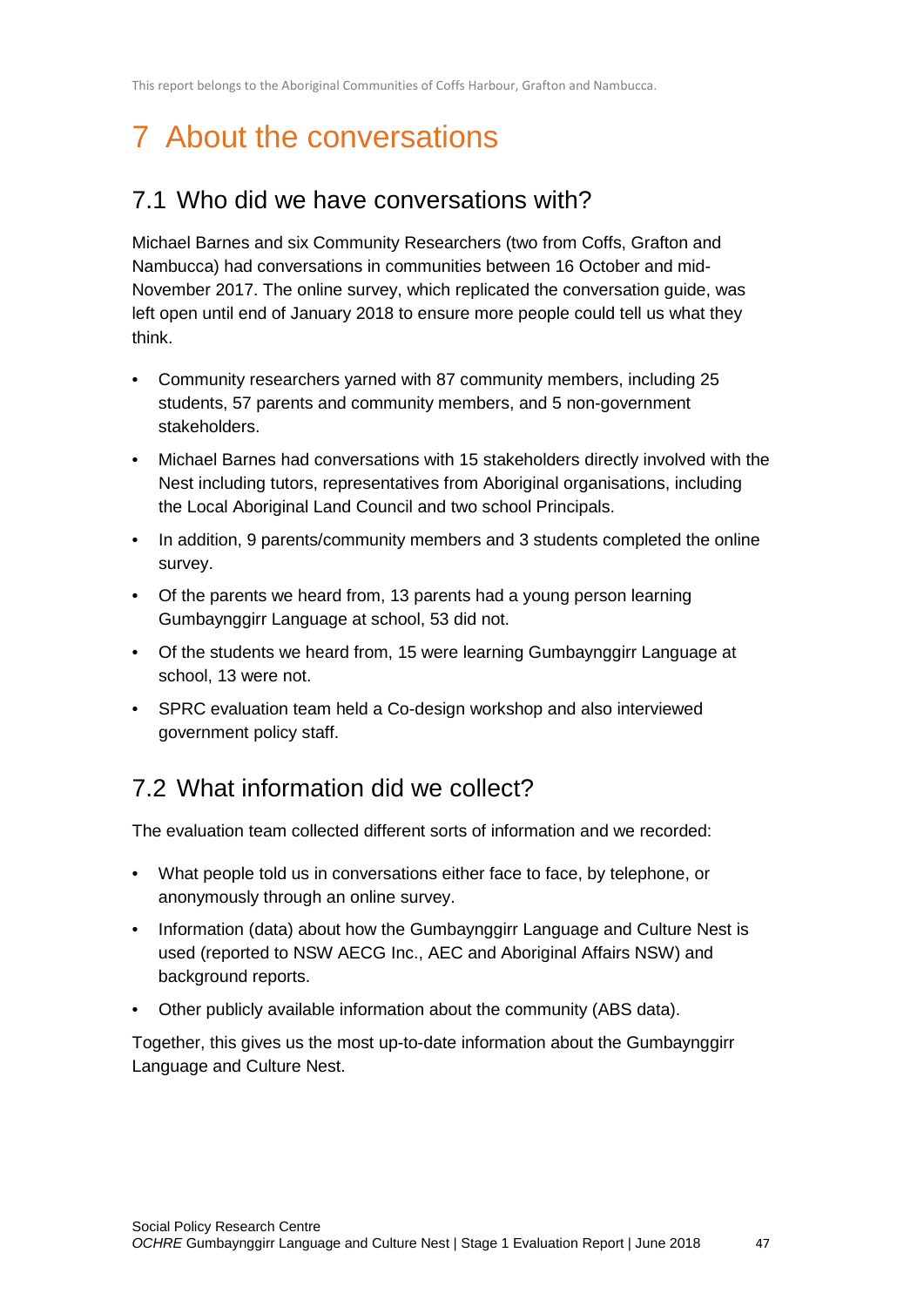# 7 About the conversations

## 7.1 Who did we have conversations with?

Michael Barnes and six Community Researchers (two from Coffs, Grafton and Nambucca) had conversations in communities between 16 October and mid-November 2017. The online survey, which replicated the conversation guide, was left open until end of January 2018 to ensure more people could tell us what they think.

- Community researchers yarned with 87 community members, including 25 students, 57 parents and community members, and 5 non-government stakeholders.
- Michael Barnes had conversations with 15 stakeholders directly involved with the Nest including tutors, representatives from Aboriginal organisations, including the Local Aboriginal Land Council and two school Principals.
- In addition, 9 parents/community members and 3 students completed the online survey.
- Of the parents we heard from, 13 parents had a young person learning Gumbaynggirr Language at school, 53 did not.
- Of the students we heard from, 15 were learning Gumbaynggirr Language at school, 13 were not.
- SPRC evaluation team held a Co-design workshop and also interviewed government policy staff.

## 7.2 What information did we collect?

The evaluation team collected different sorts of information and we recorded:

- What people told us in conversations either face to face, by telephone, or anonymously through an online survey.
- Information (data) about how the Gumbaynggirr Language and Culture Nest is used (reported to NSW AECG Inc., AEC and Aboriginal Affairs NSW) and background reports.
- Other publicly available information about the community (ABS data).

Together, this gives us the most up-to-date information about the Gumbaynggirr Language and Culture Nest.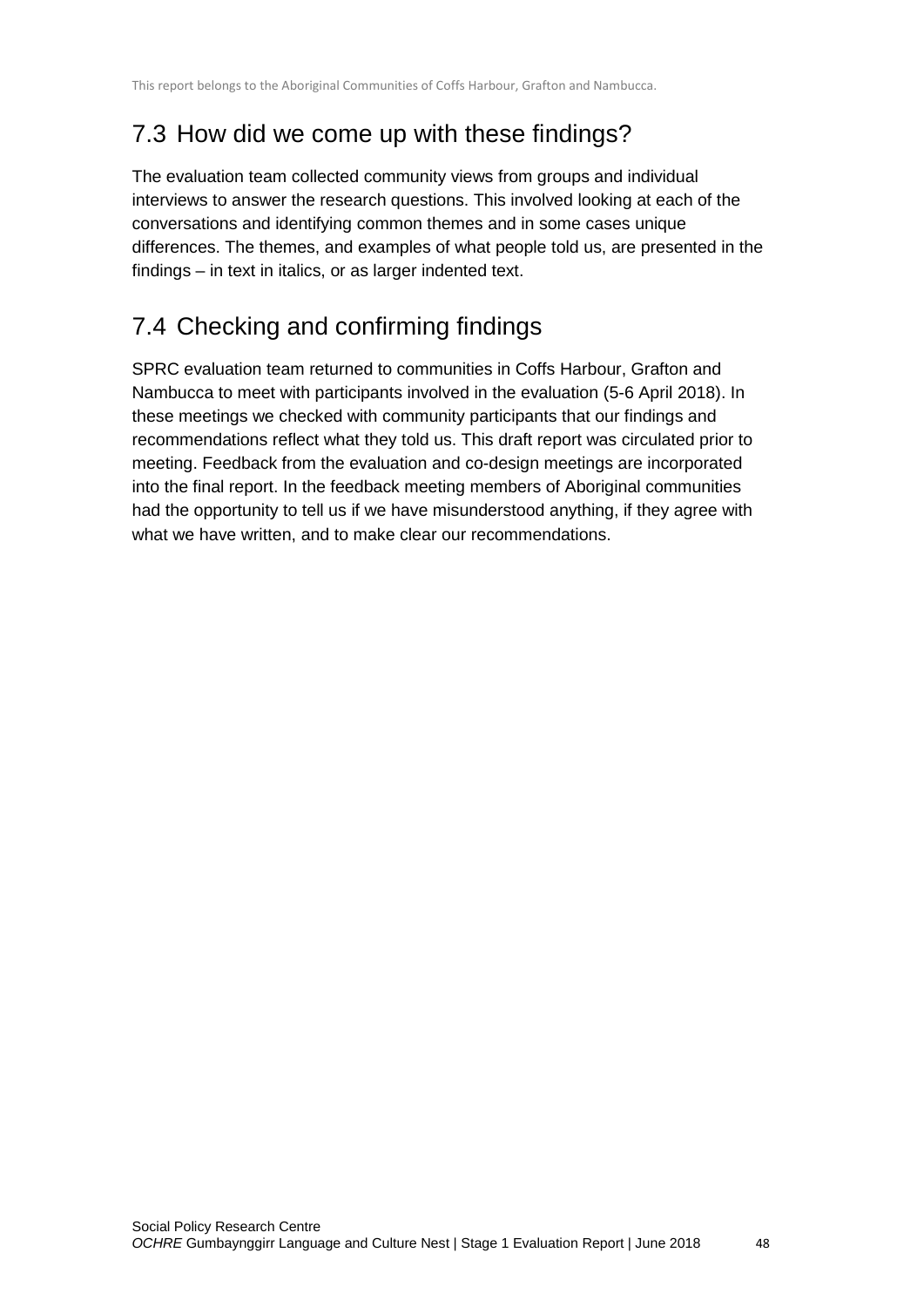## 7.3 How did we come up with these findings?

The evaluation team collected community views from groups and individual interviews to answer the research questions. This involved looking at each of the conversations and identifying common themes and in some cases unique differences. The themes, and examples of what people told us, are presented in the findings – in text in italics, or as larger indented text.

## 7.4 Checking and confirming findings

SPRC evaluation team returned to communities in Coffs Harbour, Grafton and Nambucca to meet with participants involved in the evaluation (5-6 April 2018). In these meetings we checked with community participants that our findings and recommendations reflect what they told us. This draft report was circulated prior to meeting. Feedback from the evaluation and co-design meetings are incorporated into the final report. In the feedback meeting members of Aboriginal communities had the opportunity to tell us if we have misunderstood anything, if they agree with what we have written, and to make clear our recommendations.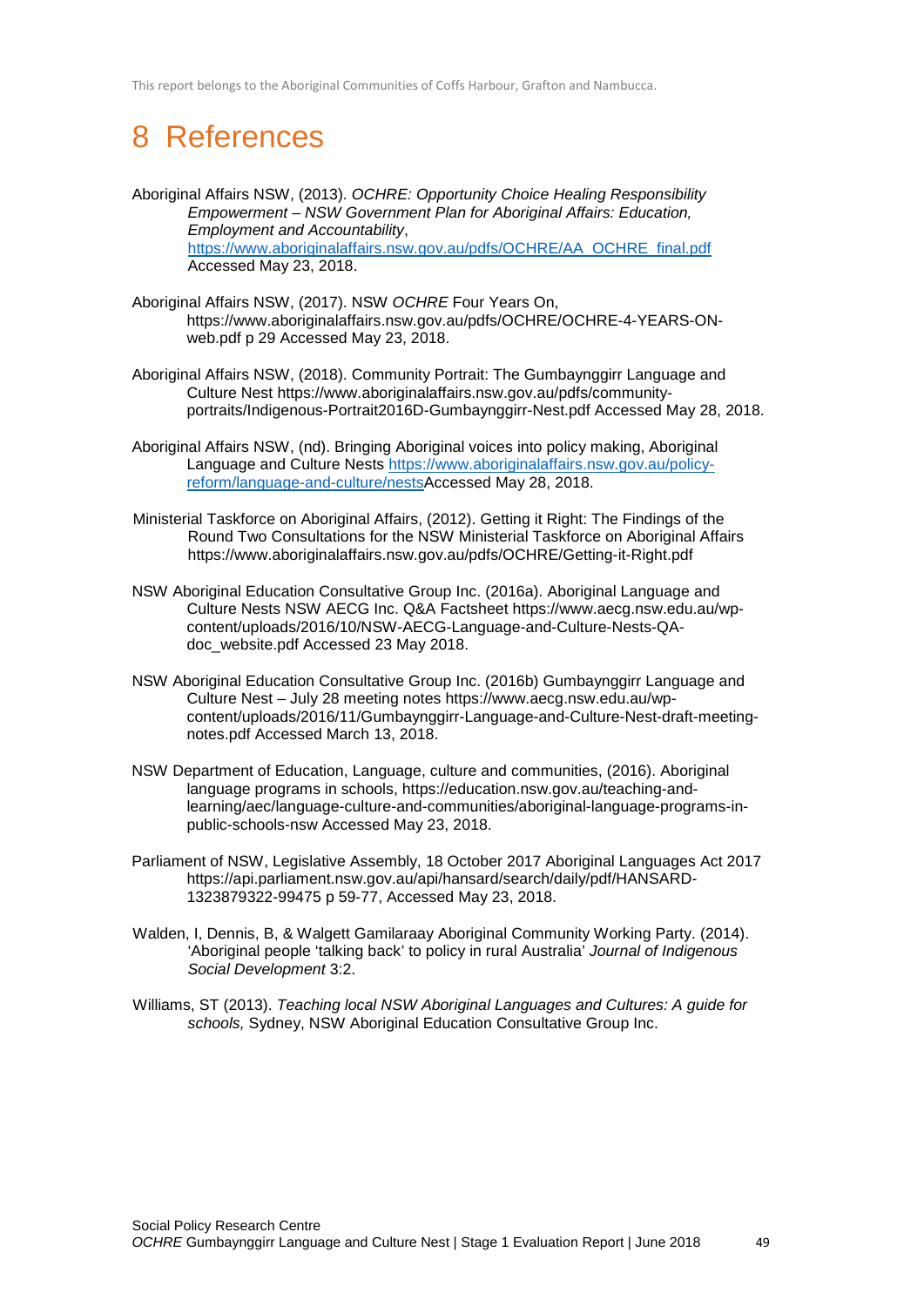# 8 References

Aboriginal Affairs NSW, (2013). *OCHRE: Opportunity Choice Healing Responsibility Empowerment – NSW Government Plan for Aboriginal Affairs: Education, Employment and Accountability*, https://www.aboriginalaffairs.nsw.gov.au/pdfs/OCHRE/AA_OCHRE_final.pdf Accessed May 23, 2018.

Aboriginal Affairs NSW, (2017). NSW *OCHRE* Four Years On, https://www.aboriginalaffairs.nsw.gov.au/pdfs/OCHRE/OCHRE-4-YEARS-ON-web.pdf p 29 Accessed May 23, 2018.

Aboriginal Affairs NSW, (2018). Community Portrait: The Gumbaynggirr Language and Culture Nest https://www.aboriginalaffairs.nsw.gov.au/pdfs/community-portraits/Indigenous-Portrait2016D-Gumbaynggirr-Nest.pdf Accessed May 28, 2018.

Aboriginal Affairs NSW, (nd). Bringing Aboriginal voices into policy making, Aboriginal Language and Culture Nests https://www.aboriginalaffairs.nsw.gov.au/policy-reform/language-and-culture/nestsAccessed May 28, 2018.

Ministerial Taskforce on Aboriginal Affairs, (2012). Getting it Right: The Findings of the Round Two Consultations for the NSW Ministerial Taskforce on Aboriginal Affairs https://www.aboriginalaffairs.nsw.gov.au/pdfs/OCHRE/Getting-it-Right.pdf

NSW Aboriginal Education Consultative Group Inc. (2016a). Aboriginal Language and Culture Nests NSW AECG Inc. Q&A Factsheet https://www.aecg.nsw.edu.au/wp-content/uploads/2016/10/NSW-AECG-Language-and-Culture-Nests-QA-doc_website.pdf Accessed 23 May 2018.

NSW Aboriginal Education Consultative Group Inc. (2016b) Gumbaynggirr Language and Culture Nest – July 28 meeting notes https://www.aecg.nsw.edu.au/wp-content/uploads/2016/11/Gumbaynggirr-Language-and-Culture-Nest-draft-meeting-notes.pdf Accessed March 13, 2018.

NSW Department of Education, Language, culture and communities, (2016). Aboriginal language programs in schools, https://education.nsw.gov.au/teaching-and-learning/aec/language-culture-and-communities/aboriginal-language-programs-in-public-schools-nsw Accessed May 23, 2018.

Parliament of NSW, Legislative Assembly, 18 October 2017 Aboriginal Languages Act 2017 https://api.parliament.nsw.gov.au/api/hansard/search/daily/pdf/HANSARD-1323879322-99475 p 59-77, Accessed May 23, 2018.

Walden, I, Dennis, B, & Walgett Gamilaraay Aboriginal Community Working Party. (2014). 'Aboriginal people 'talking back' to policy in rural Australia' *Journal of Indigenous Social Development* 3:2.

Williams, ST (2013). *Teaching local NSW Aboriginal Languages and Cultures: A guide for schools,* Sydney, NSW Aboriginal Education Consultative Group Inc.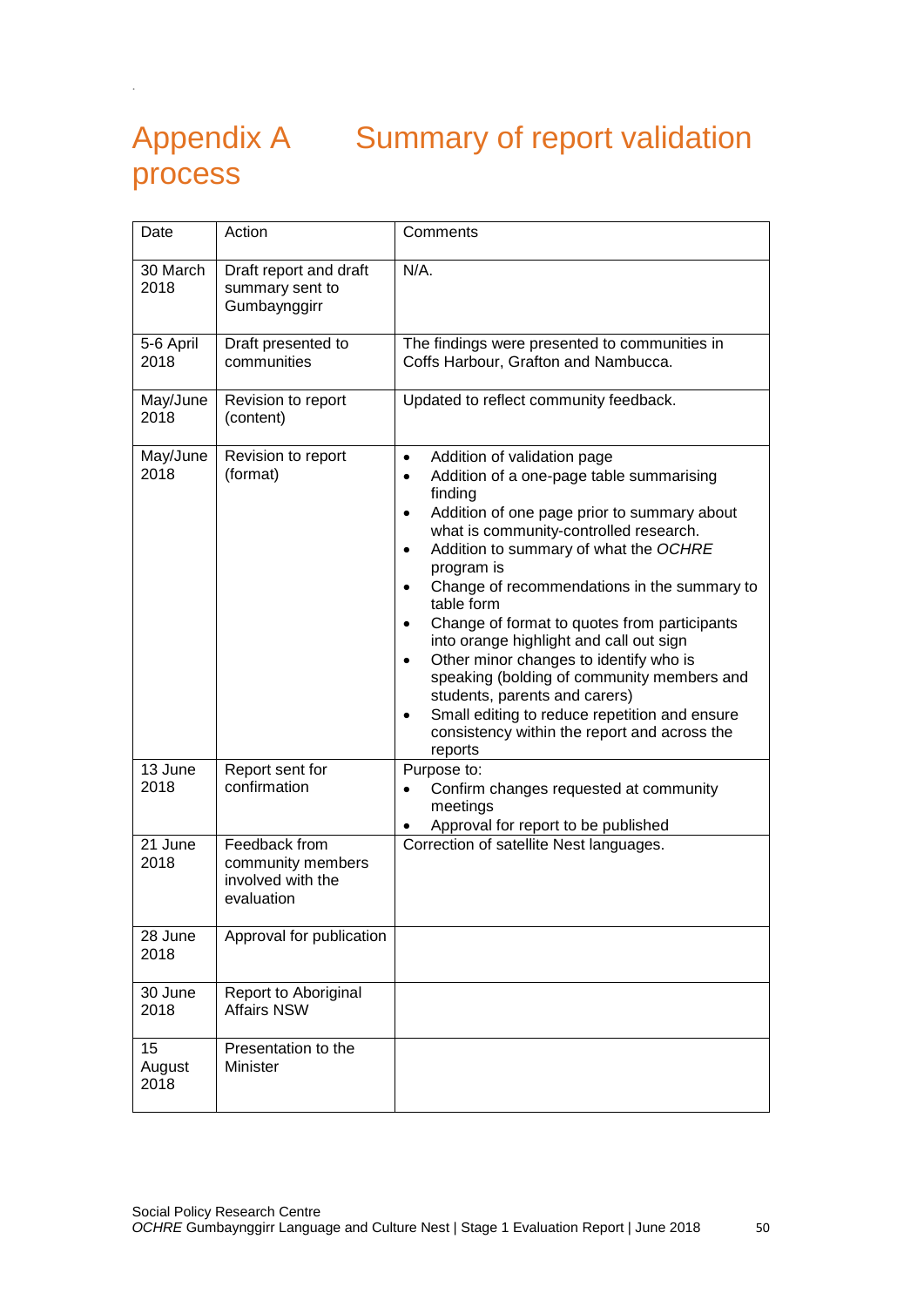# Appendix A Summary of report validation process

| Date | Action | Comments |
|---|---|---|
| 30 March 2018 | Draft report and draft summary sent to Gumbaynggirr | N/A. |
| 5-6 April 2018 | Draft presented to communities | The findings were presented to communities in Coffs Harbour, Grafton and Nambucca. |
| May/June 2018 | Revision to report (content) | Updated to reflect community feedback. |
| May/June 2018 | Revision to report (format) | • Addition of validation page<br>• Addition of a one-page table summarising finding<br>• Addition of one page prior to summary about what is community-controlled research.<br>• Addition to summary of what the *OCHRE* program is<br>• Change of recommendations in the summary to table form<br>• Change of format to quotes from participants into orange highlight and call out sign<br>• Other minor changes to identify who is speaking (bolding of community members and students, parents and carers)<br>• Small editing to reduce repetition and ensure consistency within the report and across the reports |
| 13 June 2018 | Report sent for confirmation | Purpose to:<br>• Confirm changes requested at community meetings<br>• Approval for report to be published |
| 21 June 2018 | Feedback from community members involved with the evaluation | Correction of satellite Nest languages. |
| 28 June 2018 | Approval for publication | |
| 30 June 2018 | Report to Aboriginal Affairs NSW | |
| 15 August 2018 | Presentation to the Minister | |